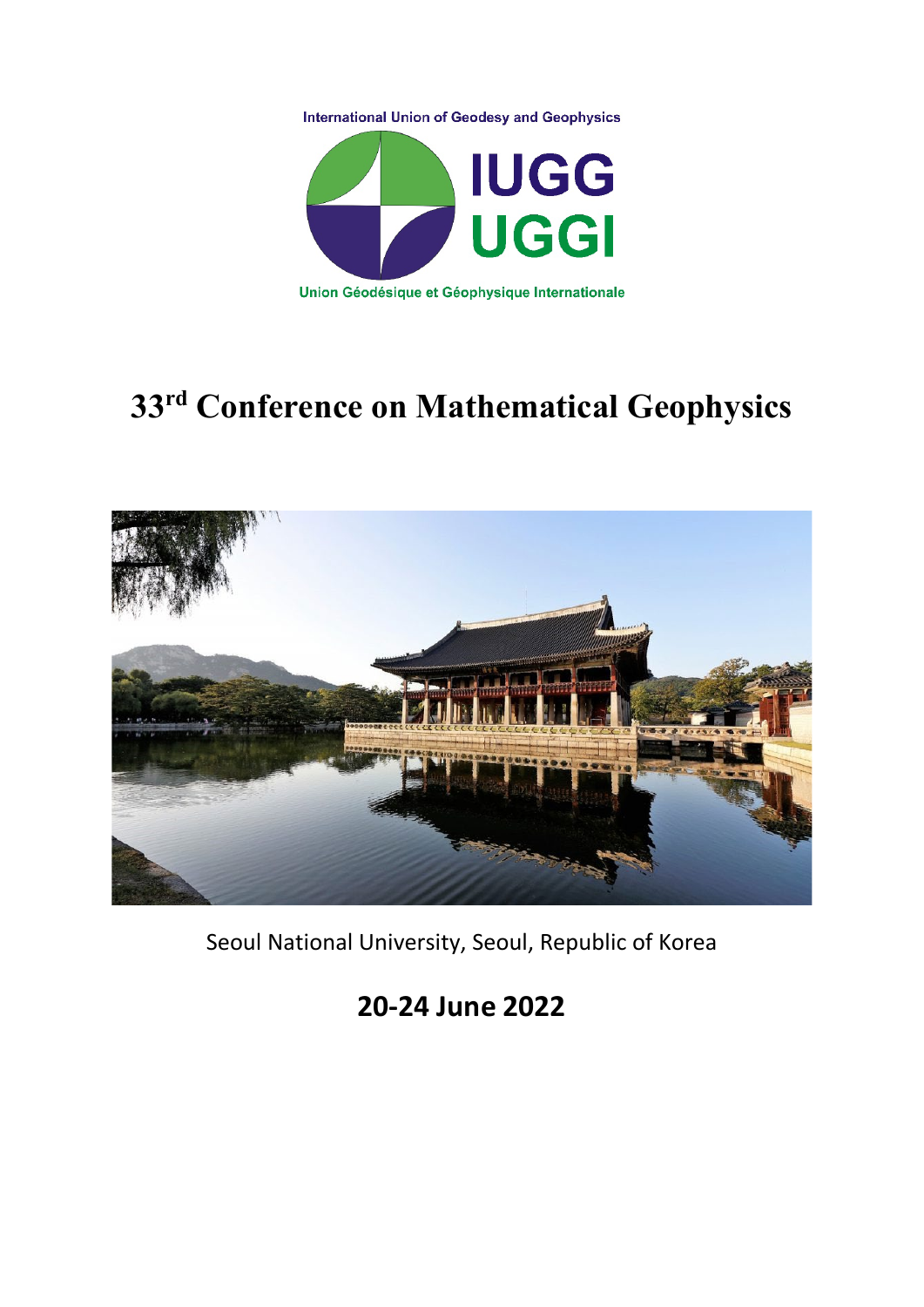International Union of Geodesy and Geophysics

IUGG
UGGI

Union Géodésique et Géophysique Internationale

# 33rd Conference on Mathematical Geophysics

Seoul National University, Seoul, Republic of Korea

## 20-24 June 2022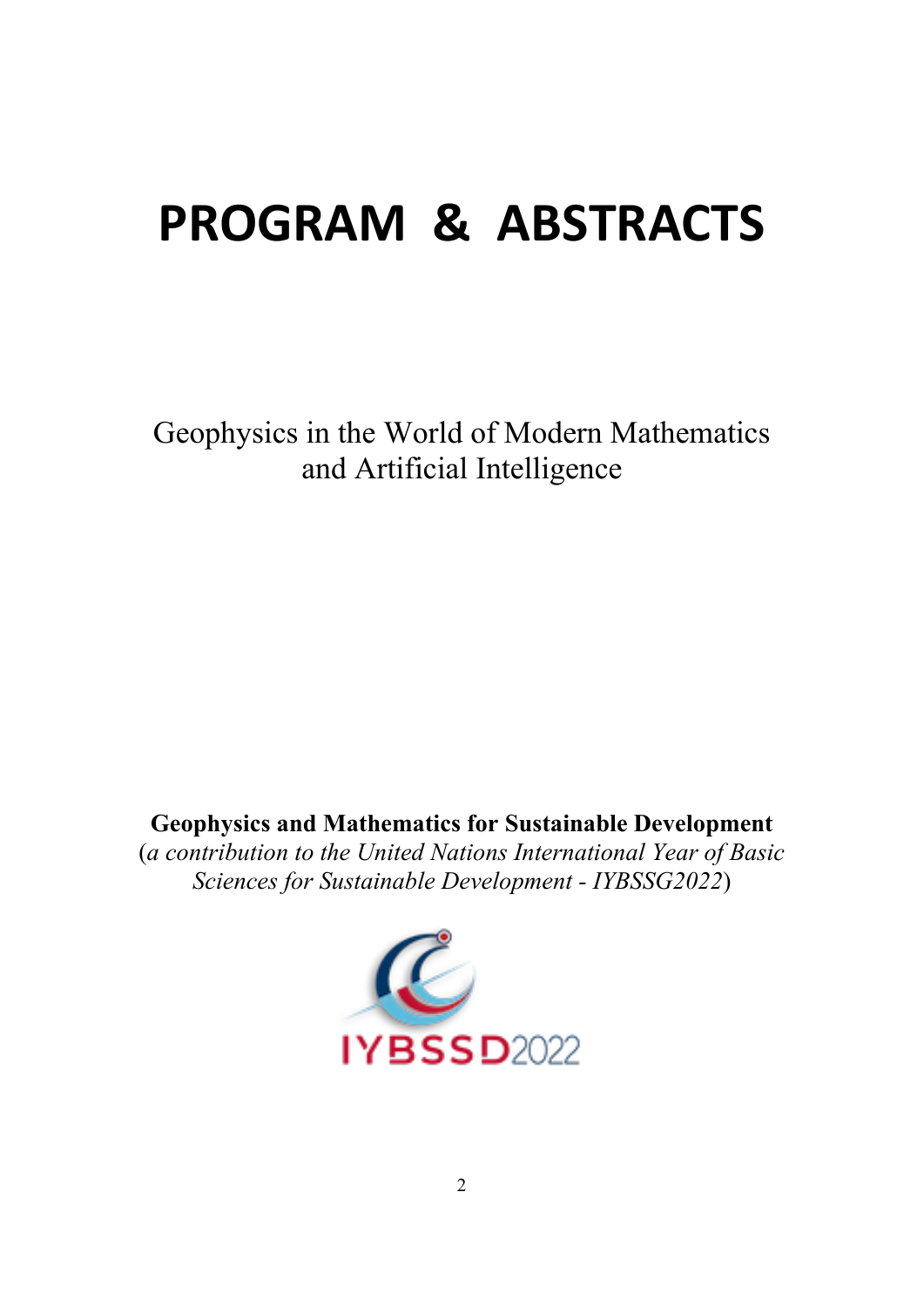# PROGRAM & ABSTRACTS

Geophysics in the World of Modern Mathematics and Artificial Intelligence

**Geophysics and Mathematics for Sustainable Development**
(*a contribution to the United Nations International Year of Basic Sciences for Sustainable Development - IYBSSG2022*)

IYBSSD2022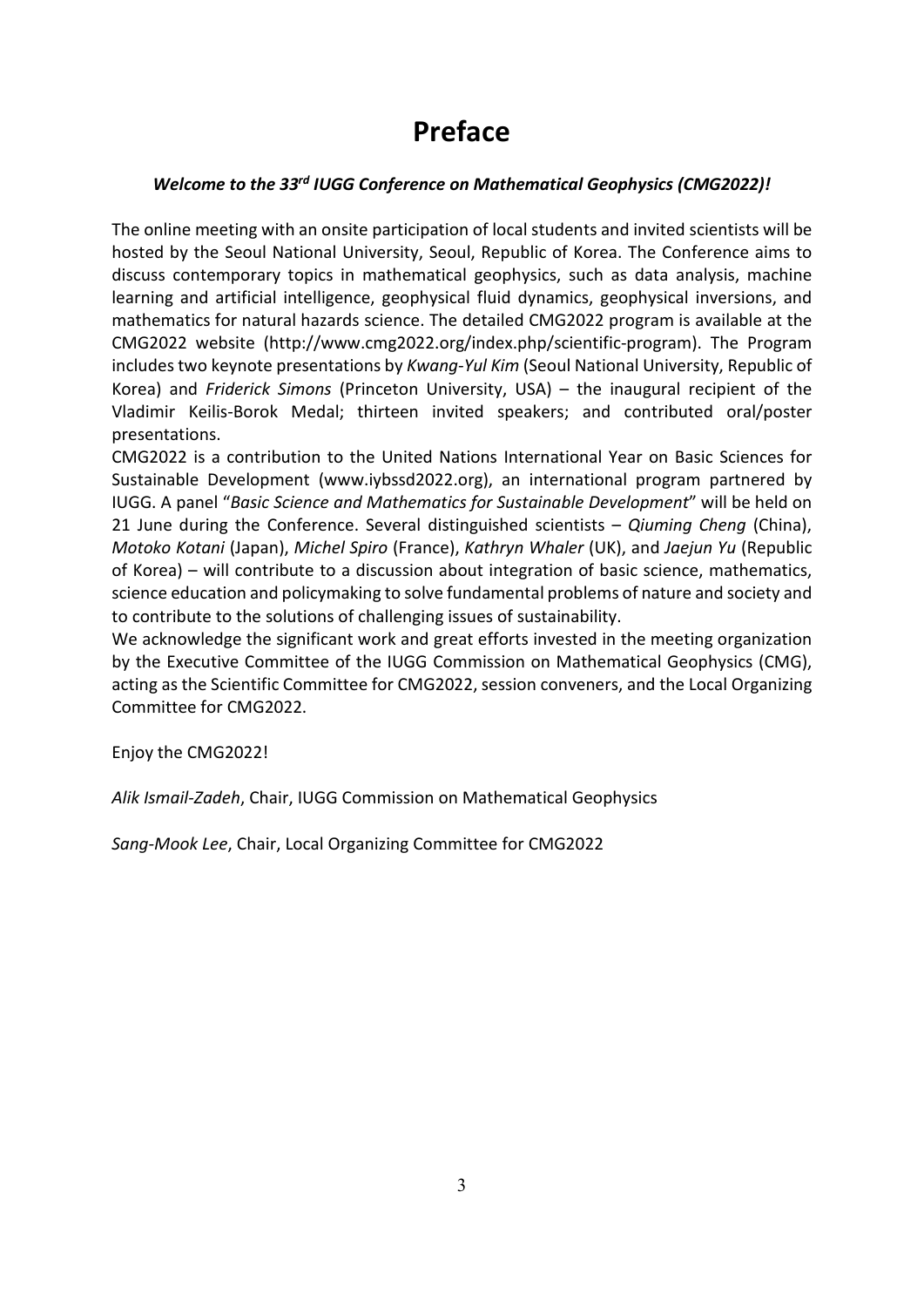# Preface

***Welcome to the 33rd IUGG Conference on Mathematical Geophysics (CMG2022)!***

The online meeting with an onsite participation of local students and invited scientists will be hosted by the Seoul National University, Seoul, Republic of Korea. The Conference aims to discuss contemporary topics in mathematical geophysics, such as data analysis, machine learning and artificial intelligence, geophysical fluid dynamics, geophysical inversions, and mathematics for natural hazards science. The detailed CMG2022 program is available at the CMG2022 website (http://www.cmg2022.org/index.php/scientific-program). The Program includes two keynote presentations by *Kwang-Yul Kim* (Seoul National University, Republic of Korea) and *Friderick Simons* (Princeton University, USA) – the inaugural recipient of the Vladimir Keilis-Borok Medal; thirteen invited speakers; and contributed oral/poster presentations.

CMG2022 is a contribution to the United Nations International Year on Basic Sciences for Sustainable Development (www.iybssd2022.org), an international program partnered by IUGG. A panel "*Basic Science and Mathematics for Sustainable Development*" will be held on 21 June during the Conference. Several distinguished scientists – *Qiuming Cheng* (China), *Motoko Kotani* (Japan), *Michel Spiro* (France), *Kathryn Whaler* (UK), and *Jaejun Yu* (Republic of Korea) – will contribute to a discussion about integration of basic science, mathematics, science education and policymaking to solve fundamental problems of nature and society and to contribute to the solutions of challenging issues of sustainability.

We acknowledge the significant work and great efforts invested in the meeting organization by the Executive Committee of the IUGG Commission on Mathematical Geophysics (CMG), acting as the Scientific Committee for CMG2022, session conveners, and the Local Organizing Committee for CMG2022.

Enjoy the CMG2022!

*Alik Ismail-Zadeh*, Chair, IUGG Commission on Mathematical Geophysics

*Sang-Mook Lee*, Chair, Local Organizing Committee for CMG2022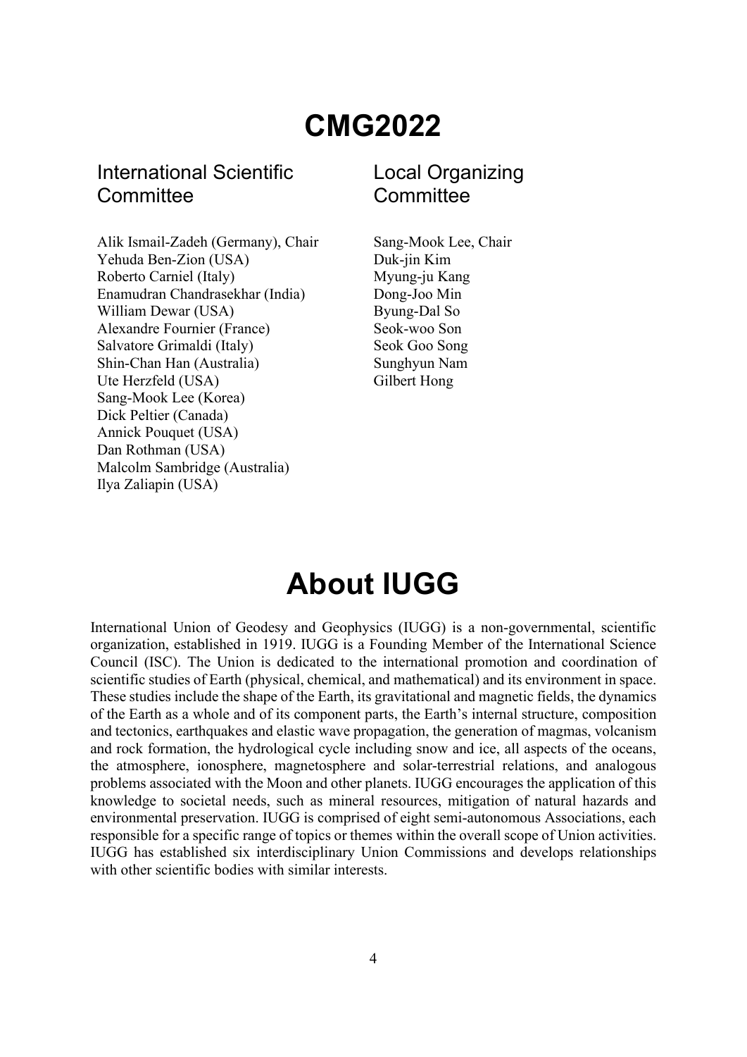# CMG2022

## International Scientific Committee

Alik Ismail-Zadeh (Germany), Chair
Yehuda Ben-Zion (USA)
Roberto Carniel (Italy)
Enamudran Chandrasekhar (India)
William Dewar (USA)
Alexandre Fournier (France)
Salvatore Grimaldi (Italy)
Shin-Chan Han (Australia)
Ute Herzfeld (USA)
Sang-Mook Lee (Korea)
Dick Peltier (Canada)
Annick Pouquet (USA)
Dan Rothman (USA)
Malcolm Sambridge (Australia)
Ilya Zaliapin (USA)

## Local Organizing Committee

Sang-Mook Lee, Chair
Duk-jin Kim
Myung-ju Kang
Dong-Joo Min
Byung-Dal So
Seok-woo Son
Seok Goo Song
Sunghyun Nam
Gilbert Hong

# About IUGG

International Union of Geodesy and Geophysics (IUGG) is a non-governmental, scientific organization, established in 1919. IUGG is a Founding Member of the International Science Council (ISC). The Union is dedicated to the international promotion and coordination of scientific studies of Earth (physical, chemical, and mathematical) and its environment in space. These studies include the shape of the Earth, its gravitational and magnetic fields, the dynamics of the Earth as a whole and of its component parts, the Earth's internal structure, composition and tectonics, earthquakes and elastic wave propagation, the generation of magmas, volcanism and rock formation, the hydrological cycle including snow and ice, all aspects of the oceans, the atmosphere, ionosphere, magnetosphere and solar-terrestrial relations, and analogous problems associated with the Moon and other planets. IUGG encourages the application of this knowledge to societal needs, such as mineral resources, mitigation of natural hazards and environmental preservation. IUGG is comprised of eight semi-autonomous Associations, each responsible for a specific range of topics or themes within the overall scope of Union activities. IUGG has established six interdisciplinary Union Commissions and develops relationships with other scientific bodies with similar interests.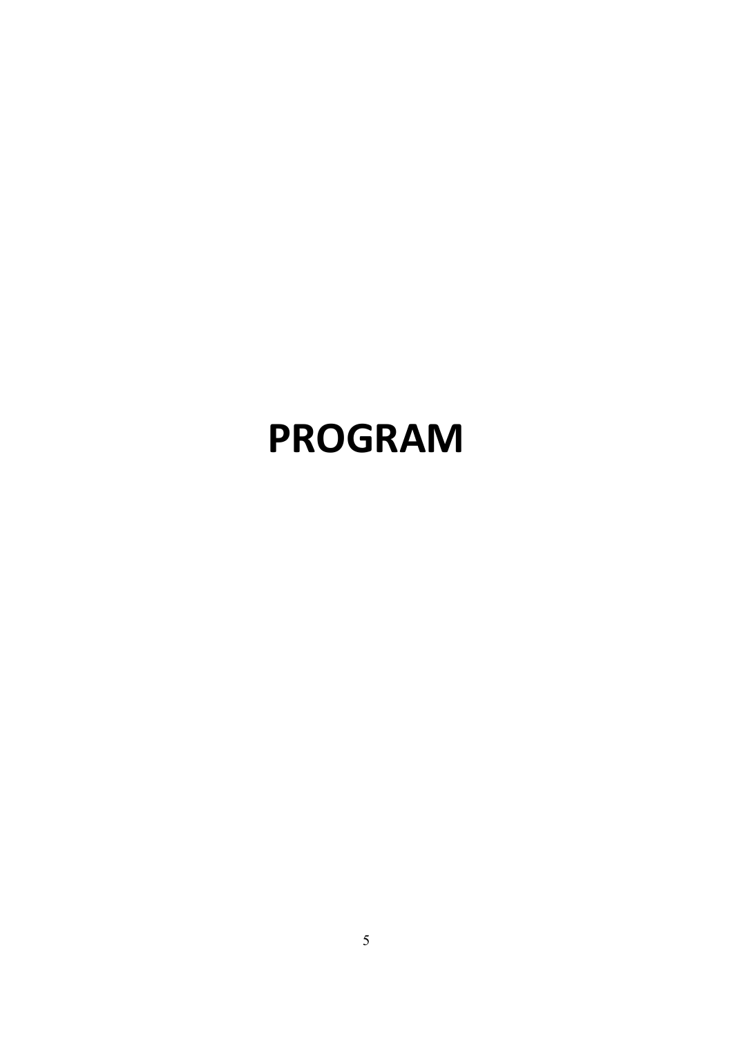# PROGRAM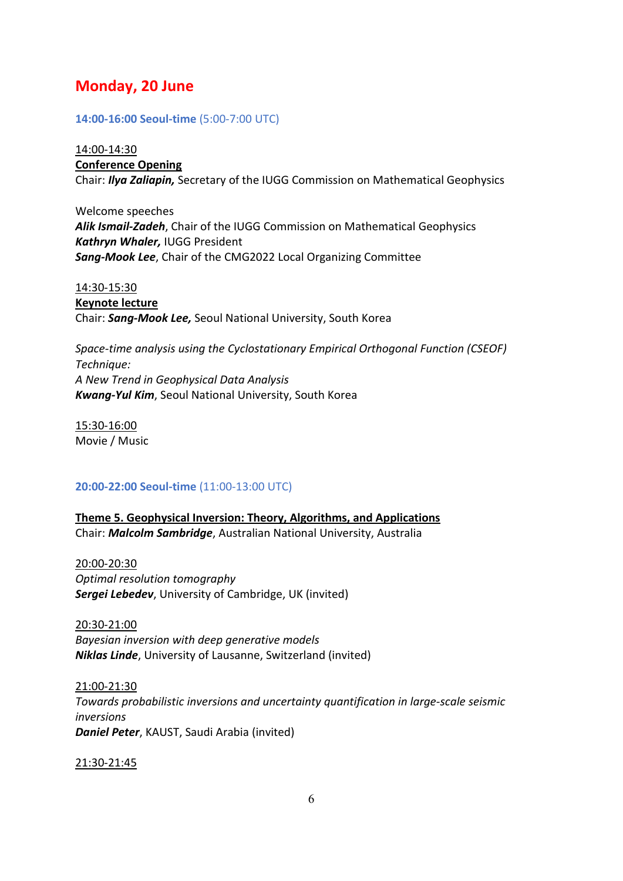# Monday, 20 June

**14:00-16:00 Seoul-time** (5:00-7:00 UTC)

14:00-14:30
**Conference Opening**
Chair: ***Ilya Zaliapin,*** Secretary of the IUGG Commission on Mathematical Geophysics

Welcome speeches
***Alik Ismail-Zadeh***, Chair of the IUGG Commission on Mathematical Geophysics
***Kathryn Whaler,*** IUGG President
***Sang-Mook Lee***, Chair of the CMG2022 Local Organizing Committee

14:30-15:30
**Keynote lecture**
Chair: ***Sang-Mook Lee,*** Seoul National University, South Korea

*Space-time analysis using the Cyclostationary Empirical Orthogonal Function (CSEOF) Technique:*
*A New Trend in Geophysical Data Analysis*
***Kwang-Yul Kim***, Seoul National University, South Korea

15:30-16:00
Movie / Music

**20:00-22:00 Seoul-time** (11:00-13:00 UTC)

**Theme 5. Geophysical Inversion: Theory, Algorithms, and Applications**
Chair: ***Malcolm Sambridge***, Australian National University, Australia

20:00-20:30
*Optimal resolution tomography*
***Sergei Lebedev***, University of Cambridge, UK (invited)

20:30-21:00
*Bayesian inversion with deep generative models*
***Niklas Linde***, University of Lausanne, Switzerland (invited)

21:00-21:30
*Towards probabilistic inversions and uncertainty quantification in large-scale seismic inversions*
***Daniel Peter***, KAUST, Saudi Arabia (invited)

21:30-21:45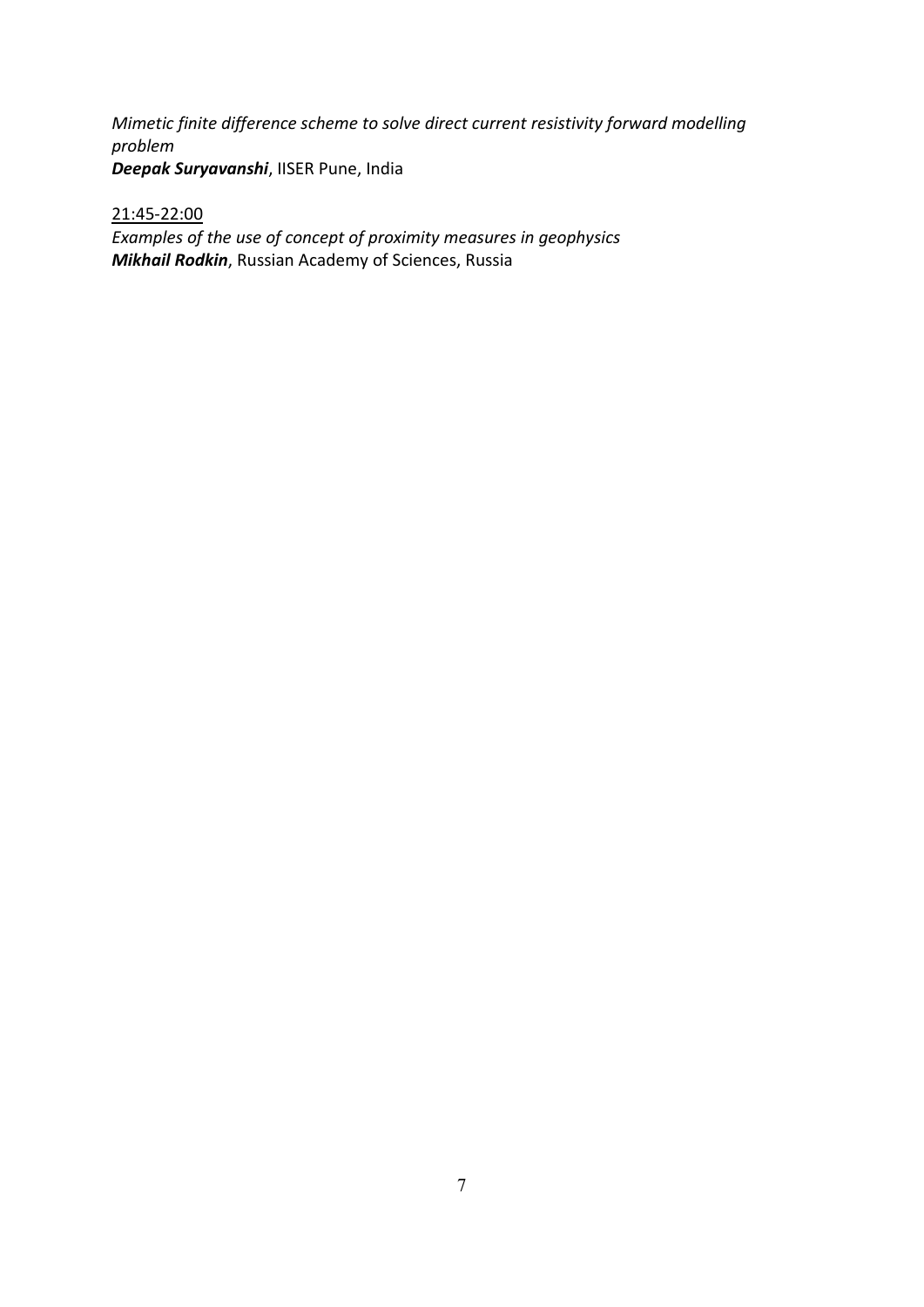*Mimetic finite difference scheme to solve direct current resistivity forward modelling problem*
***Deepak Suryavanshi***, IISER Pune, India

<u>21:45-22:00</u>
*Examples of the use of concept of proximity measures in geophysics*
***Mikhail Rodkin***, Russian Academy of Sciences, Russia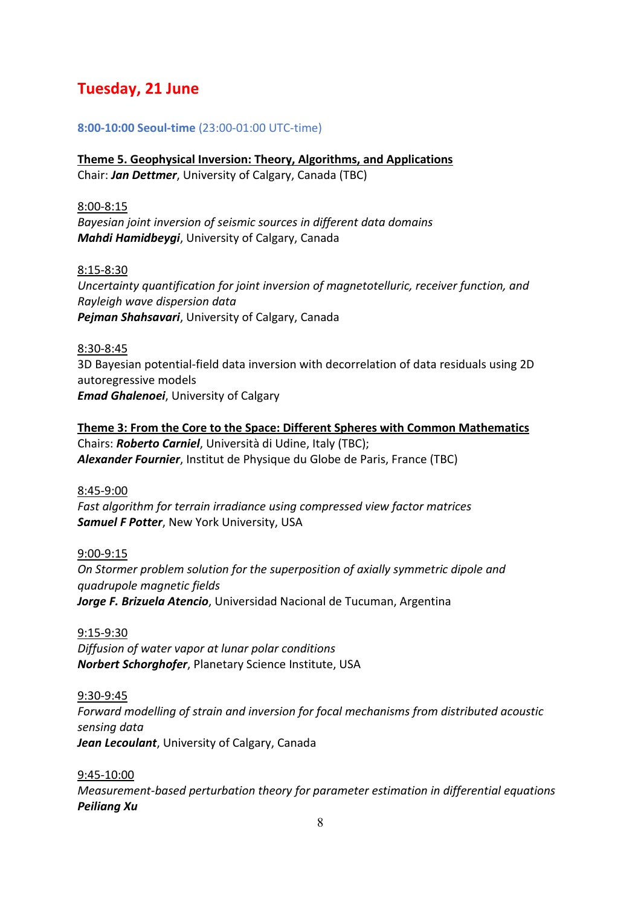## Tuesday, 21 June

**8:00-10:00 Seoul-time** (23:00-01:00 UTC-time)

**Theme 5. Geophysical Inversion: Theory, Algorithms, and Applications**
Chair: ***Jan Dettmer***, University of Calgary, Canada (TBC)

8:00-8:15
*Bayesian joint inversion of seismic sources in different data domains*
***Mahdi Hamidbeygi***, University of Calgary, Canada

8:15-8:30
*Uncertainty quantification for joint inversion of magnetotelluric, receiver function, and Rayleigh wave dispersion data*
***Pejman Shahsavari***, University of Calgary, Canada

8:30-8:45
3D Bayesian potential-field data inversion with decorrelation of data residuals using 2D autoregressive models
***Emad Ghalenoei***, University of Calgary

**Theme 3: From the Core to the Space: Different Spheres with Common Mathematics**
Chairs: ***Roberto Carniel***, Università di Udine, Italy (TBC);
***Alexander Fournier***, Institut de Physique du Globe de Paris, France (TBC)

8:45-9:00
*Fast algorithm for terrain irradiance using compressed view factor matrices*
***Samuel F Potter***, New York University, USA

9:00-9:15
*On Stormer problem solution for the superposition of axially symmetric dipole and quadrupole magnetic fields*
***Jorge F. Brizuela Atencio***, Universidad Nacional de Tucuman, Argentina

9:15-9:30
*Diffusion of water vapor at lunar polar conditions*
***Norbert Schorghofer***, Planetary Science Institute, USA

9:30-9:45
*Forward modelling of strain and inversion for focal mechanisms from distributed acoustic sensing data*
***Jean Lecoulant***, University of Calgary, Canada

9:45-10:00
*Measurement-based perturbation theory for parameter estimation in differential equations*
***Peiliang Xu***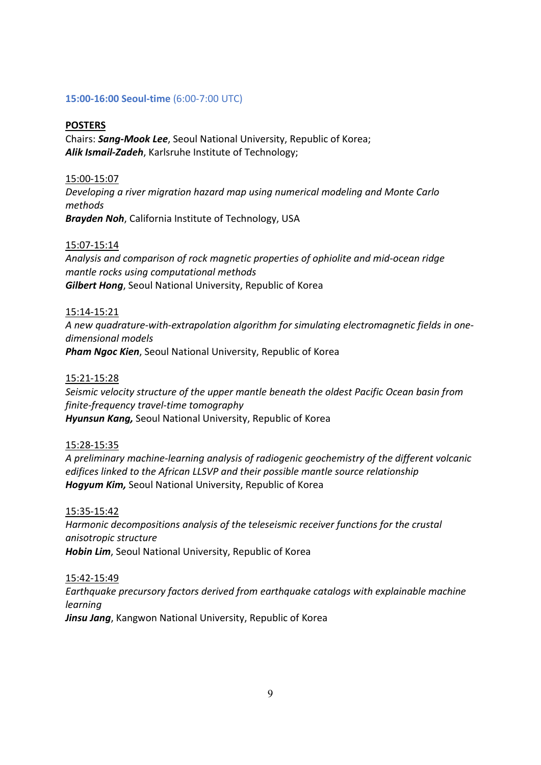**15:00-16:00 Seoul-time** (6:00-7:00 UTC)

**POSTERS**

Chairs: ***Sang-Mook Lee***, Seoul National University, Republic of Korea;
***Alik Ismail-Zadeh***, Karlsruhe Institute of Technology;

15:00-15:07
*Developing a river migration hazard map using numerical modeling and Monte Carlo methods*
***Brayden Noh***, California Institute of Technology, USA

15:07-15:14
*Analysis and comparison of rock magnetic properties of ophiolite and mid-ocean ridge mantle rocks using computational methods*
***Gilbert Hong***, Seoul National University, Republic of Korea

15:14-15:21
*A new quadrature-with-extrapolation algorithm for simulating electromagnetic fields in one-dimensional models*
***Pham Ngoc Kien***, Seoul National University, Republic of Korea

15:21-15:28
*Seismic velocity structure of the upper mantle beneath the oldest Pacific Ocean basin from finite-frequency travel-time tomography*
***Hyunsun Kang,*** Seoul National University, Republic of Korea

15:28-15:35
*A preliminary machine-learning analysis of radiogenic geochemistry of the different volcanic edifices linked to the African LLSVP and their possible mantle source relationship*
***Hogyum Kim,*** Seoul National University, Republic of Korea

15:35-15:42
*Harmonic decompositions analysis of the teleseismic receiver functions for the crustal anisotropic structure*
***Hobin Lim***, Seoul National University, Republic of Korea

15:42-15:49
*Earthquake precursory factors derived from earthquake catalogs with explainable machine learning*
***Jinsu Jang***, Kangwon National University, Republic of Korea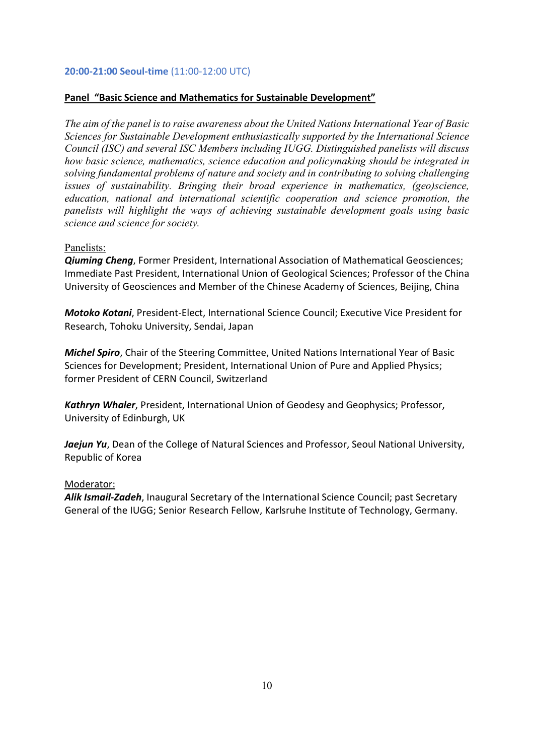**20:00-21:00 Seoul-time** (11:00-12:00 UTC)

**Panel "Basic Science and Mathematics for Sustainable Development"**

*The aim of the panel is to raise awareness about the United Nations International Year of Basic Sciences for Sustainable Development enthusiastically supported by the International Science Council (ISC) and several ISC Members including IUGG. Distinguished panelists will discuss how basic science, mathematics, science education and policymaking should be integrated in solving fundamental problems of nature and society and in contributing to solving challenging issues of sustainability. Bringing their broad experience in mathematics, (geo)science, education, national and international scientific cooperation and science promotion, the panelists will highlight the ways of achieving sustainable development goals using basic science and science for society.*

Panelists:

***Qiuming Cheng***, Former President, International Association of Mathematical Geosciences; Immediate Past President, International Union of Geological Sciences; Professor of the China University of Geosciences and Member of the Chinese Academy of Sciences, Beijing, China

***Motoko Kotani***, President-Elect, International Science Council; Executive Vice President for Research, Tohoku University, Sendai, Japan

***Michel Spiro***, Chair of the Steering Committee, United Nations International Year of Basic Sciences for Development; President, International Union of Pure and Applied Physics; former President of CERN Council, Switzerland

***Kathryn Whaler***, President, International Union of Geodesy and Geophysics; Professor, University of Edinburgh, UK

***Jaejun Yu***, Dean of the College of Natural Sciences and Professor, Seoul National University, Republic of Korea

Moderator:

***Alik Ismail-Zadeh***, Inaugural Secretary of the International Science Council; past Secretary General of the IUGG; Senior Research Fellow, Karlsruhe Institute of Technology, Germany.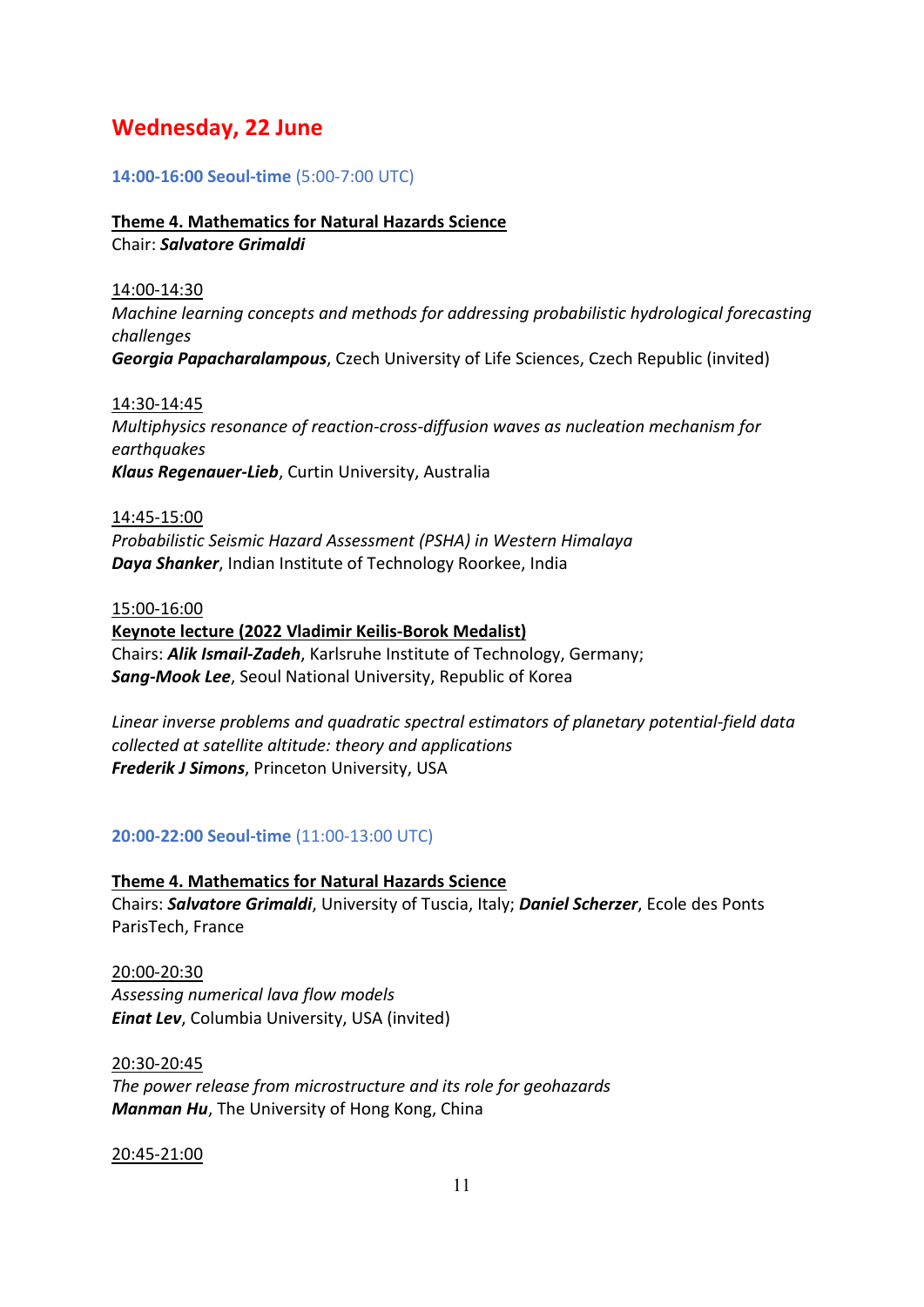# Wednesday, 22 June

**14:00-16:00 Seoul-time** (5:00-7:00 UTC)

**Theme 4. Mathematics for Natural Hazards Science**
Chair: ***Salvatore Grimaldi***

14:00-14:30
*Machine learning concepts and methods for addressing probabilistic hydrological forecasting challenges*
***Georgia Papacharalampous***, Czech University of Life Sciences, Czech Republic (invited)

14:30-14:45
*Multiphysics resonance of reaction-cross-diffusion waves as nucleation mechanism for earthquakes*
***Klaus Regenauer-Lieb***, Curtin University, Australia

14:45-15:00
*Probabilistic Seismic Hazard Assessment (PSHA) in Western Himalaya*
***Daya Shanker***, Indian Institute of Technology Roorkee, India

15:00-16:00
**Keynote lecture (2022 Vladimir Keilis-Borok Medalist)**
Chairs: ***Alik Ismail-Zadeh***, Karlsruhe Institute of Technology, Germany; ***Sang-Mook Lee***, Seoul National University, Republic of Korea

*Linear inverse problems and quadratic spectral estimators of planetary potential-field data collected at satellite altitude: theory and applications*
***Frederik J Simons***, Princeton University, USA

**20:00-22:00 Seoul-time** (11:00-13:00 UTC)

**Theme 4. Mathematics for Natural Hazards Science**
Chairs: ***Salvatore Grimaldi***, University of Tuscia, Italy; ***Daniel Scherzer***, Ecole des Ponts ParisTech, France

20:00-20:30
*Assessing numerical lava flow models*
***Einat Lev***, Columbia University, USA (invited)

20:30-20:45
*The power release from microstructure and its role for geohazards*
***Manman Hu***, The University of Hong Kong, China

20:45-21:00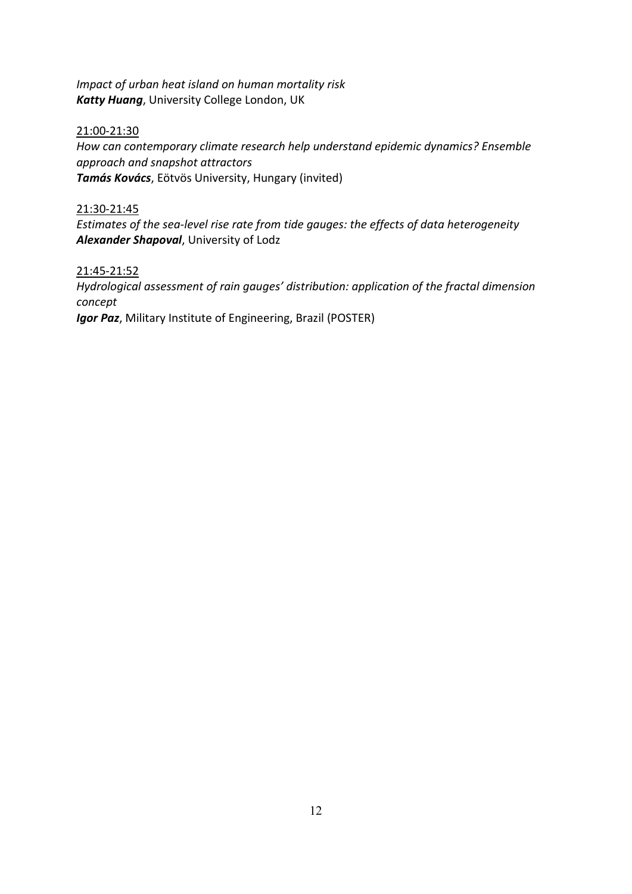*Impact of urban heat island on human mortality risk*
***Katty Huang***, University College London, UK

<u>21:00-21:30</u>
*How can contemporary climate research help understand epidemic dynamics? Ensemble approach and snapshot attractors*
***Tamás Kovács***, Eötvös University, Hungary (invited)

<u>21:30-21:45</u>
*Estimates of the sea-level rise rate from tide gauges: the effects of data heterogeneity*
***Alexander Shapoval***, University of Lodz

<u>21:45-21:52</u>
*Hydrological assessment of rain gauges' distribution: application of the fractal dimension concept*
***Igor Paz***, Military Institute of Engineering, Brazil (POSTER)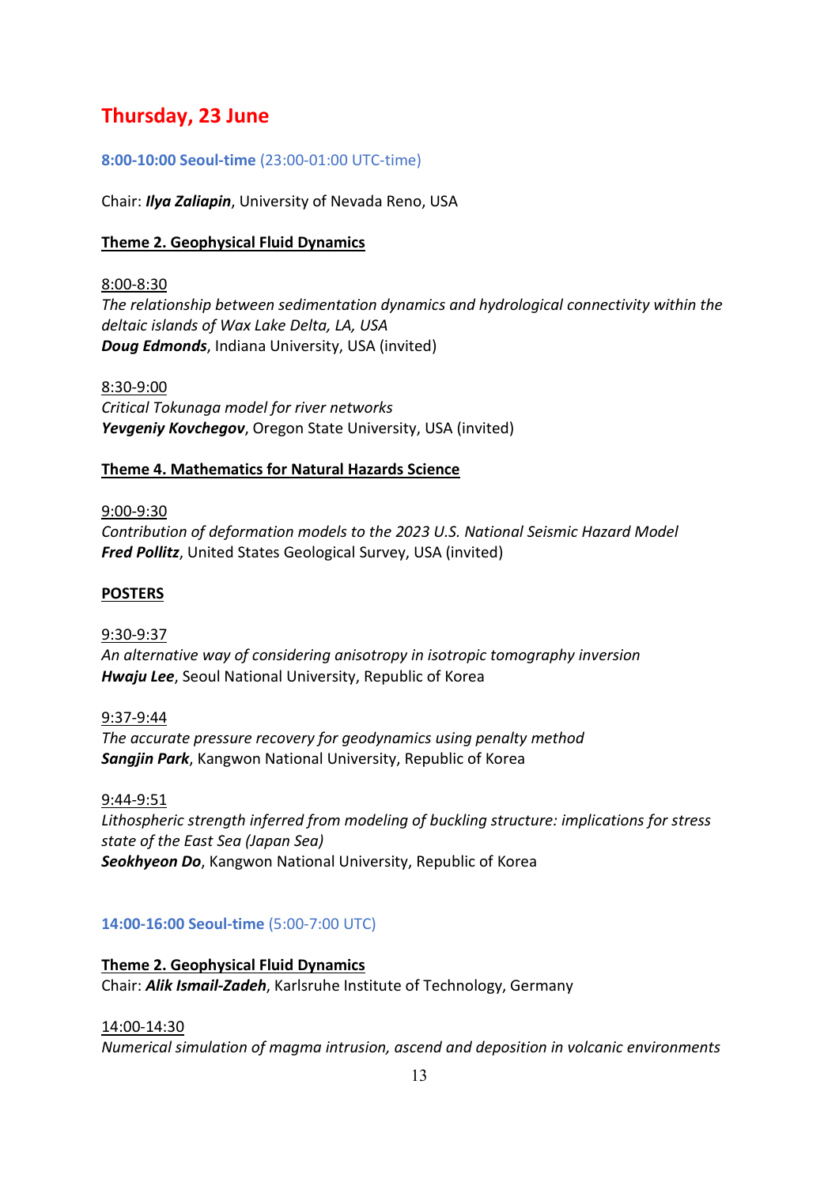# Thursday, 23 June

**8:00-10:00 Seoul-time** (23:00-01:00 UTC-time)

Chair: ***Ilya Zaliapin***, University of Nevada Reno, USA

**Theme 2. Geophysical Fluid Dynamics**

8:00-8:30
*The relationship between sedimentation dynamics and hydrological connectivity within the deltaic islands of Wax Lake Delta, LA, USA*
***Doug Edmonds***, Indiana University, USA (invited)

8:30-9:00
*Critical Tokunaga model for river networks*
***Yevgeniy Kovchegov***, Oregon State University, USA (invited)

**Theme 4. Mathematics for Natural Hazards Science**

9:00-9:30
*Contribution of deformation models to the 2023 U.S. National Seismic Hazard Model*
***Fred Pollitz***, United States Geological Survey, USA (invited)

**POSTERS**

9:30-9:37
*An alternative way of considering anisotropy in isotropic tomography inversion*
***Hwaju Lee***, Seoul National University, Republic of Korea

9:37-9:44
*The accurate pressure recovery for geodynamics using penalty method*
***Sangjin Park***, Kangwon National University, Republic of Korea

9:44-9:51
*Lithospheric strength inferred from modeling of buckling structure: implications for stress state of the East Sea (Japan Sea)*
***Seokhyeon Do***, Kangwon National University, Republic of Korea

**14:00-16:00 Seoul-time** (5:00-7:00 UTC)

**Theme 2. Geophysical Fluid Dynamics**
Chair: ***Alik Ismail-Zadeh***, Karlsruhe Institute of Technology, Germany

14:00-14:30
*Numerical simulation of magma intrusion, ascend and deposition in volcanic environments*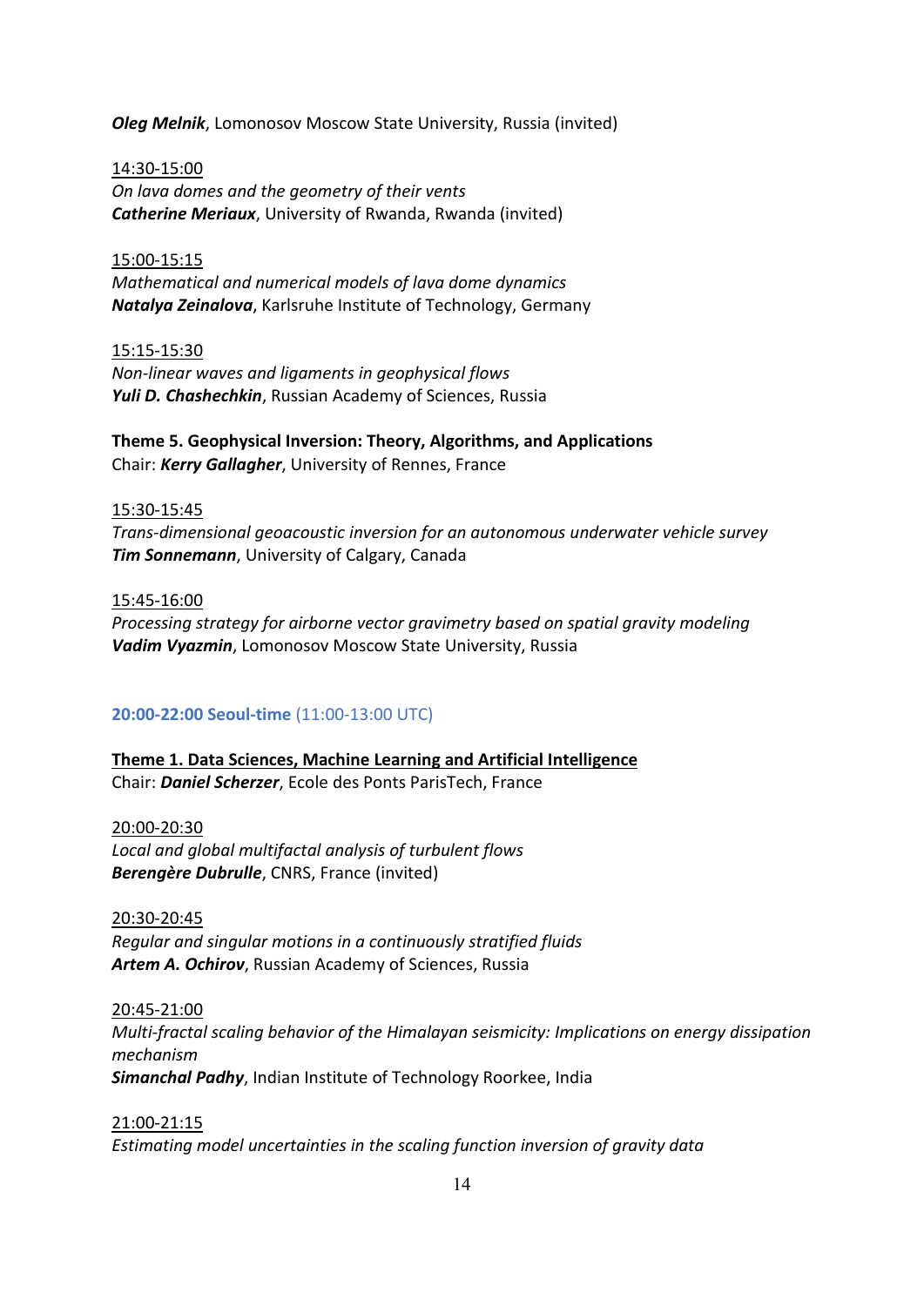***Oleg Melnik***, Lomonosov Moscow State University, Russia (invited)

14:30-15:00
*On lava domes and the geometry of their vents*
***Catherine Meriaux***, University of Rwanda, Rwanda (invited)

15:00-15:15
*Mathematical and numerical models of lava dome dynamics*
***Natalya Zeinalova***, Karlsruhe Institute of Technology, Germany

15:15-15:30
*Non-linear waves and ligaments in geophysical flows*
***Yuli D. Chashechkin***, Russian Academy of Sciences, Russia

**Theme 5. Geophysical Inversion: Theory, Algorithms, and Applications**
Chair: ***Kerry Gallagher***, University of Rennes, France

15:30-15:45
*Trans-dimensional geoacoustic inversion for an autonomous underwater vehicle survey*
***Tim Sonnemann***, University of Calgary, Canada

15:45-16:00
*Processing strategy for airborne vector gravimetry based on spatial gravity modeling*
***Vadim Vyazmin***, Lomonosov Moscow State University, Russia

**20:00-22:00 Seoul-time** (11:00-13:00 UTC)

**Theme 1. Data Sciences, Machine Learning and Artificial Intelligence**
Chair: ***Daniel Scherzer***, Ecole des Ponts ParisTech, France

20:00-20:30
*Local and global multifactal analysis of turbulent flows*
***Berengère Dubrulle***, CNRS, France (invited)

20:30-20:45
*Regular and singular motions in a continuously stratified fluids*
***Artem A. Ochirov***, Russian Academy of Sciences, Russia

20:45-21:00
*Multi-fractal scaling behavior of the Himalayan seismicity: Implications on energy dissipation mechanism*
***Simanchal Padhy***, Indian Institute of Technology Roorkee, India

21:00-21:15
*Estimating model uncertainties in the scaling function inversion of gravity data*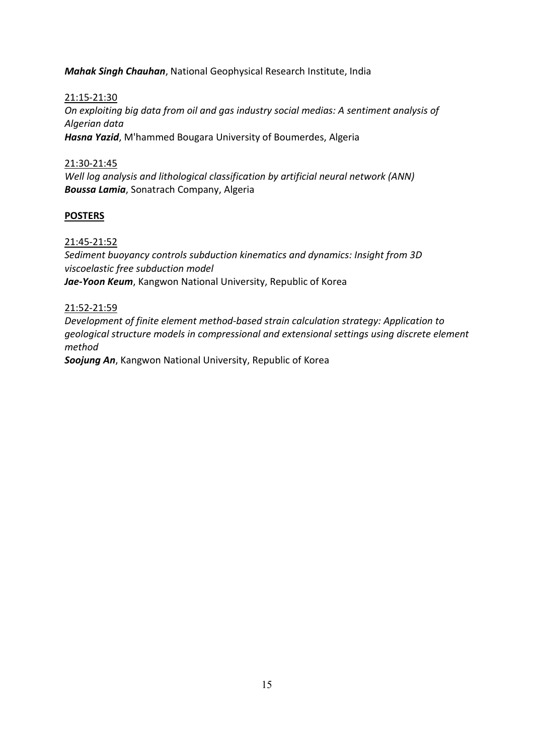***Mahak Singh Chauhan***, National Geophysical Research Institute, India

21:15-21:30
*On exploiting big data from oil and gas industry social medias: A sentiment analysis of Algerian data*
***Hasna Yazid***, M'hammed Bougara University of Boumerdes, Algeria

21:30-21:45
*Well log analysis and lithological classification by artificial neural network (ANN)*
***Boussa Lamia***, Sonatrach Company, Algeria

**POSTERS**

21:45-21:52
*Sediment buoyancy controls subduction kinematics and dynamics: Insight from 3D viscoelastic free subduction model*
***Jae-Yoon Keum***, Kangwon National University, Republic of Korea

21:52-21:59
*Development of finite element method-based strain calculation strategy: Application to geological structure models in compressional and extensional settings using discrete element method*
***Soojung An***, Kangwon National University, Republic of Korea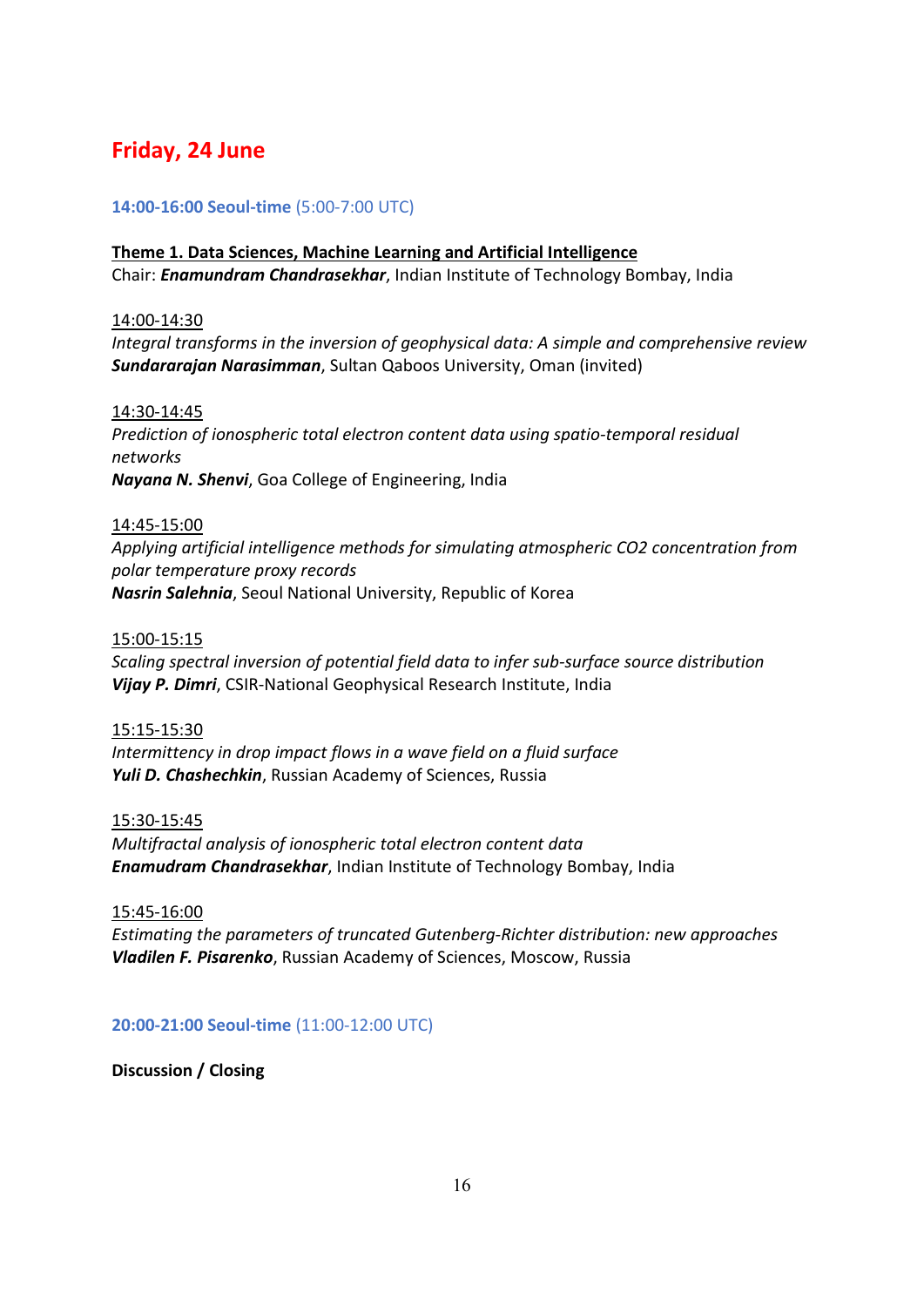## Friday, 24 June

**14:00-16:00 Seoul-time** (5:00-7:00 UTC)

**Theme 1. Data Sciences, Machine Learning and Artificial Intelligence**
Chair: ***Enamundram Chandrasekhar***, Indian Institute of Technology Bombay, India

14:00-14:30
*Integral transforms in the inversion of geophysical data: A simple and comprehensive review*
***Sundararajan Narasimman***, Sultan Qaboos University, Oman (invited)

14:30-14:45
*Prediction of ionospheric total electron content data using spatio-temporal residual networks*
***Nayana N. Shenvi***, Goa College of Engineering, India

14:45-15:00
*Applying artificial intelligence methods for simulating atmospheric CO2 concentration from polar temperature proxy records*
***Nasrin Salehnia***, Seoul National University, Republic of Korea

15:00-15:15
*Scaling spectral inversion of potential field data to infer sub-surface source distribution*
***Vijay P. Dimri***, CSIR-National Geophysical Research Institute, India

15:15-15:30
*Intermittency in drop impact flows in a wave field on a fluid surface*
***Yuli D. Chashechkin***, Russian Academy of Sciences, Russia

15:30-15:45
*Multifractal analysis of ionospheric total electron content data*
***Enamudram Chandrasekhar***, Indian Institute of Technology Bombay, India

15:45-16:00
*Estimating the parameters of truncated Gutenberg-Richter distribution: new approaches*
***Vladilen F. Pisarenko***, Russian Academy of Sciences, Moscow, Russia

**20:00-21:00 Seoul-time** (11:00-12:00 UTC)

**Discussion / Closing**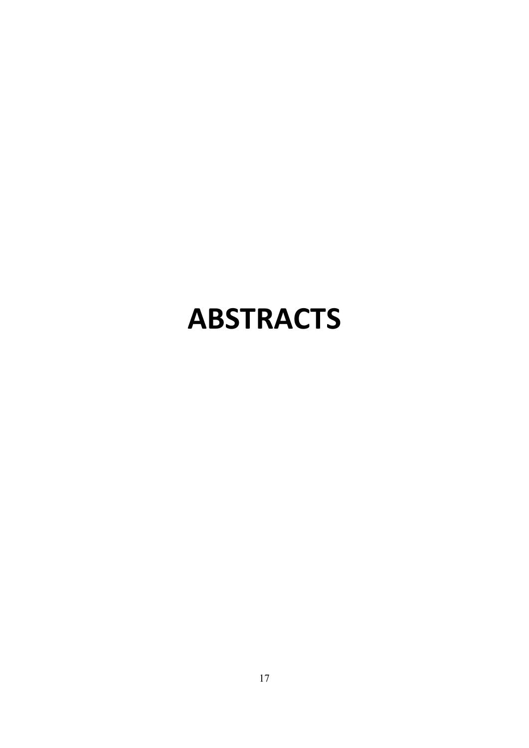# ABSTRACTS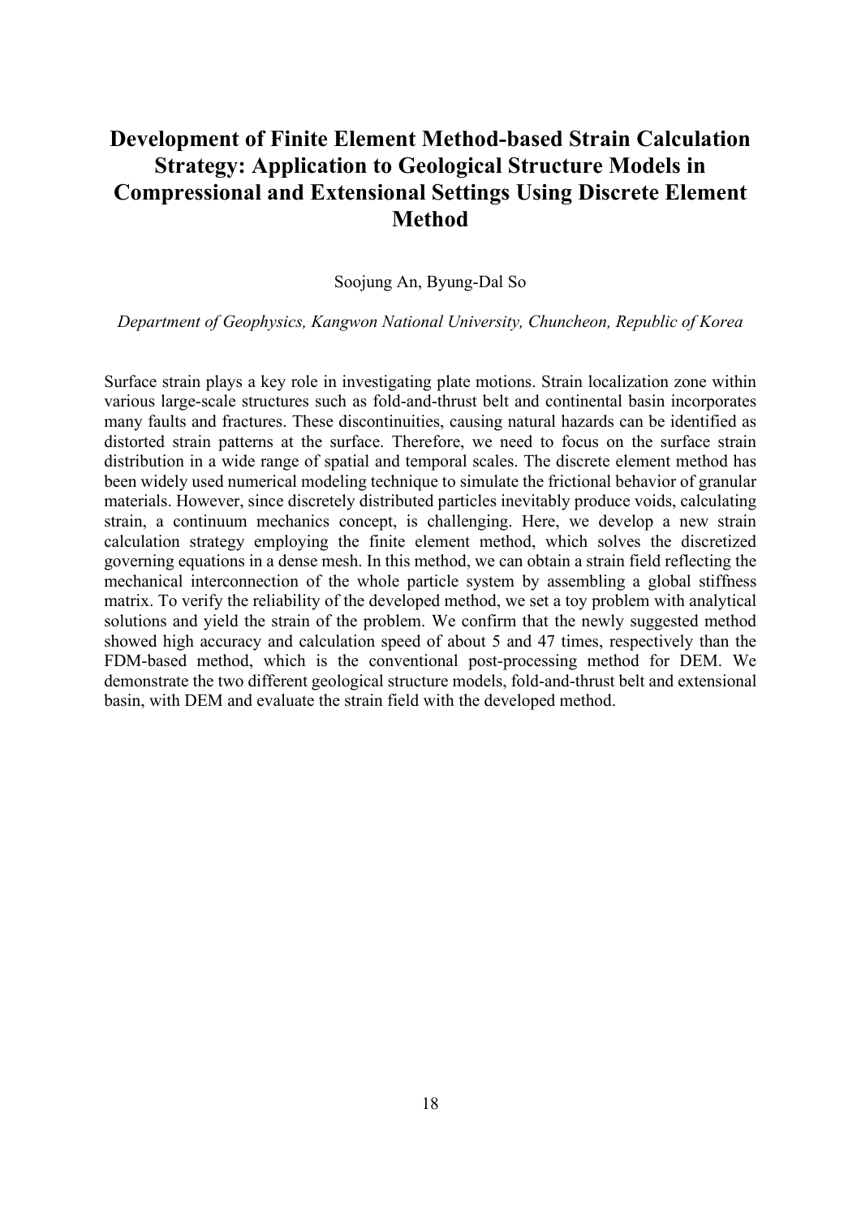# Development of Finite Element Method-based Strain Calculation Strategy: Application to Geological Structure Models in Compressional and Extensional Settings Using Discrete Element Method

Soojung An, Byung-Dal So

*Department of Geophysics, Kangwon National University, Chuncheon, Republic of Korea*

Surface strain plays a key role in investigating plate motions. Strain localization zone within various large-scale structures such as fold-and-thrust belt and continental basin incorporates many faults and fractures. These discontinuities, causing natural hazards can be identified as distorted strain patterns at the surface. Therefore, we need to focus on the surface strain distribution in a wide range of spatial and temporal scales. The discrete element method has been widely used numerical modeling technique to simulate the frictional behavior of granular materials. However, since discretely distributed particles inevitably produce voids, calculating strain, a continuum mechanics concept, is challenging. Here, we develop a new strain calculation strategy employing the finite element method, which solves the discretized governing equations in a dense mesh. In this method, we can obtain a strain field reflecting the mechanical interconnection of the whole particle system by assembling a global stiffness matrix. To verify the reliability of the developed method, we set a toy problem with analytical solutions and yield the strain of the problem. We confirm that the newly suggested method showed high accuracy and calculation speed of about 5 and 47 times, respectively than the FDM-based method, which is the conventional post-processing method for DEM. We demonstrate the two different geological structure models, fold-and-thrust belt and extensional basin, with DEM and evaluate the strain field with the developed method.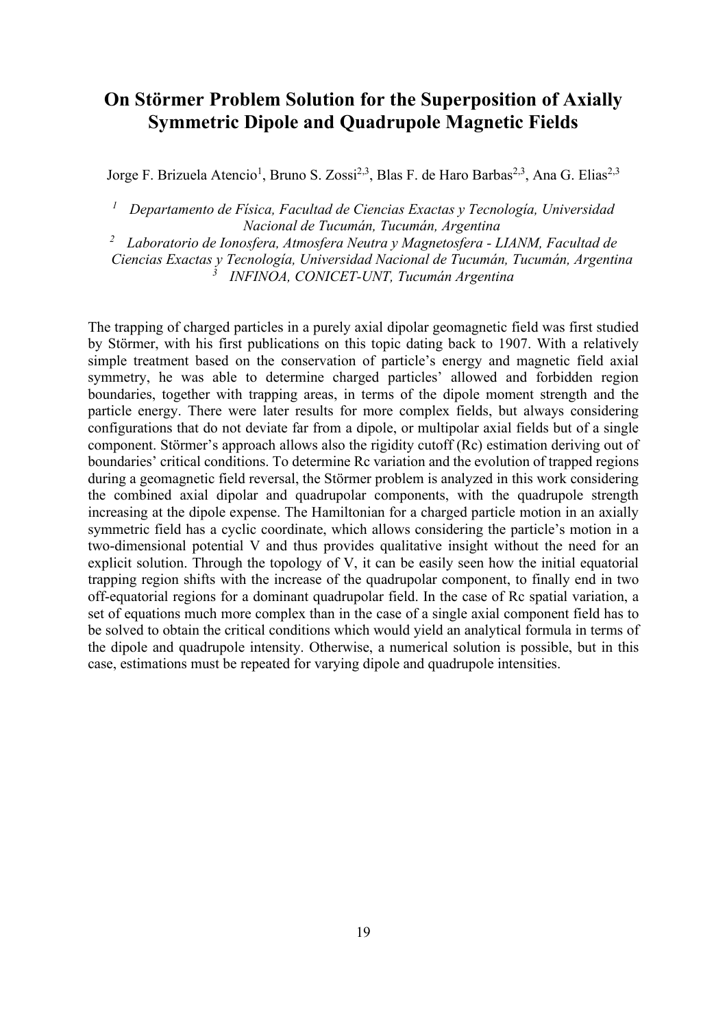# On Störmer Problem Solution for the Superposition of Axially Symmetric Dipole and Quadrupole Magnetic Fields

Jorge F. Brizuela Atencio[1], Bruno S. Zossi[2,3], Blas F. de Haro Barbas[2,3], Ana G. Elias[2,3]

[1] *Departamento de Física, Facultad de Ciencias Exactas y Tecnología, Universidad Nacional de Tucumán, Tucumán, Argentina*
[2] *Laboratorio de Ionosfera, Atmosfera Neutra y Magnetosfera - LIANM, Facultad de Ciencias Exactas y Tecnología, Universidad Nacional de Tucumán, Tucumán, Argentina*
[3] *INFINOA, CONICET-UNT, Tucumán Argentina*

The trapping of charged particles in a purely axial dipolar geomagnetic field was first studied by Störmer, with his first publications on this topic dating back to 1907. With a relatively simple treatment based on the conservation of particle's energy and magnetic field axial symmetry, he was able to determine charged particles' allowed and forbidden region boundaries, together with trapping areas, in terms of the dipole moment strength and the particle energy. There were later results for more complex fields, but always considering configurations that do not deviate far from a dipole, or multipolar axial fields but of a single component. Störmer's approach allows also the rigidity cutoff (Rc) estimation deriving out of boundaries' critical conditions. To determine Rc variation and the evolution of trapped regions during a geomagnetic field reversal, the Störmer problem is analyzed in this work considering the combined axial dipolar and quadrupolar components, with the quadrupole strength increasing at the dipole expense. The Hamiltonian for a charged particle motion in an axially symmetric field has a cyclic coordinate, which allows considering the particle's motion in a two-dimensional potential V and thus provides qualitative insight without the need for an explicit solution. Through the topology of V, it can be easily seen how the initial equatorial trapping region shifts with the increase of the quadrupolar component, to finally end in two off-equatorial regions for a dominant quadrupolar field. In the case of Rc spatial variation, a set of equations much more complex than in the case of a single axial component field has to be solved to obtain the critical conditions which would yield an analytical formula in terms of the dipole and quadrupole intensity. Otherwise, a numerical solution is possible, but in this case, estimations must be repeated for varying dipole and quadrupole intensities.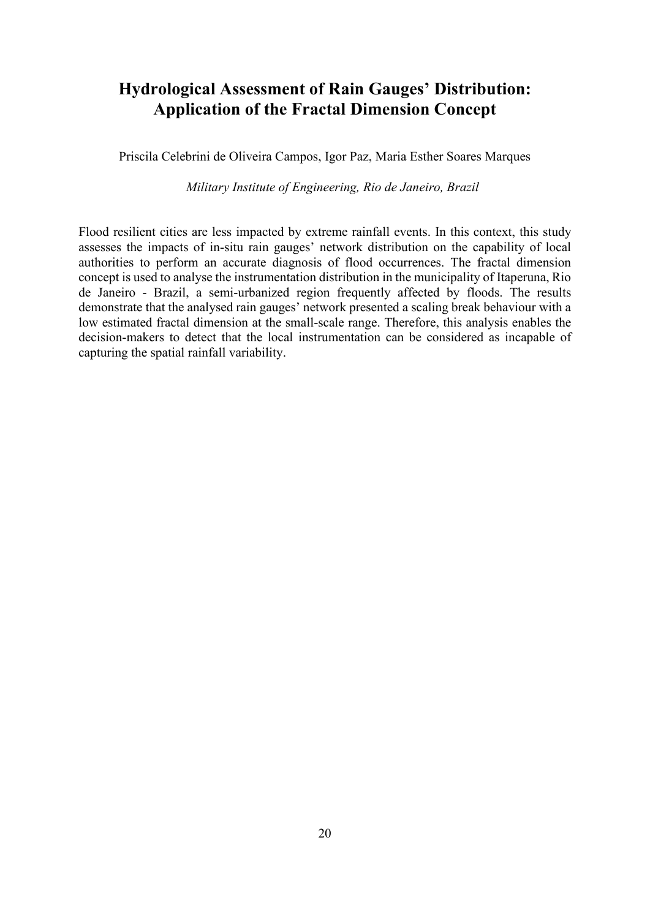# Hydrological Assessment of Rain Gauges' Distribution: Application of the Fractal Dimension Concept

Priscila Celebrini de Oliveira Campos, Igor Paz, Maria Esther Soares Marques

*Military Institute of Engineering, Rio de Janeiro, Brazil*

Flood resilient cities are less impacted by extreme rainfall events. In this context, this study assesses the impacts of in-situ rain gauges' network distribution on the capability of local authorities to perform an accurate diagnosis of flood occurrences. The fractal dimension concept is used to analyse the instrumentation distribution in the municipality of Itaperuna, Rio de Janeiro - Brazil, a semi-urbanized region frequently affected by floods. The results demonstrate that the analysed rain gauges' network presented a scaling break behaviour with a low estimated fractal dimension at the small-scale range. Therefore, this analysis enables the decision-makers to detect that the local instrumentation can be considered as incapable of capturing the spatial rainfall variability.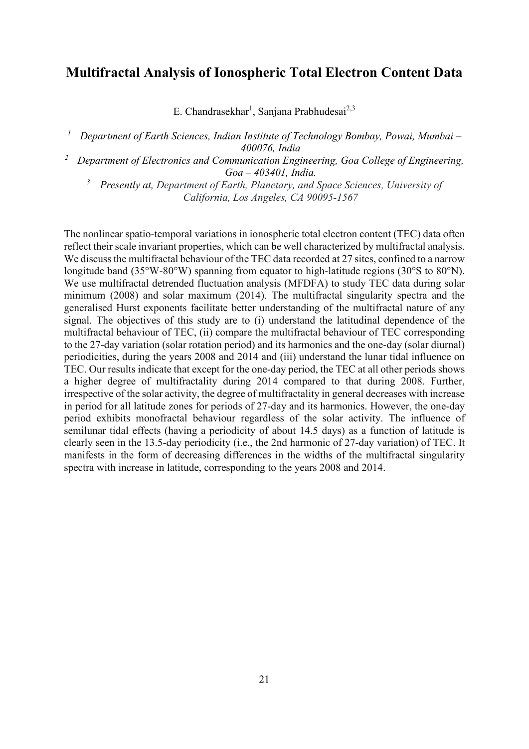# Multifractal Analysis of Ionospheric Total Electron Content Data

E. Chandrasekhar[1], Sanjana Prabhudesai[2,3]

[1] *Department of Earth Sciences, Indian Institute of Technology Bombay, Powai, Mumbai – 400076, India*

[2] *Department of Electronics and Communication Engineering, Goa College of Engineering, Goa – 403401, India.*

[3] *Presently at, Department of Earth, Planetary, and Space Sciences, University of California, Los Angeles, CA 90095-1567*

The nonlinear spatio-temporal variations in ionospheric total electron content (TEC) data often reflect their scale invariant properties, which can be well characterized by multifractal analysis. We discuss the multifractal behaviour of the TEC data recorded at 27 sites, confined to a narrow longitude band (35°W-80°W) spanning from equator to high-latitude regions (30°S to 80°N). We use multifractal detrended fluctuation analysis (MFDFA) to study TEC data during solar minimum (2008) and solar maximum (2014). The multifractal singularity spectra and the generalised Hurst exponents facilitate better understanding of the multifractal nature of any signal. The objectives of this study are to (i) understand the latitudinal dependence of the multifractal behaviour of TEC, (ii) compare the multifractal behaviour of TEC corresponding to the 27-day variation (solar rotation period) and its harmonics and the one-day (solar diurnal) periodicities, during the years 2008 and 2014 and (iii) understand the lunar tidal influence on TEC. Our results indicate that except for the one-day period, the TEC at all other periods shows a higher degree of multifractality during 2014 compared to that during 2008. Further, irrespective of the solar activity, the degree of multifractality in general decreases with increase in period for all latitude zones for periods of 27-day and its harmonics. However, the one-day period exhibits monofractal behaviour regardless of the solar activity. The influence of semilunar tidal effects (having a periodicity of about 14.5 days) as a function of latitude is clearly seen in the 13.5-day periodicity (i.e., the 2nd harmonic of 27-day variation) of TEC. It manifests in the form of decreasing differences in the widths of the multifractal singularity spectra with increase in latitude, corresponding to the years 2008 and 2014.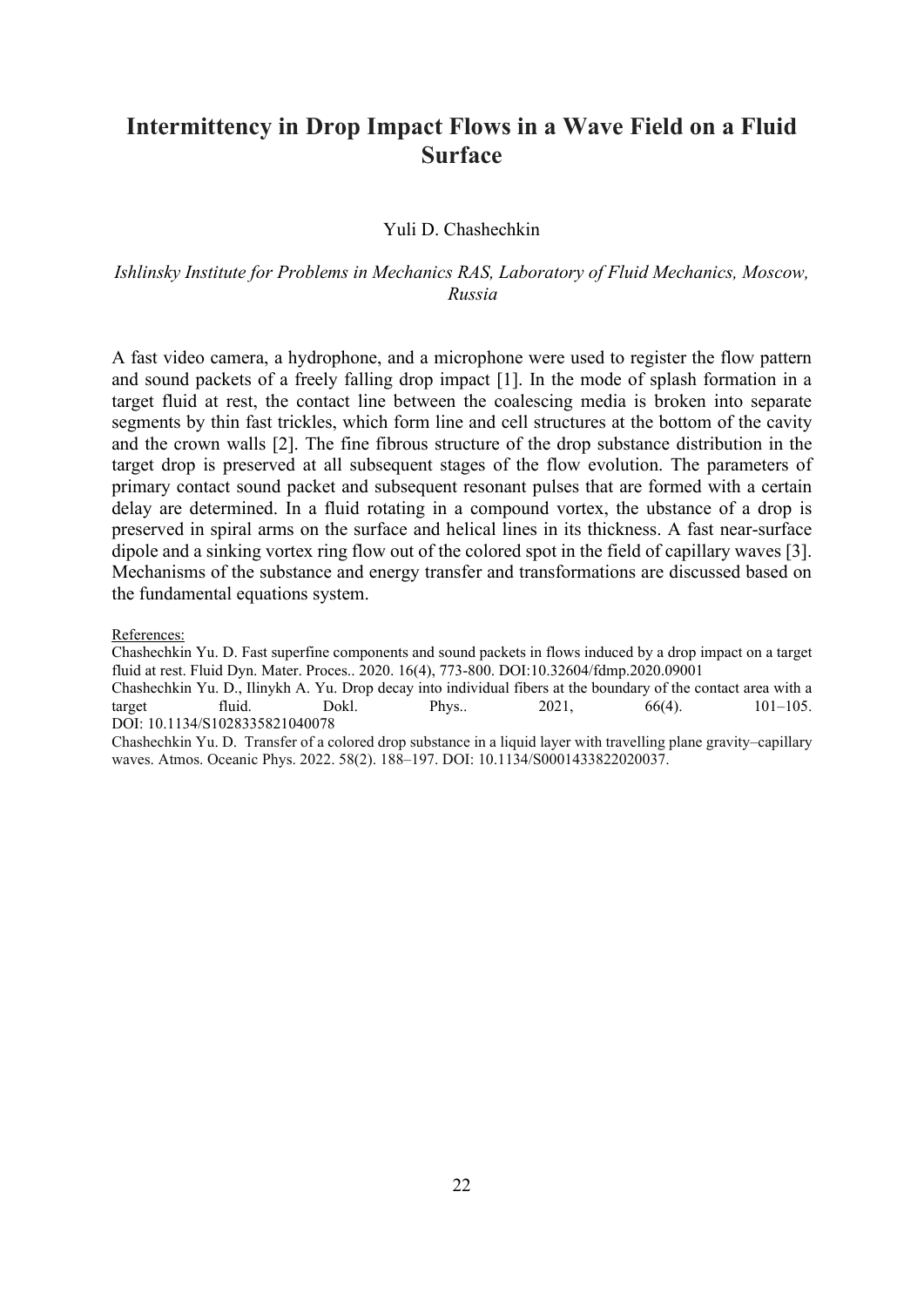# Intermittency in Drop Impact Flows in a Wave Field on a Fluid Surface

Yuli D. Chashechkin

*Ishlinsky Institute for Problems in Mechanics RAS, Laboratory of Fluid Mechanics, Moscow, Russia*

A fast video camera, a hydrophone, and a microphone were used to register the flow pattern and sound packets of a freely falling drop impact [1]. In the mode of splash formation in a target fluid at rest, the contact line between the coalescing media is broken into separate segments by thin fast trickles, which form line and cell structures at the bottom of the cavity and the crown walls [2]. The fine fibrous structure of the drop substance distribution in the target drop is preserved at all subsequent stages of the flow evolution. The parameters of primary contact sound packet and subsequent resonant pulses that are formed with a certain delay are determined. In a fluid rotating in a compound vortex, the ubstance of a drop is preserved in spiral arms on the surface and helical lines in its thickness. A fast near-surface dipole and a sinking vortex ring flow out of the colored spot in the field of capillary waves [3]. Mechanisms of the substance and energy transfer and transformations are discussed based on the fundamental equations system.

References:

Chashechkin Yu. D. Fast superfine components and sound packets in flows induced by a drop impact on a target fluid at rest. Fluid Dyn. Mater. Proces.. 2020. 16(4), 773-800. DOI:10.32604/fdmp.2020.09001

Chashechkin Yu. D., Ilinykh A. Yu. Drop decay into individual fibers at the boundary of the contact area with a target fluid. Dokl. Phys.. 2021, 66(4). 101–105. DOI: 10.1134/S1028335821040078

Chashechkin Yu. D. Transfer of a colored drop substance in a liquid layer with travelling plane gravity–capillary waves. Atmos. Oceanic Phys. 2022. 58(2). 188–197. DOI: 10.1134/S0001433822020037.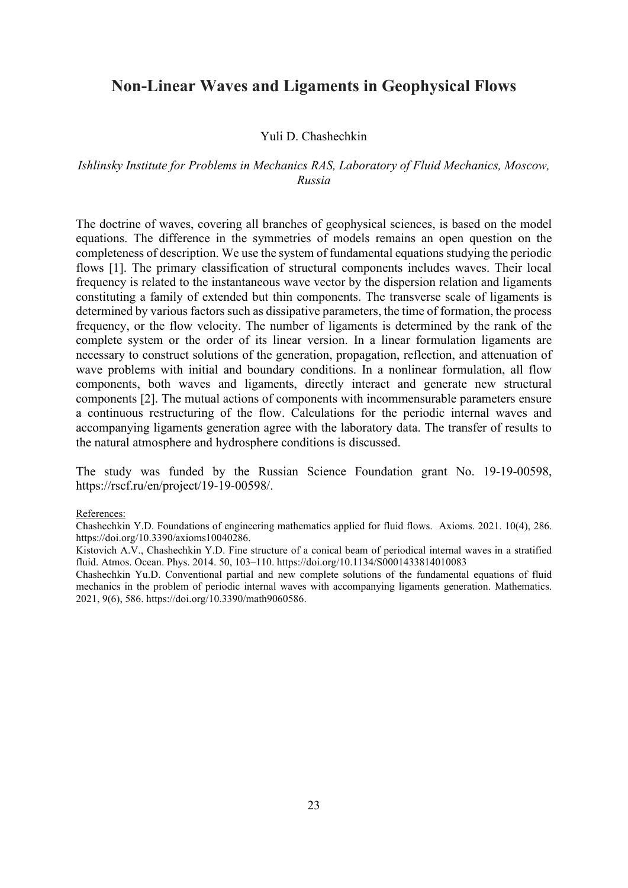# Non-Linear Waves and Ligaments in Geophysical Flows

Yuli D. Chashechkin

*Ishlinsky Institute for Problems in Mechanics RAS, Laboratory of Fluid Mechanics, Moscow, Russia*

The doctrine of waves, covering all branches of geophysical sciences, is based on the model equations. The difference in the symmetries of models remains an open question on the completeness of description. We use the system of fundamental equations studying the periodic flows [1]. The primary classification of structural components includes waves. Their local frequency is related to the instantaneous wave vector by the dispersion relation and ligaments constituting a family of extended but thin components. The transverse scale of ligaments is determined by various factors such as dissipative parameters, the time of formation, the process frequency, or the flow velocity. The number of ligaments is determined by the rank of the complete system or the order of its linear version. In a linear formulation ligaments are necessary to construct solutions of the generation, propagation, reflection, and attenuation of wave problems with initial and boundary conditions. In a nonlinear formulation, all flow components, both waves and ligaments, directly interact and generate new structural components [2]. The mutual actions of components with incommensurable parameters ensure a continuous restructuring of the flow. Calculations for the periodic internal waves and accompanying ligaments generation agree with the laboratory data. The transfer of results to the natural atmosphere and hydrosphere conditions is discussed.

The study was funded by the Russian Science Foundation grant No. 19-19-00598, https://rscf.ru/en/project/19-19-00598/.

References:

Chashechkin Y.D. Foundations of engineering mathematics applied for fluid flows. Axioms. 2021. 10(4), 286. https://doi.org/10.3390/axioms10040286.

Kistovich A.V., Chashechkin Y.D. Fine structure of a conical beam of periodical internal waves in a stratified fluid. Atmos. Ocean. Phys. 2014. 50, 103–110. https://doi.org/10.1134/S0001433814010083

Chashechkin Yu.D. Conventional partial and new complete solutions of the fundamental equations of fluid mechanics in the problem of periodic internal waves with accompanying ligaments generation. Mathematics. 2021, 9(6), 586. https://doi.org/10.3390/math9060586.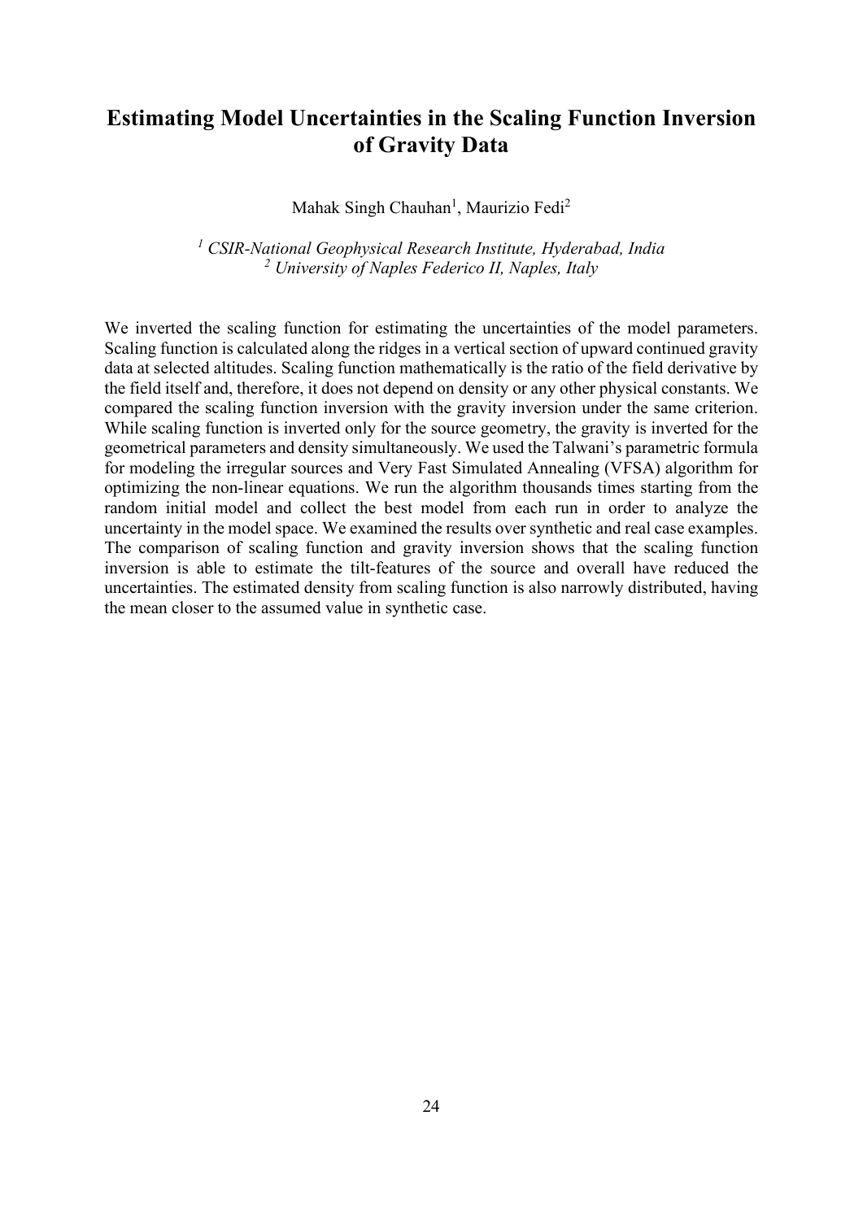# Estimating Model Uncertainties in the Scaling Function Inversion of Gravity Data

Mahak Singh Chauhan[1], Maurizio Fedi[2]

*[1] CSIR-National Geophysical Research Institute, Hyderabad, India*
*[2] University of Naples Federico II, Naples, Italy*

We inverted the scaling function for estimating the uncertainties of the model parameters. Scaling function is calculated along the ridges in a vertical section of upward continued gravity data at selected altitudes. Scaling function mathematically is the ratio of the field derivative by the field itself and, therefore, it does not depend on density or any other physical constants. We compared the scaling function inversion with the gravity inversion under the same criterion. While scaling function is inverted only for the source geometry, the gravity is inverted for the geometrical parameters and density simultaneously. We used the Talwani's parametric formula for modeling the irregular sources and Very Fast Simulated Annealing (VFSA) algorithm for optimizing the non-linear equations. We run the algorithm thousands times starting from the random initial model and collect the best model from each run in order to analyze the uncertainty in the model space. We examined the results over synthetic and real case examples. The comparison of scaling function and gravity inversion shows that the scaling function inversion is able to estimate the tilt-features of the source and overall have reduced the uncertainties. The estimated density from scaling function is also narrowly distributed, having the mean closer to the assumed value in synthetic case.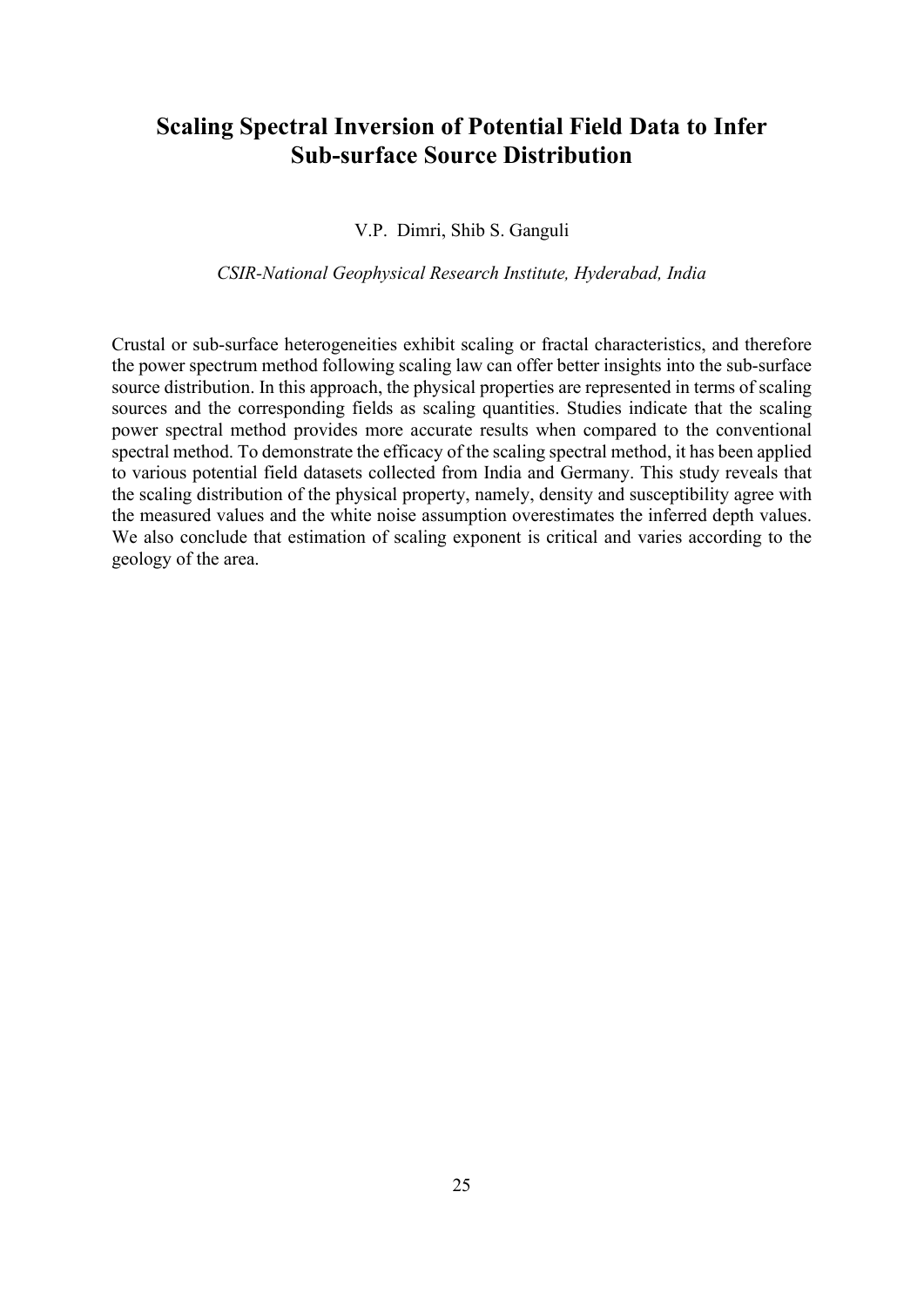# Scaling Spectral Inversion of Potential Field Data to Infer Sub-surface Source Distribution

V.P. Dimri, Shib S. Ganguli

*CSIR-National Geophysical Research Institute, Hyderabad, India*

Crustal or sub-surface heterogeneities exhibit scaling or fractal characteristics, and therefore the power spectrum method following scaling law can offer better insights into the sub-surface source distribution. In this approach, the physical properties are represented in terms of scaling sources and the corresponding fields as scaling quantities. Studies indicate that the scaling power spectral method provides more accurate results when compared to the conventional spectral method. To demonstrate the efficacy of the scaling spectral method, it has been applied to various potential field datasets collected from India and Germany. This study reveals that the scaling distribution of the physical property, namely, density and susceptibility agree with the measured values and the white noise assumption overestimates the inferred depth values. We also conclude that estimation of scaling exponent is critical and varies according to the geology of the area.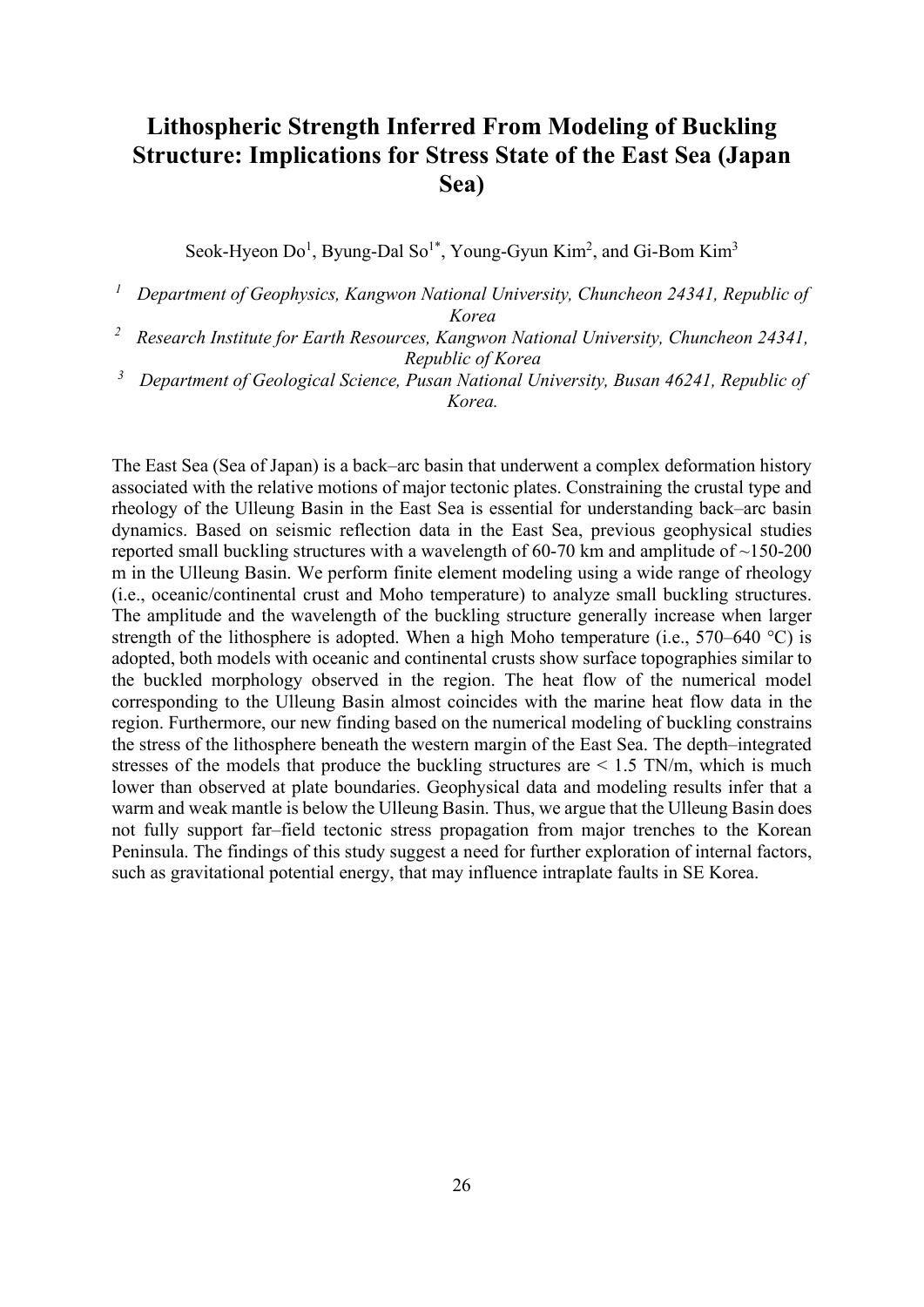# Lithospheric Strength Inferred From Modeling of Buckling Structure: Implications for Stress State of the East Sea (Japan Sea)

Seok-Hyeon Do[1], Byung-Dal So[1*], Young-Gyun Kim[2], and Gi-Bom Kim[3]

[1] *Department of Geophysics, Kangwon National University, Chuncheon 24341, Republic of Korea*

[2] *Research Institute for Earth Resources, Kangwon National University, Chuncheon 24341, Republic of Korea*

[3] *Department of Geological Science, Pusan National University, Busan 46241, Republic of Korea.*

The East Sea (Sea of Japan) is a back–arc basin that underwent a complex deformation history associated with the relative motions of major tectonic plates. Constraining the crustal type and rheology of the Ulleung Basin in the East Sea is essential for understanding back–arc basin dynamics. Based on seismic reflection data in the East Sea, previous geophysical studies reported small buckling structures with a wavelength of 60-70 km and amplitude of ~150-200 m in the Ulleung Basin. We perform finite element modeling using a wide range of rheology (i.e., oceanic/continental crust and Moho temperature) to analyze small buckling structures. The amplitude and the wavelength of the buckling structure generally increase when larger strength of the lithosphere is adopted. When a high Moho temperature (i.e., 570–640 °C) is adopted, both models with oceanic and continental crusts show surface topographies similar to the buckled morphology observed in the region. The heat flow of the numerical model corresponding to the Ulleung Basin almost coincides with the marine heat flow data in the region. Furthermore, our new finding based on the numerical modeling of buckling constrains the stress of the lithosphere beneath the western margin of the East Sea. The depth–integrated stresses of the models that produce the buckling structures are < 1.5 TN/m, which is much lower than observed at plate boundaries. Geophysical data and modeling results infer that a warm and weak mantle is below the Ulleung Basin. Thus, we argue that the Ulleung Basin does not fully support far–field tectonic stress propagation from major trenches to the Korean Peninsula. The findings of this study suggest a need for further exploration of internal factors, such as gravitational potential energy, that may influence intraplate faults in SE Korea.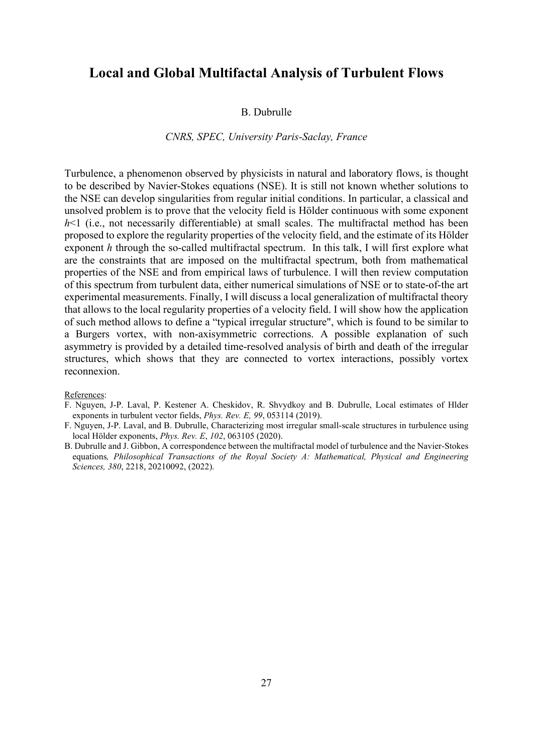# Local and Global Multifactal Analysis of Turbulent Flows

B. Dubrulle

*CNRS, SPEC, University Paris-Saclay, France*

Turbulence, a phenomenon observed by physicists in natural and laboratory flows, is thought to be described by Navier-Stokes equations (NSE). It is still not known whether solutions to the NSE can develop singularities from regular initial conditions. In particular, a classical and unsolved problem is to prove that the velocity field is Hölder continuous with some exponent $h<1$ (i.e., not necessarily differentiable) at small scales. The multifractal method has been proposed to explore the regularity properties of the velocity field, and the estimate of its Hölder exponent $h$ through the so-called multifractal spectrum. In this talk, I will first explore what are the constraints that are imposed on the multifractal spectrum, both from mathematical properties of the NSE and from empirical laws of turbulence. I will then review computation of this spectrum from turbulent data, either numerical simulations of NSE or to state-of-the art experimental measurements. Finally, I will discuss a local generalization of multifractal theory that allows to the local regularity properties of a velocity field. I will show how the application of such method allows to define a "typical irregular structure", which is found to be similar to a Burgers vortex, with non-axisymmetric corrections. A possible explanation of such asymmetry is provided by a detailed time-resolved analysis of birth and death of the irregular structures, which shows that they are connected to vortex interactions, possibly vortex reconnexion.

References:

- F. Nguyen, J-P. Laval, P. Kestener A. Cheskidov, R. Shvydkoy and B. Dubrulle, Local estimates of Hlder exponents in turbulent vector fields, *Phys. Rev. E, 99*, 053114 (2019).
- F. Nguyen, J-P. Laval, and B. Dubrulle, Characterizing most irregular small-scale structures in turbulence using local Hölder exponents, *Phys. Rev. E*, *102*, 063105 (2020).
- B. Dubrulle and J. Gibbon, A correspondence between the multifractal model of turbulence and the Navier-Stokes equations*, Philosophical Transactions of the Royal Society A: Mathematical, Physical and Engineering Sciences, 380*, 2218, 20210092, (2022).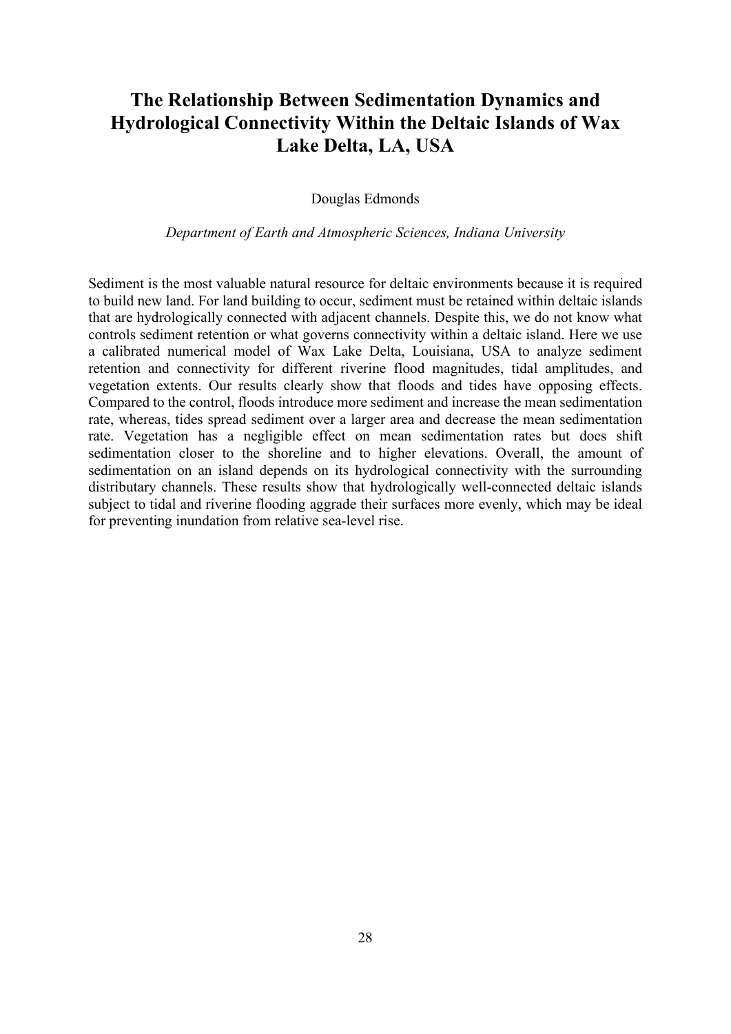# The Relationship Between Sedimentation Dynamics and Hydrological Connectivity Within the Deltaic Islands of Wax Lake Delta, LA, USA

Douglas Edmonds

*Department of Earth and Atmospheric Sciences, Indiana University*

Sediment is the most valuable natural resource for deltaic environments because it is required to build new land. For land building to occur, sediment must be retained within deltaic islands that are hydrologically connected with adjacent channels. Despite this, we do not know what controls sediment retention or what governs connectivity within a deltaic island. Here we use a calibrated numerical model of Wax Lake Delta, Louisiana, USA to analyze sediment retention and connectivity for different riverine flood magnitudes, tidal amplitudes, and vegetation extents. Our results clearly show that floods and tides have opposing effects. Compared to the control, floods introduce more sediment and increase the mean sedimentation rate, whereas, tides spread sediment over a larger area and decrease the mean sedimentation rate. Vegetation has a negligible effect on mean sedimentation rates but does shift sedimentation closer to the shoreline and to higher elevations. Overall, the amount of sedimentation on an island depends on its hydrological connectivity with the surrounding distributary channels. These results show that hydrologically well-connected deltaic islands subject to tidal and riverine flooding aggrade their surfaces more evenly, which may be ideal for preventing inundation from relative sea-level rise.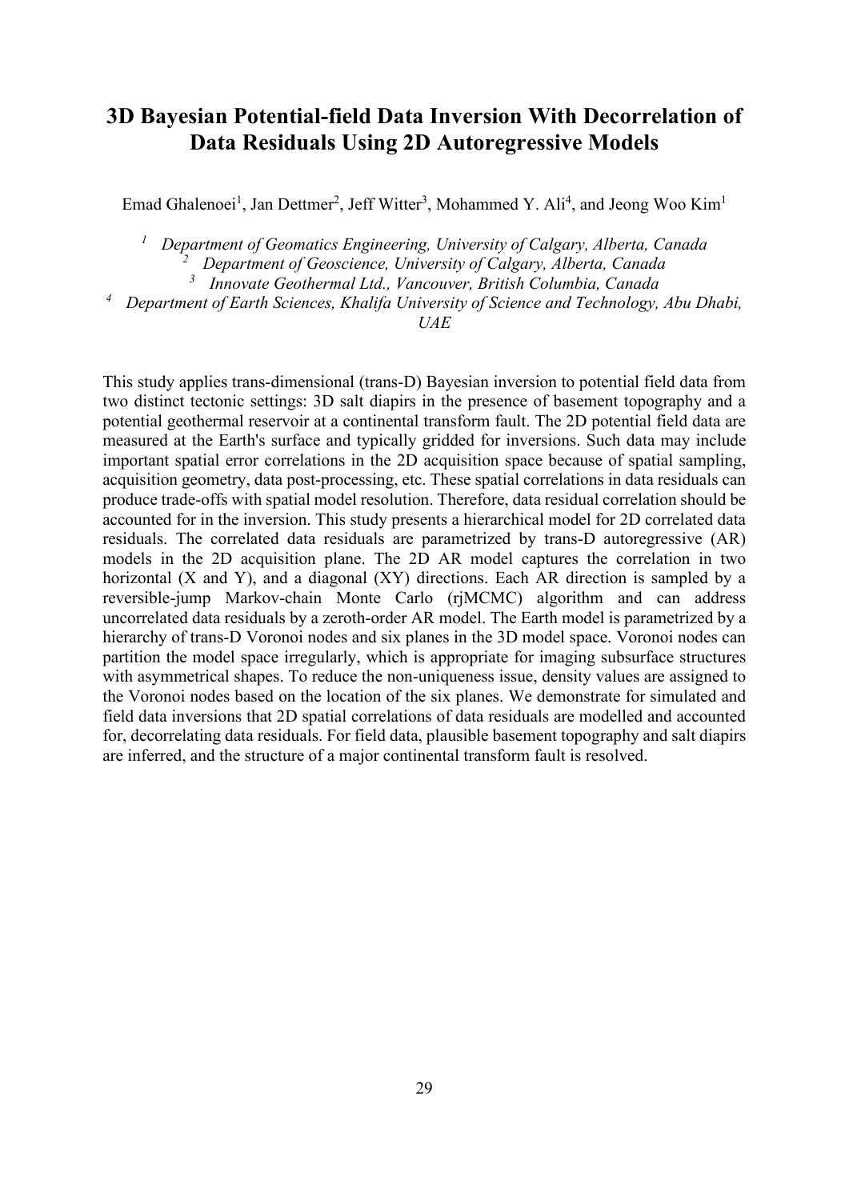# 3D Bayesian Potential-field Data Inversion With Decorrelation of Data Residuals Using 2D Autoregressive Models

Emad Ghalenoei[1], Jan Dettmer[2], Jeff Witter[3], Mohammed Y. Ali[4], and Jeong Woo Kim[1]

[1] *Department of Geomatics Engineering, University of Calgary, Alberta, Canada*
[2] *Department of Geoscience, University of Calgary, Alberta, Canada*
[3] *Innovate Geothermal Ltd., Vancouver, British Columbia, Canada*
[4] *Department of Earth Sciences, Khalifa University of Science and Technology, Abu Dhabi, UAE*

This study applies trans-dimensional (trans-D) Bayesian inversion to potential field data from two distinct tectonic settings: 3D salt diapirs in the presence of basement topography and a potential geothermal reservoir at a continental transform fault. The 2D potential field data are measured at the Earth's surface and typically gridded for inversions. Such data may include important spatial error correlations in the 2D acquisition space because of spatial sampling, acquisition geometry, data post-processing, etc. These spatial correlations in data residuals can produce trade-offs with spatial model resolution. Therefore, data residual correlation should be accounted for in the inversion. This study presents a hierarchical model for 2D correlated data residuals. The correlated data residuals are parametrized by trans-D autoregressive (AR) models in the 2D acquisition plane. The 2D AR model captures the correlation in two horizontal (X and Y), and a diagonal (XY) directions. Each AR direction is sampled by a reversible-jump Markov-chain Monte Carlo (rjMCMC) algorithm and can address uncorrelated data residuals by a zeroth-order AR model. The Earth model is parametrized by a hierarchy of trans-D Voronoi nodes and six planes in the 3D model space. Voronoi nodes can partition the model space irregularly, which is appropriate for imaging subsurface structures with asymmetrical shapes. To reduce the non-uniqueness issue, density values are assigned to the Voronoi nodes based on the location of the six planes. We demonstrate for simulated and field data inversions that 2D spatial correlations of data residuals are modelled and accounted for, decorrelating data residuals. For field data, plausible basement topography and salt diapirs are inferred, and the structure of a major continental transform fault is resolved.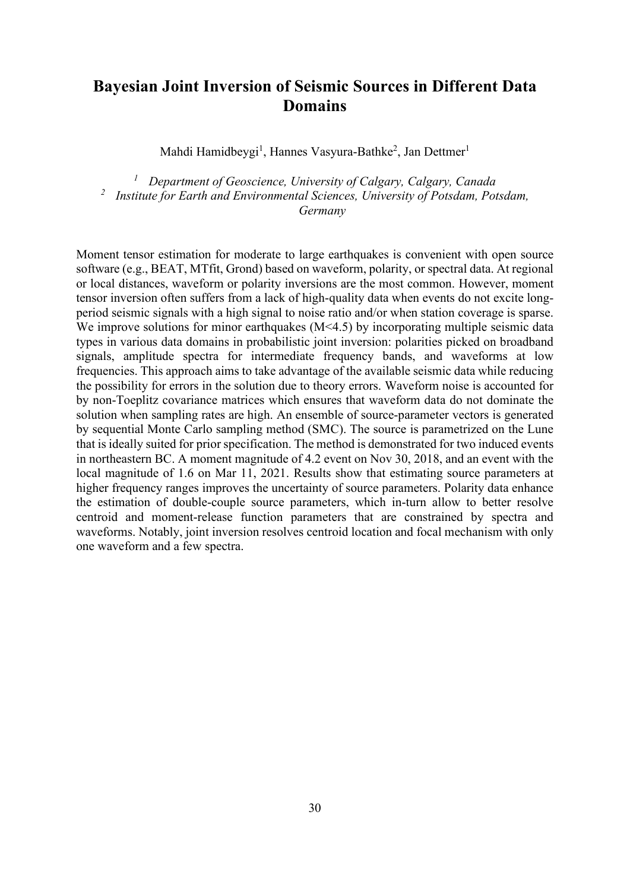# Bayesian Joint Inversion of Seismic Sources in Different Data Domains

Mahdi Hamidbeygi[1], Hannes Vasyura-Bathke[2], Jan Dettmer[1]

*[1] Department of Geoscience, University of Calgary, Calgary, Canada*
*[2] Institute for Earth and Environmental Sciences, University of Potsdam, Potsdam, Germany*

Moment tensor estimation for moderate to large earthquakes is convenient with open source software (e.g., BEAT, MTfit, Grond) based on waveform, polarity, or spectral data. At regional or local distances, waveform or polarity inversions are the most common. However, moment tensor inversion often suffers from a lack of high-quality data when events do not excite long-period seismic signals with a high signal to noise ratio and/or when station coverage is sparse. We improve solutions for minor earthquakes (M<4.5) by incorporating multiple seismic data types in various data domains in probabilistic joint inversion: polarities picked on broadband signals, amplitude spectra for intermediate frequency bands, and waveforms at low frequencies. This approach aims to take advantage of the available seismic data while reducing the possibility for errors in the solution due to theory errors. Waveform noise is accounted for by non-Toeplitz covariance matrices which ensures that waveform data do not dominate the solution when sampling rates are high. An ensemble of source-parameter vectors is generated by sequential Monte Carlo sampling method (SMC). The source is parametrized on the Lune that is ideally suited for prior specification. The method is demonstrated for two induced events in northeastern BC. A moment magnitude of 4.2 event on Nov 30, 2018, and an event with the local magnitude of 1.6 on Mar 11, 2021. Results show that estimating source parameters at higher frequency ranges improves the uncertainty of source parameters. Polarity data enhance the estimation of double-couple source parameters, which in-turn allow to better resolve centroid and moment-release function parameters that are constrained by spectra and waveforms. Notably, joint inversion resolves centroid location and focal mechanism with only one waveform and a few spectra.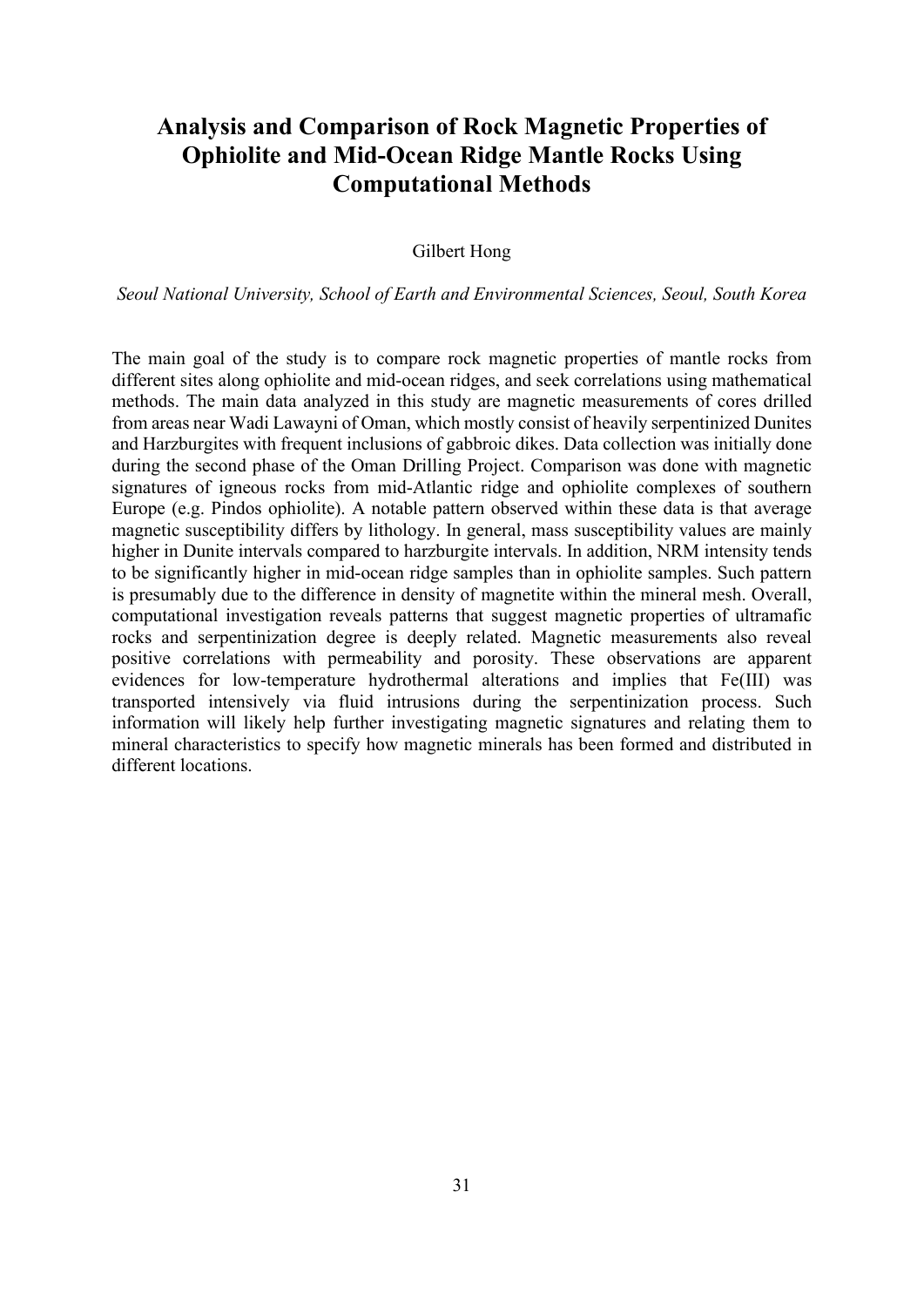# Analysis and Comparison of Rock Magnetic Properties of Ophiolite and Mid-Ocean Ridge Mantle Rocks Using Computational Methods

Gilbert Hong

*Seoul National University, School of Earth and Environmental Sciences, Seoul, South Korea*

The main goal of the study is to compare rock magnetic properties of mantle rocks from different sites along ophiolite and mid-ocean ridges, and seek correlations using mathematical methods. The main data analyzed in this study are magnetic measurements of cores drilled from areas near Wadi Lawayni of Oman, which mostly consist of heavily serpentinized Dunites and Harzburgites with frequent inclusions of gabbroic dikes. Data collection was initially done during the second phase of the Oman Drilling Project. Comparison was done with magnetic signatures of igneous rocks from mid-Atlantic ridge and ophiolite complexes of southern Europe (e.g. Pindos ophiolite). A notable pattern observed within these data is that average magnetic susceptibility differs by lithology. In general, mass susceptibility values are mainly higher in Dunite intervals compared to harzburgite intervals. In addition, NRM intensity tends to be significantly higher in mid-ocean ridge samples than in ophiolite samples. Such pattern is presumably due to the difference in density of magnetite within the mineral mesh. Overall, computational investigation reveals patterns that suggest magnetic properties of ultramafic rocks and serpentinization degree is deeply related. Magnetic measurements also reveal positive correlations with permeability and porosity. These observations are apparent evidences for low-temperature hydrothermal alterations and implies that Fe(III) was transported intensively via fluid intrusions during the serpentinization process. Such information will likely help further investigating magnetic signatures and relating them to mineral characteristics to specify how magnetic minerals has been formed and distributed in different locations.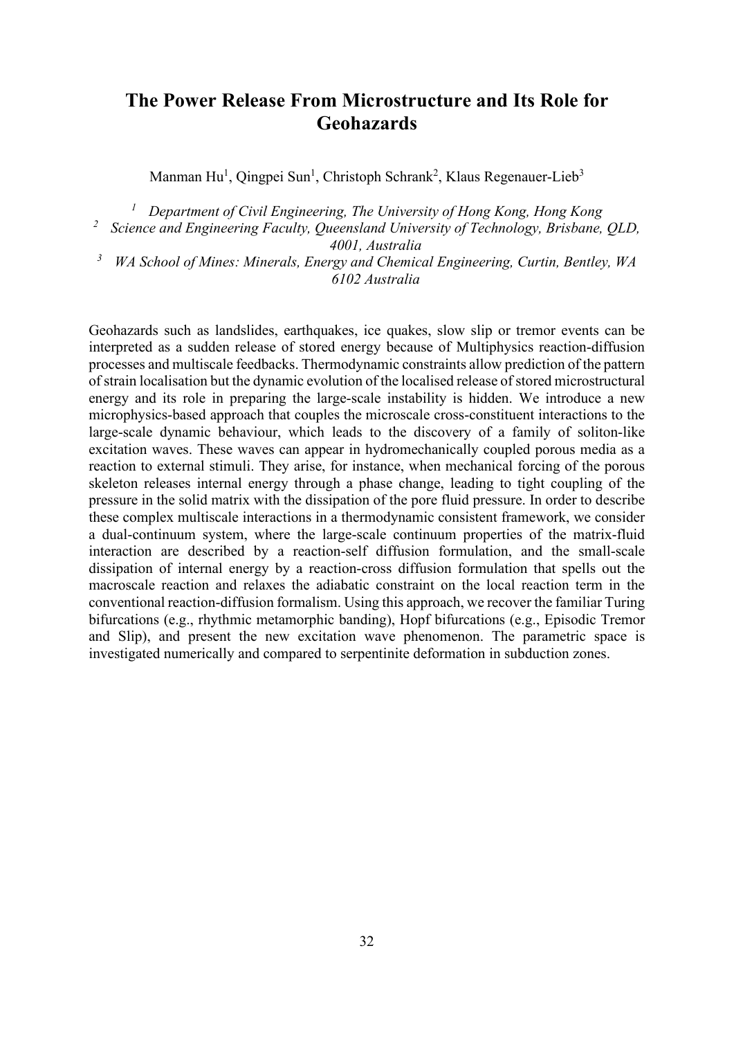# The Power Release From Microstructure and Its Role for Geohazards

Manman Hu[1], Qingpei Sun[1], Christoph Schrank[2], Klaus Regenauer-Lieb[3]

*[1] Department of Civil Engineering, The University of Hong Kong, Hong Kong*
*[2] Science and Engineering Faculty, Queensland University of Technology, Brisbane, QLD, 4001, Australia*
*[3] WA School of Mines: Minerals, Energy and Chemical Engineering, Curtin, Bentley, WA 6102 Australia*

Geohazards such as landslides, earthquakes, ice quakes, slow slip or tremor events can be interpreted as a sudden release of stored energy because of Multiphysics reaction-diffusion processes and multiscale feedbacks. Thermodynamic constraints allow prediction of the pattern of strain localisation but the dynamic evolution of the localised release of stored microstructural energy and its role in preparing the large-scale instability is hidden. We introduce a new microphysics-based approach that couples the microscale cross-constituent interactions to the large-scale dynamic behaviour, which leads to the discovery of a family of soliton-like excitation waves. These waves can appear in hydromechanically coupled porous media as a reaction to external stimuli. They arise, for instance, when mechanical forcing of the porous skeleton releases internal energy through a phase change, leading to tight coupling of the pressure in the solid matrix with the dissipation of the pore fluid pressure. In order to describe these complex multiscale interactions in a thermodynamic consistent framework, we consider a dual-continuum system, where the large-scale continuum properties of the matrix-fluid interaction are described by a reaction-self diffusion formulation, and the small-scale dissipation of internal energy by a reaction-cross diffusion formulation that spells out the macroscale reaction and relaxes the adiabatic constraint on the local reaction term in the conventional reaction-diffusion formalism. Using this approach, we recover the familiar Turing bifurcations (e.g., rhythmic metamorphic banding), Hopf bifurcations (e.g., Episodic Tremor and Slip), and present the new excitation wave phenomenon. The parametric space is investigated numerically and compared to serpentinite deformation in subduction zones.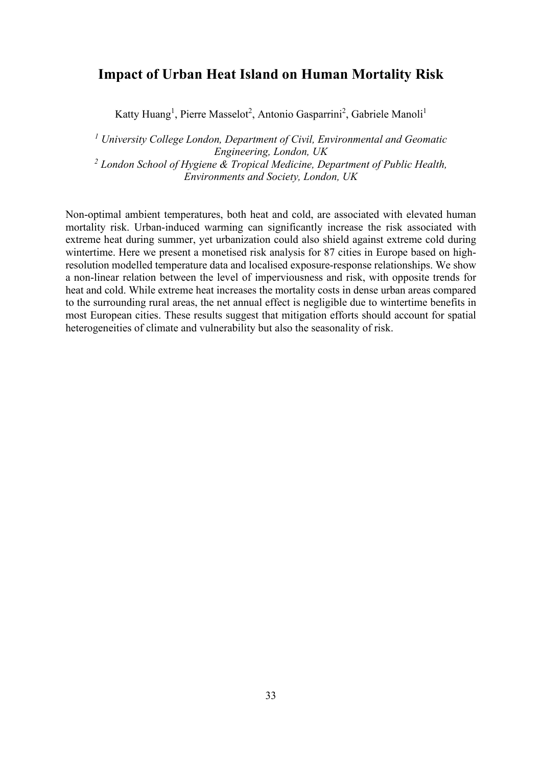# Impact of Urban Heat Island on Human Mortality Risk

Katty Huang[1], Pierre Masselot[2], Antonio Gasparrini[2], Gabriele Manoli[1]

*[1] University College London, Department of Civil, Environmental and Geomatic Engineering, London, UK*
*[2] London School of Hygiene & Tropical Medicine, Department of Public Health, Environments and Society, London, UK*

Non-optimal ambient temperatures, both heat and cold, are associated with elevated human mortality risk. Urban-induced warming can significantly increase the risk associated with extreme heat during summer, yet urbanization could also shield against extreme cold during wintertime. Here we present a monetised risk analysis for 87 cities in Europe based on high-resolution modelled temperature data and localised exposure-response relationships. We show a non-linear relation between the level of imperviousness and risk, with opposite trends for heat and cold. While extreme heat increases the mortality costs in dense urban areas compared to the surrounding rural areas, the net annual effect is negligible due to wintertime benefits in most European cities. These results suggest that mitigation efforts should account for spatial heterogeneities of climate and vulnerability but also the seasonality of risk.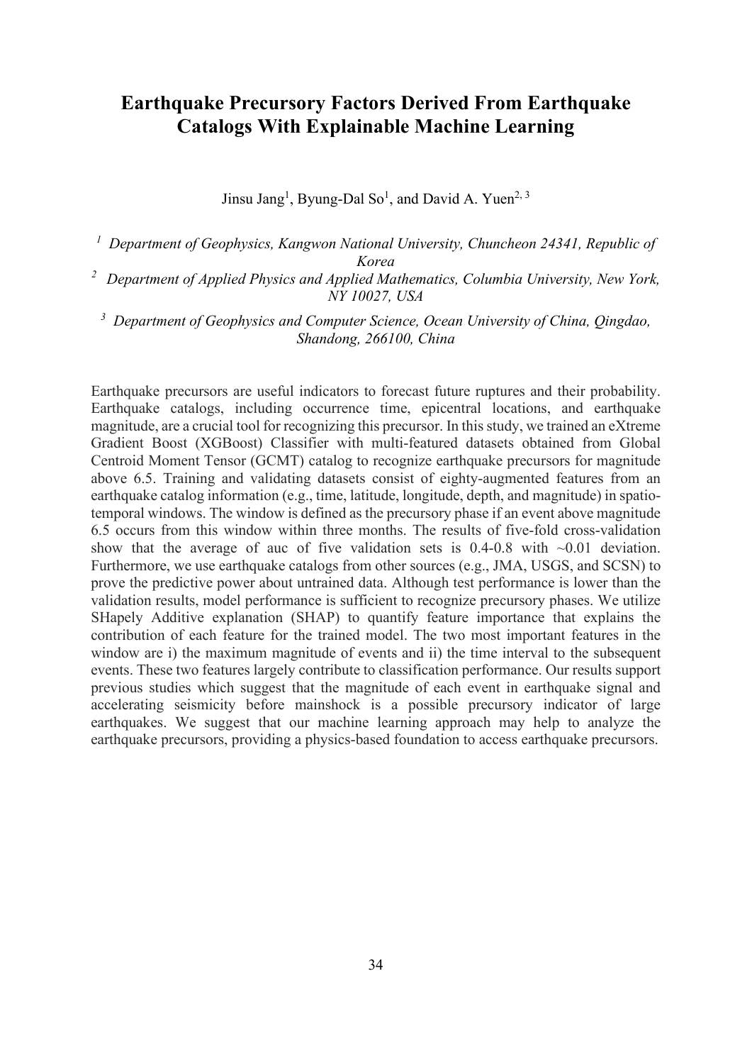# Earthquake Precursory Factors Derived From Earthquake Catalogs With Explainable Machine Learning

Jinsu Jang[1], Byung-Dal So[1], and David A. Yuen[2, 3]

[1] *Department of Geophysics, Kangwon National University, Chuncheon 24341, Republic of Korea*

[2] *Department of Applied Physics and Applied Mathematics, Columbia University, New York, NY 10027, USA*

[3] *Department of Geophysics and Computer Science, Ocean University of China, Qingdao, Shandong, 266100, China*

Earthquake precursors are useful indicators to forecast future ruptures and their probability. Earthquake catalogs, including occurrence time, epicentral locations, and earthquake magnitude, are a crucial tool for recognizing this precursor. In this study, we trained an eXtreme Gradient Boost (XGBoost) Classifier with multi-featured datasets obtained from Global Centroid Moment Tensor (GCMT) catalog to recognize earthquake precursors for magnitude above 6.5. Training and validating datasets consist of eighty-augmented features from an earthquake catalog information (e.g., time, latitude, longitude, depth, and magnitude) in spatio-temporal windows. The window is defined as the precursory phase if an event above magnitude 6.5 occurs from this window within three months. The results of five-fold cross-validation show that the average of auc of five validation sets is 0.4-0.8 with ~0.01 deviation. Furthermore, we use earthquake catalogs from other sources (e.g., JMA, USGS, and SCSN) to prove the predictive power about untrained data. Although test performance is lower than the validation results, model performance is sufficient to recognize precursory phases. We utilize SHapely Additive explanation (SHAP) to quantify feature importance that explains the contribution of each feature for the trained model. The two most important features in the window are i) the maximum magnitude of events and ii) the time interval to the subsequent events. These two features largely contribute to classification performance. Our results support previous studies which suggest that the magnitude of each event in earthquake signal and accelerating seismicity before mainshock is a possible precursory indicator of large earthquakes. We suggest that our machine learning approach may help to analyze the earthquake precursors, providing a physics-based foundation to access earthquake precursors.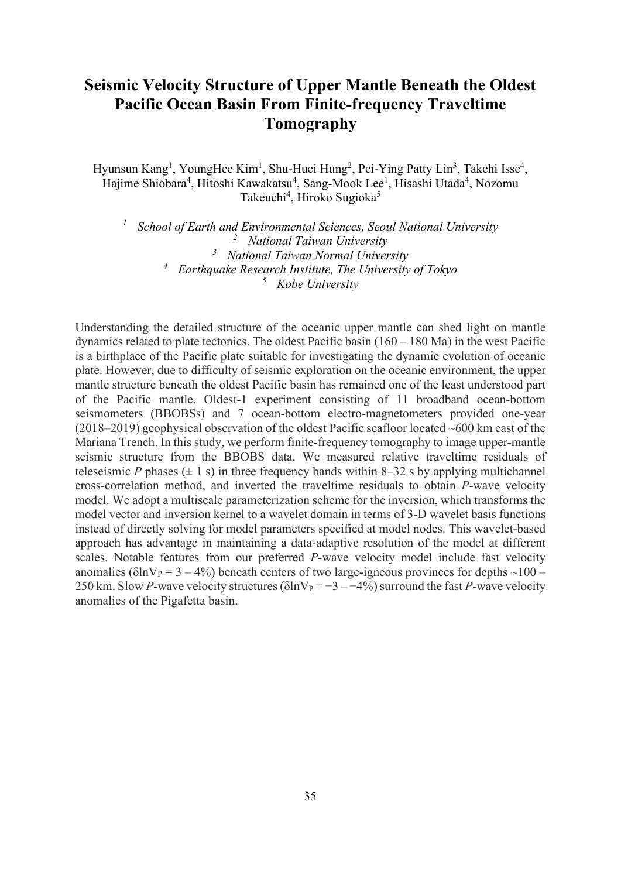# Seismic Velocity Structure of Upper Mantle Beneath the Oldest Pacific Ocean Basin From Finite-frequency Traveltime Tomography

Hyunsun Kang[1], YoungHee Kim[1], Shu-Huei Hung[2], Pei-Ying Patty Lin[3], Takehi Isse[4], Hajime Shiobara[4], Hitoshi Kawakatsu[4], Sang-Mook Lee[1], Hisashi Utada[4], Nozomu Takeuchi[4], Hiroko Sugioka[5]

[1] *School of Earth and Environmental Sciences, Seoul National University*
[2] *National Taiwan University*
[3] *National Taiwan Normal University*
[4] *Earthquake Research Institute, The University of Tokyo*
[5] *Kobe University*

Understanding the detailed structure of the oceanic upper mantle can shed light on mantle dynamics related to plate tectonics. The oldest Pacific basin (160 – 180 Ma) in the west Pacific is a birthplace of the Pacific plate suitable for investigating the dynamic evolution of oceanic plate. However, due to difficulty of seismic exploration on the oceanic environment, the upper mantle structure beneath the oldest Pacific basin has remained one of the least understood part of the Pacific mantle. Oldest-1 experiment consisting of 11 broadband ocean-bottom seismometers (BBOBSs) and 7 ocean-bottom electro-magnetometers provided one-year (2018–2019) geophysical observation of the oldest Pacific seafloor located ~600 km east of the Mariana Trench. In this study, we perform finite-frequency tomography to image upper-mantle seismic structure from the BBOBS data. We measured relative traveltime residuals of teleseismic *P* phases (± 1 s) in three frequency bands within 8–32 s by applying multichannel cross-correlation method, and inverted the traveltime residuals to obtain *P*-wave velocity model. We adopt a multiscale parameterization scheme for the inversion, which transforms the model vector and inversion kernel to a wavelet domain in terms of 3-D wavelet basis functions instead of directly solving for model parameters specified at model nodes. This wavelet-based approach has advantage in maintaining a data-adaptive resolution of the model at different scales. Notable features from our preferred *P*-wave velocity model include fast velocity anomalies ($\delta \ln V_P = 3 – 4\%$) beneath centers of two large-igneous provinces for depths ~100 – 250 km. Slow *P*-wave velocity structures ($\delta \ln V_P = -3 – -4\%$) surround the fast *P*-wave velocity anomalies of the Pigafetta basin.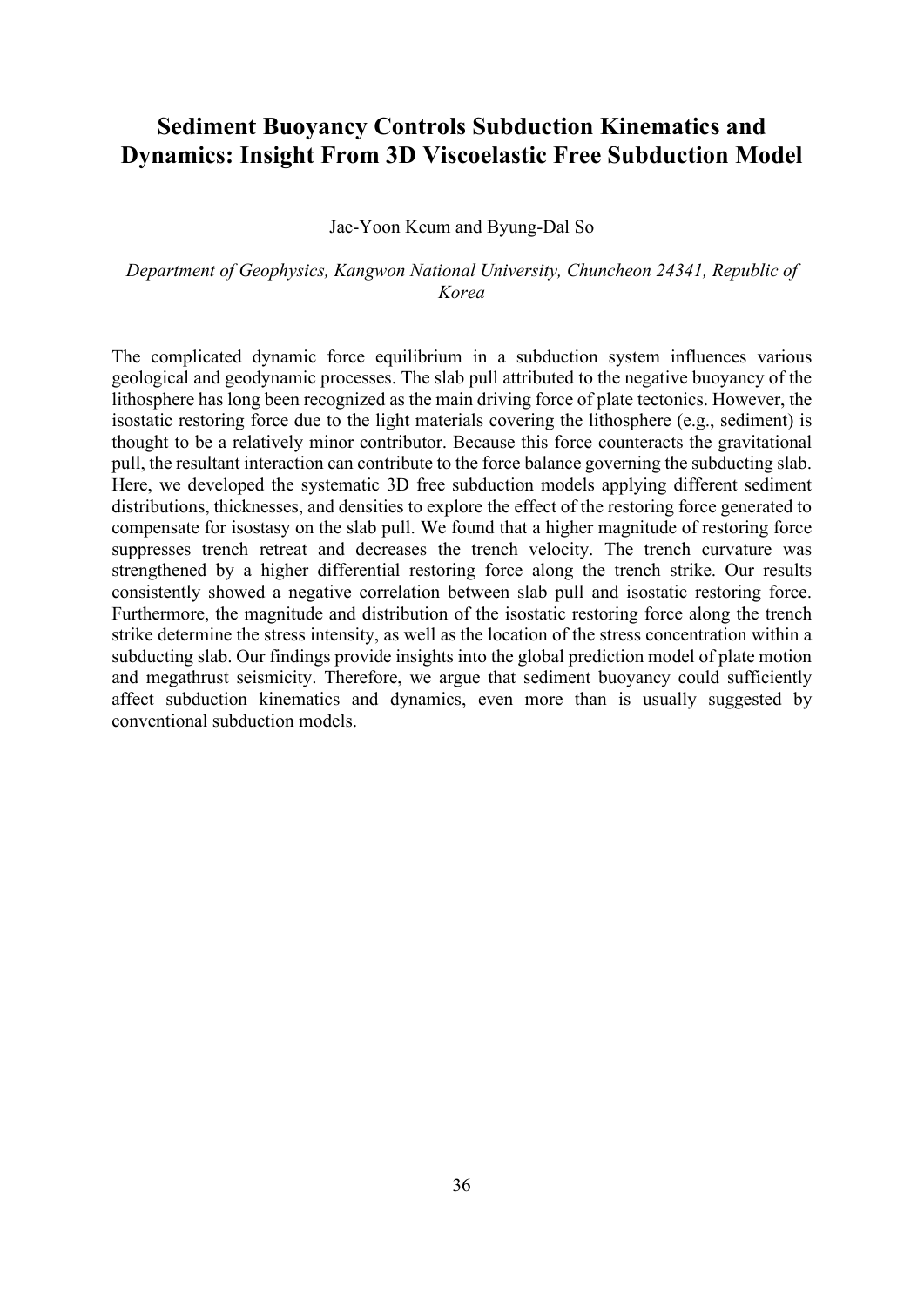# Sediment Buoyancy Controls Subduction Kinematics and Dynamics: Insight From 3D Viscoelastic Free Subduction Model

Jae-Yoon Keum and Byung-Dal So

*Department of Geophysics, Kangwon National University, Chuncheon 24341, Republic of Korea*

The complicated dynamic force equilibrium in a subduction system influences various geological and geodynamic processes. The slab pull attributed to the negative buoyancy of the lithosphere has long been recognized as the main driving force of plate tectonics. However, the isostatic restoring force due to the light materials covering the lithosphere (e.g., sediment) is thought to be a relatively minor contributor. Because this force counteracts the gravitational pull, the resultant interaction can contribute to the force balance governing the subducting slab. Here, we developed the systematic 3D free subduction models applying different sediment distributions, thicknesses, and densities to explore the effect of the restoring force generated to compensate for isostasy on the slab pull. We found that a higher magnitude of restoring force suppresses trench retreat and decreases the trench velocity. The trench curvature was strengthened by a higher differential restoring force along the trench strike. Our results consistently showed a negative correlation between slab pull and isostatic restoring force. Furthermore, the magnitude and distribution of the isostatic restoring force along the trench strike determine the stress intensity, as well as the location of the stress concentration within a subducting slab. Our findings provide insights into the global prediction model of plate motion and megathrust seismicity. Therefore, we argue that sediment buoyancy could sufficiently affect subduction kinematics and dynamics, even more than is usually suggested by conventional subduction models.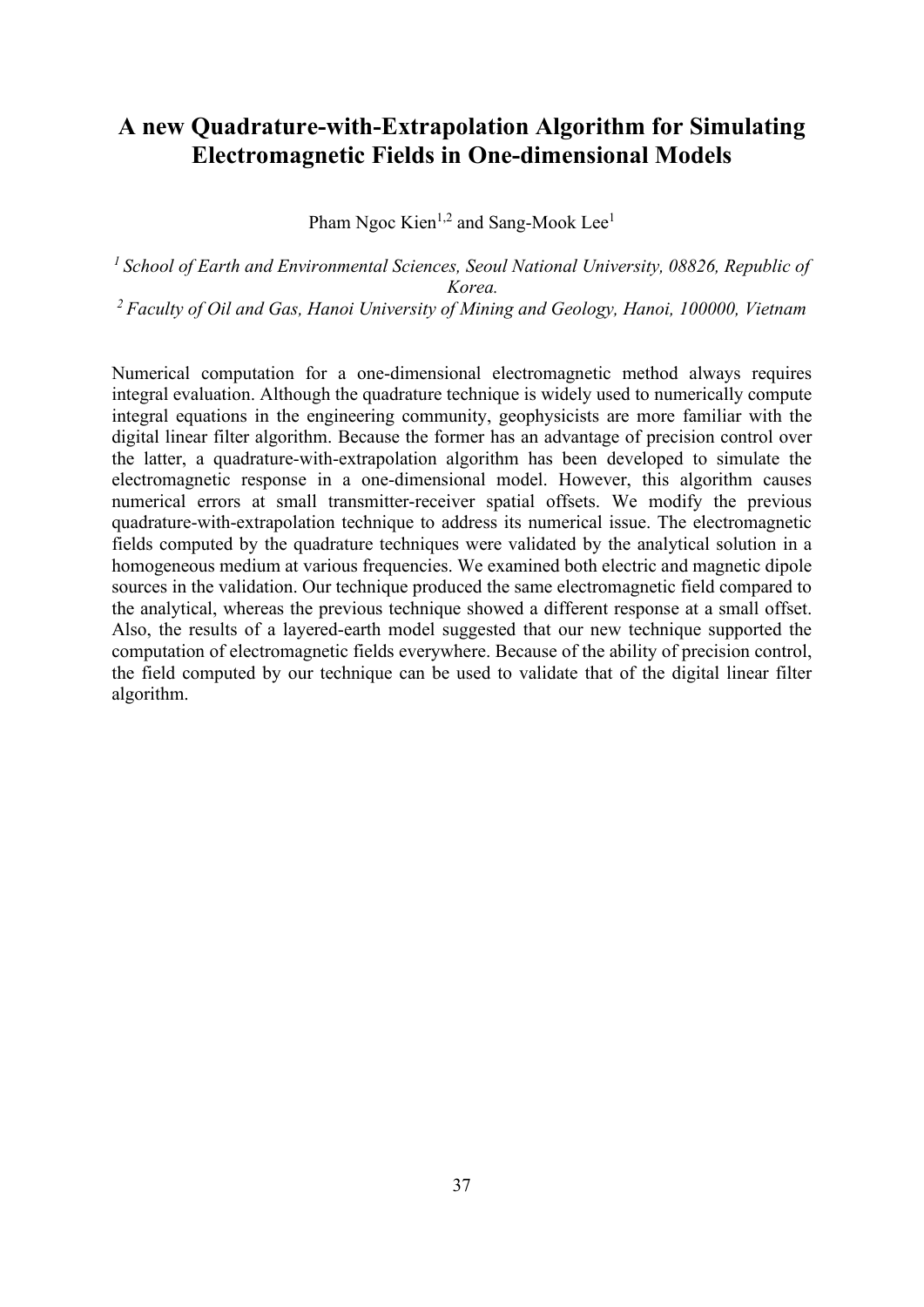# A new Quadrature-with-Extrapolation Algorithm for Simulating Electromagnetic Fields in One-dimensional Models

Pham Ngoc Kien[1,2] and Sang-Mook Lee[1]

*[1] School of Earth and Environmental Sciences, Seoul National University, 08826, Republic of Korea.*

*[2] Faculty of Oil and Gas, Hanoi University of Mining and Geology, Hanoi, 100000, Vietnam*

Numerical computation for a one-dimensional electromagnetic method always requires integral evaluation. Although the quadrature technique is widely used to numerically compute integral equations in the engineering community, geophysicists are more familiar with the digital linear filter algorithm. Because the former has an advantage of precision control over the latter, a quadrature-with-extrapolation algorithm has been developed to simulate the electromagnetic response in a one-dimensional model. However, this algorithm causes numerical errors at small transmitter-receiver spatial offsets. We modify the previous quadrature-with-extrapolation technique to address its numerical issue. The electromagnetic fields computed by the quadrature techniques were validated by the analytical solution in a homogeneous medium at various frequencies. We examined both electric and magnetic dipole sources in the validation. Our technique produced the same electromagnetic field compared to the analytical, whereas the previous technique showed a different response at a small offset. Also, the results of a layered-earth model suggested that our new technique supported the computation of electromagnetic fields everywhere. Because of the ability of precision control, the field computed by our technique can be used to validate that of the digital linear filter algorithm.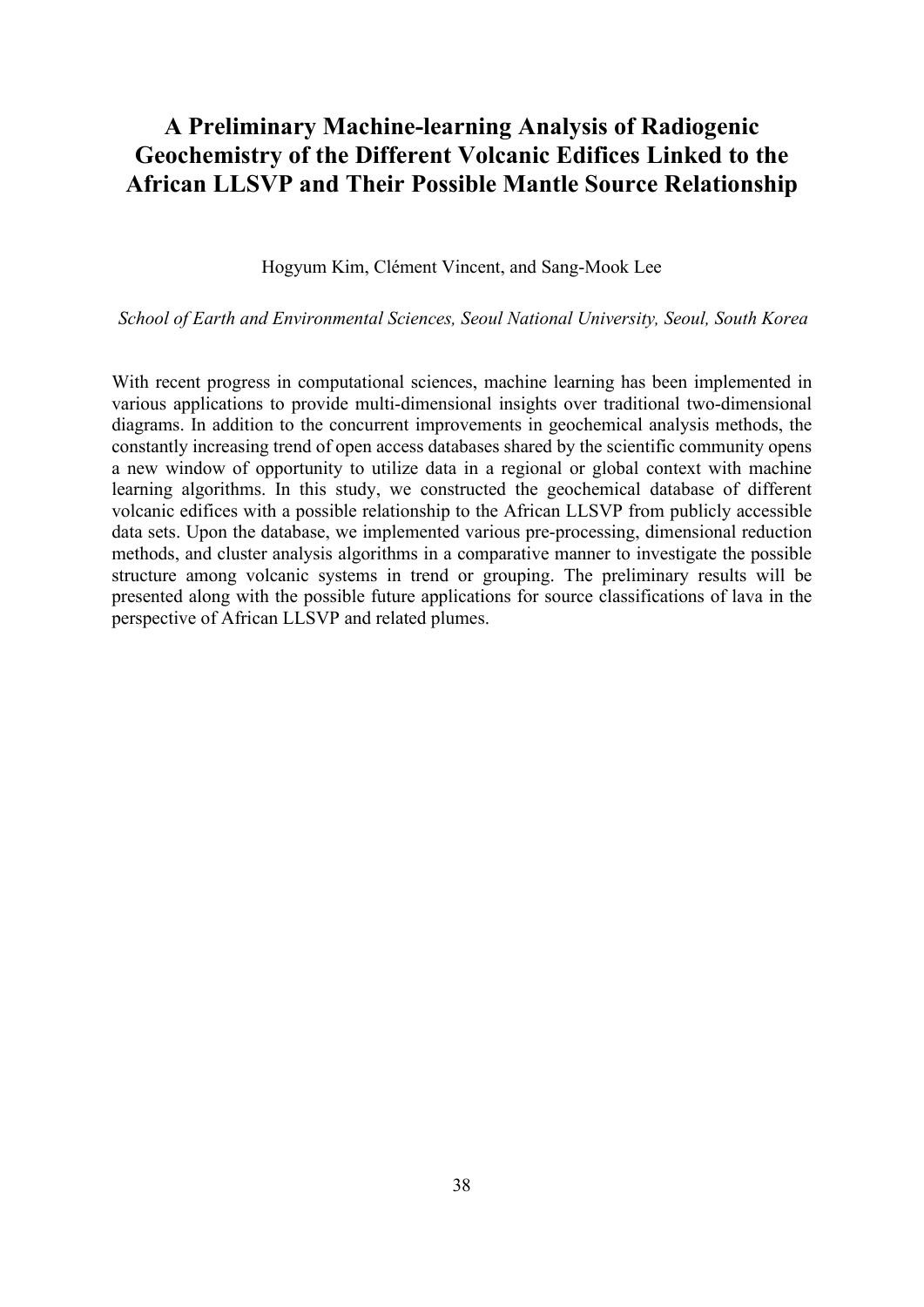# A Preliminary Machine-learning Analysis of Radiogenic Geochemistry of the Different Volcanic Edifices Linked to the African LLSVP and Their Possible Mantle Source Relationship

Hogyum Kim, Clément Vincent, and Sang-Mook Lee

*School of Earth and Environmental Sciences, Seoul National University, Seoul, South Korea*

With recent progress in computational sciences, machine learning has been implemented in various applications to provide multi-dimensional insights over traditional two-dimensional diagrams. In addition to the concurrent improvements in geochemical analysis methods, the constantly increasing trend of open access databases shared by the scientific community opens a new window of opportunity to utilize data in a regional or global context with machine learning algorithms. In this study, we constructed the geochemical database of different volcanic edifices with a possible relationship to the African LLSVP from publicly accessible data sets. Upon the database, we implemented various pre-processing, dimensional reduction methods, and cluster analysis algorithms in a comparative manner to investigate the possible structure among volcanic systems in trend or grouping. The preliminary results will be presented along with the possible future applications for source classifications of lava in the perspective of African LLSVP and related plumes.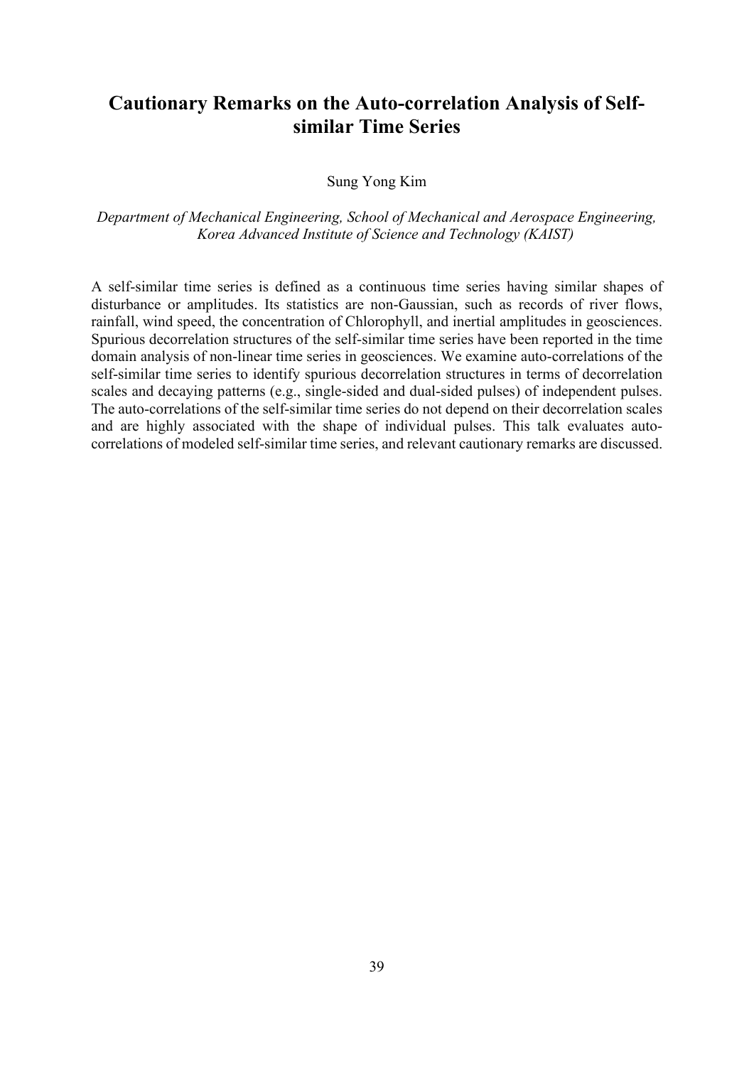# Cautionary Remarks on the Auto-correlation Analysis of Self-similar Time Series

Sung Yong Kim

*Department of Mechanical Engineering, School of Mechanical and Aerospace Engineering, Korea Advanced Institute of Science and Technology (KAIST)*

A self-similar time series is defined as a continuous time series having similar shapes of disturbance or amplitudes. Its statistics are non-Gaussian, such as records of river flows, rainfall, wind speed, the concentration of Chlorophyll, and inertial amplitudes in geosciences. Spurious decorrelation structures of the self-similar time series have been reported in the time domain analysis of non-linear time series in geosciences. We examine auto-correlations of the self-similar time series to identify spurious decorrelation structures in terms of decorrelation scales and decaying patterns (e.g., single-sided and dual-sided pulses) of independent pulses. The auto-correlations of the self-similar time series do not depend on their decorrelation scales and are highly associated with the shape of individual pulses. This talk evaluates auto-correlations of modeled self-similar time series, and relevant cautionary remarks are discussed.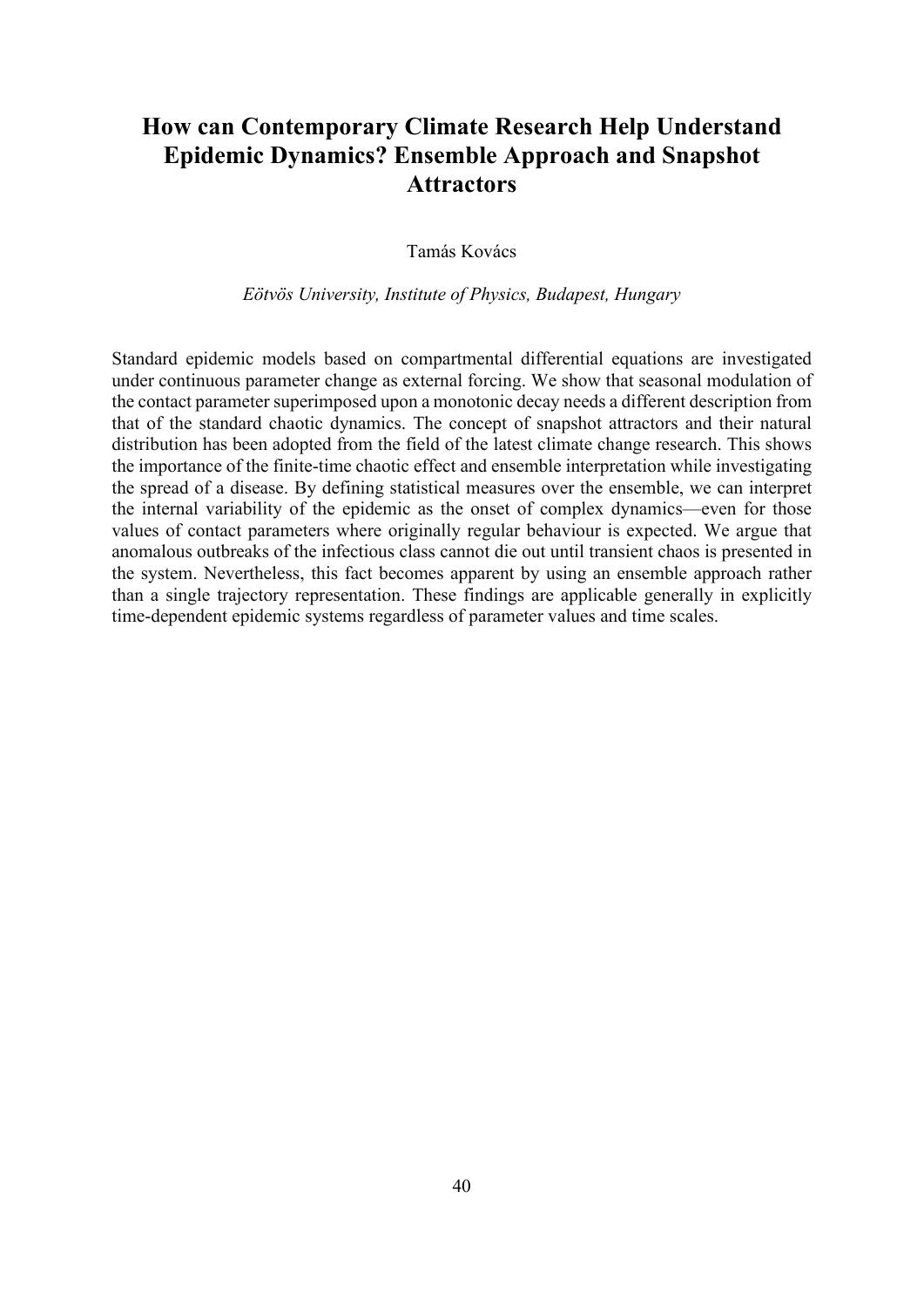# How can Contemporary Climate Research Help Understand Epidemic Dynamics? Ensemble Approach and Snapshot Attractors

Tamás Kovács

*Eötvös University, Institute of Physics, Budapest, Hungary*

Standard epidemic models based on compartmental differential equations are investigated under continuous parameter change as external forcing. We show that seasonal modulation of the contact parameter superimposed upon a monotonic decay needs a different description from that of the standard chaotic dynamics. The concept of snapshot attractors and their natural distribution has been adopted from the field of the latest climate change research. This shows the importance of the finite-time chaotic effect and ensemble interpretation while investigating the spread of a disease. By defining statistical measures over the ensemble, we can interpret the internal variability of the epidemic as the onset of complex dynamics—even for those values of contact parameters where originally regular behaviour is expected. We argue that anomalous outbreaks of the infectious class cannot die out until transient chaos is presented in the system. Nevertheless, this fact becomes apparent by using an ensemble approach rather than a single trajectory representation. These findings are applicable generally in explicitly time-dependent epidemic systems regardless of parameter values and time scales.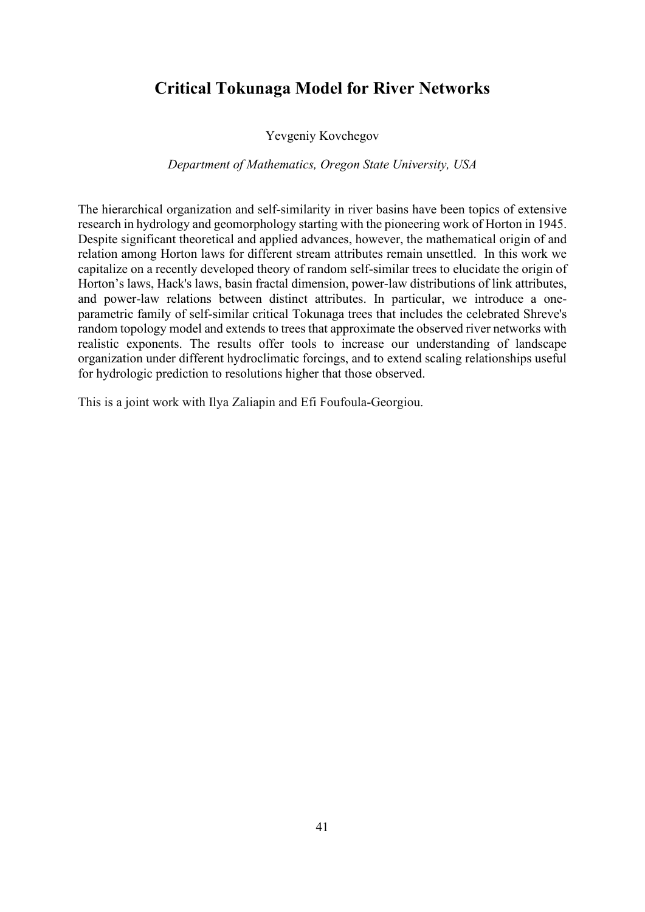# Critical Tokunaga Model for River Networks

Yevgeniy Kovchegov

*Department of Mathematics, Oregon State University, USA*

The hierarchical organization and self-similarity in river basins have been topics of extensive research in hydrology and geomorphology starting with the pioneering work of Horton in 1945. Despite significant theoretical and applied advances, however, the mathematical origin of and relation among Horton laws for different stream attributes remain unsettled. In this work we capitalize on a recently developed theory of random self-similar trees to elucidate the origin of Horton's laws, Hack's laws, basin fractal dimension, power-law distributions of link attributes, and power-law relations between distinct attributes. In particular, we introduce a one-parametric family of self-similar critical Tokunaga trees that includes the celebrated Shreve's random topology model and extends to trees that approximate the observed river networks with realistic exponents. The results offer tools to increase our understanding of landscape organization under different hydroclimatic forcings, and to extend scaling relationships useful for hydrologic prediction to resolutions higher that those observed.

This is a joint work with Ilya Zaliapin and Efi Foufoula-Georgiou.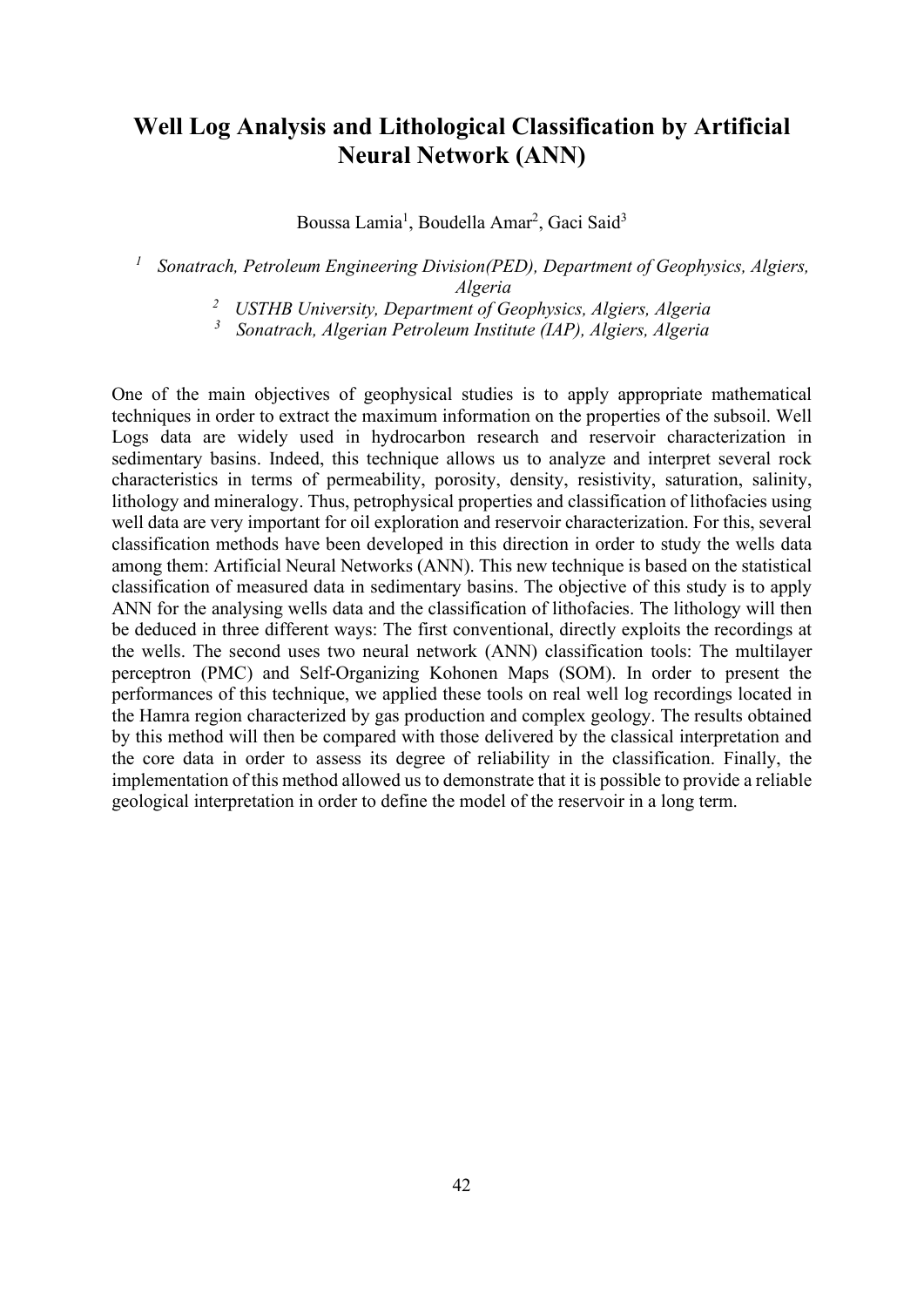# Well Log Analysis and Lithological Classification by Artificial Neural Network (ANN)

Boussa Lamia[1], Boudella Amar[2], Gaci Said[3]

*[1] Sonatrach, Petroleum Engineering Division(PED), Department of Geophysics, Algiers, Algeria*
*[2] USTHB University, Department of Geophysics, Algiers, Algeria*
*[3] Sonatrach, Algerian Petroleum Institute (IAP), Algiers, Algeria*

One of the main objectives of geophysical studies is to apply appropriate mathematical techniques in order to extract the maximum information on the properties of the subsoil. Well Logs data are widely used in hydrocarbon research and reservoir characterization in sedimentary basins. Indeed, this technique allows us to analyze and interpret several rock characteristics in terms of permeability, porosity, density, resistivity, saturation, salinity, lithology and mineralogy. Thus, petrophysical properties and classification of lithofacies using well data are very important for oil exploration and reservoir characterization. For this, several classification methods have been developed in this direction in order to study the wells data among them: Artificial Neural Networks (ANN). This new technique is based on the statistical classification of measured data in sedimentary basins. The objective of this study is to apply ANN for the analysing wells data and the classification of lithofacies. The lithology will then be deduced in three different ways: The first conventional, directly exploits the recordings at the wells. The second uses two neural network (ANN) classification tools: The multilayer perceptron (PMC) and Self-Organizing Kohonen Maps (SOM). In order to present the performances of this technique, we applied these tools on real well log recordings located in the Hamra region characterized by gas production and complex geology. The results obtained by this method will then be compared with those delivered by the classical interpretation and the core data in order to assess its degree of reliability in the classification. Finally, the implementation of this method allowed us to demonstrate that it is possible to provide a reliable geological interpretation in order to define the model of the reservoir in a long term.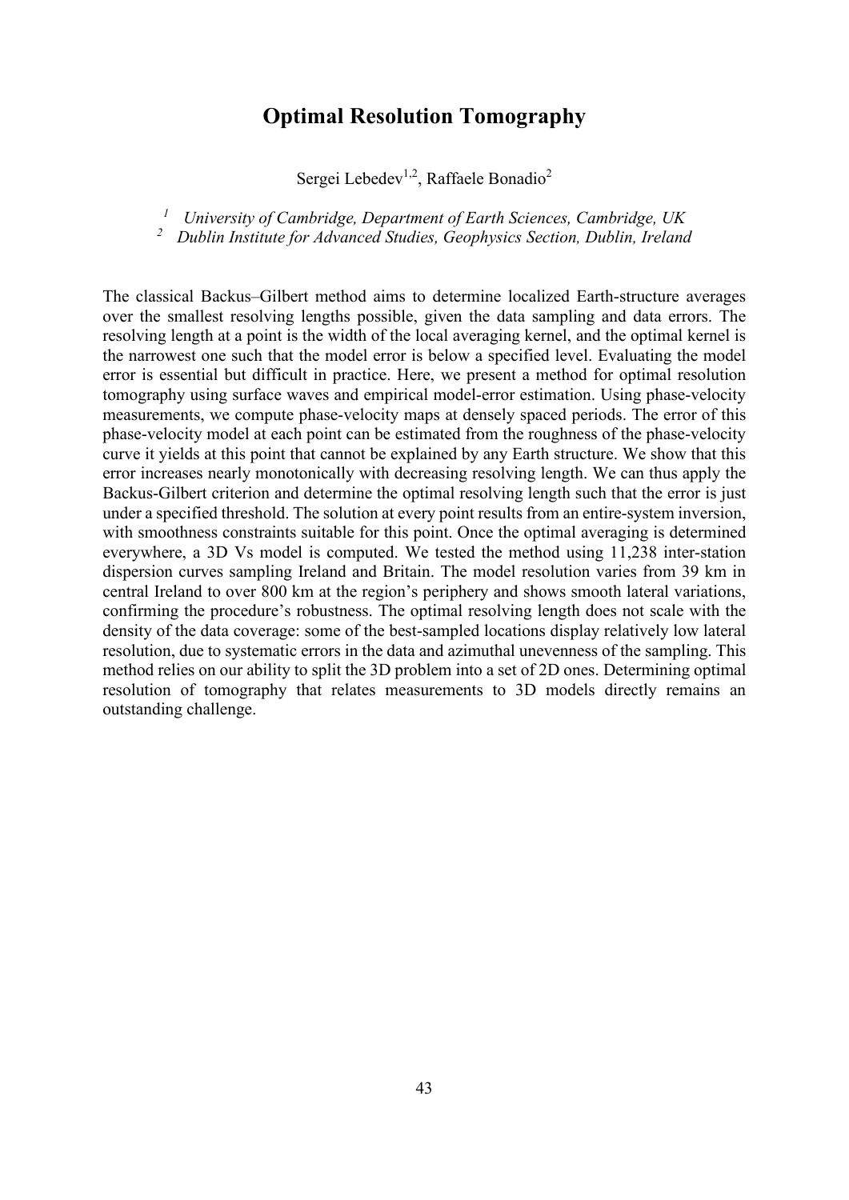# Optimal Resolution Tomography

Sergei Lebedev[1,2], Raffaele Bonadio[2]

*[1] University of Cambridge, Department of Earth Sciences, Cambridge, UK*
*[2] Dublin Institute for Advanced Studies, Geophysics Section, Dublin, Ireland*

The classical Backus–Gilbert method aims to determine localized Earth-structure averages over the smallest resolving lengths possible, given the data sampling and data errors. The resolving length at a point is the width of the local averaging kernel, and the optimal kernel is the narrowest one such that the model error is below a specified level. Evaluating the model error is essential but difficult in practice. Here, we present a method for optimal resolution tomography using surface waves and empirical model-error estimation. Using phase-velocity measurements, we compute phase-velocity maps at densely spaced periods. The error of this phase-velocity model at each point can be estimated from the roughness of the phase-velocity curve it yields at this point that cannot be explained by any Earth structure. We show that this error increases nearly monotonically with decreasing resolving length. We can thus apply the Backus-Gilbert criterion and determine the optimal resolving length such that the error is just under a specified threshold. The solution at every point results from an entire-system inversion, with smoothness constraints suitable for this point. Once the optimal averaging is determined everywhere, a 3D Vs model is computed. We tested the method using 11,238 inter-station dispersion curves sampling Ireland and Britain. The model resolution varies from 39 km in central Ireland to over 800 km at the region's periphery and shows smooth lateral variations, confirming the procedure's robustness. The optimal resolving length does not scale with the density of the data coverage: some of the best-sampled locations display relatively low lateral resolution, due to systematic errors in the data and azimuthal unevenness of the sampling. This method relies on our ability to split the 3D problem into a set of 2D ones. Determining optimal resolution of tomography that relates measurements to 3D models directly remains an outstanding challenge.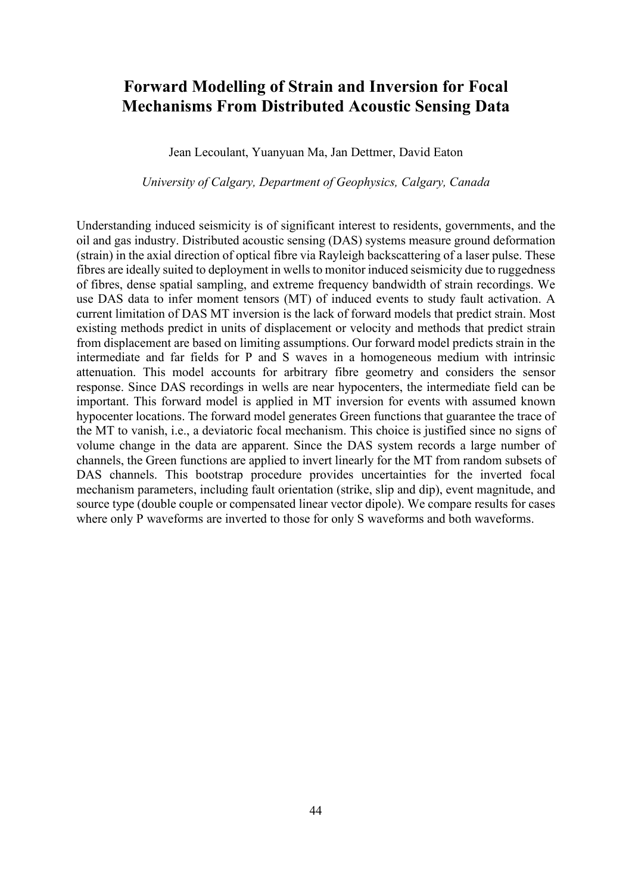# Forward Modelling of Strain and Inversion for Focal Mechanisms From Distributed Acoustic Sensing Data

Jean Lecoulant, Yuanyuan Ma, Jan Dettmer, David Eaton

*University of Calgary, Department of Geophysics, Calgary, Canada*

Understanding induced seismicity is of significant interest to residents, governments, and the oil and gas industry. Distributed acoustic sensing (DAS) systems measure ground deformation (strain) in the axial direction of optical fibre via Rayleigh backscattering of a laser pulse. These fibres are ideally suited to deployment in wells to monitor induced seismicity due to ruggedness of fibres, dense spatial sampling, and extreme frequency bandwidth of strain recordings. We use DAS data to infer moment tensors (MT) of induced events to study fault activation. A current limitation of DAS MT inversion is the lack of forward models that predict strain. Most existing methods predict in units of displacement or velocity and methods that predict strain from displacement are based on limiting assumptions. Our forward model predicts strain in the intermediate and far fields for P and S waves in a homogeneous medium with intrinsic attenuation. This model accounts for arbitrary fibre geometry and considers the sensor response. Since DAS recordings in wells are near hypocenters, the intermediate field can be important. This forward model is applied in MT inversion for events with assumed known hypocenter locations. The forward model generates Green functions that guarantee the trace of the MT to vanish, i.e., a deviatoric focal mechanism. This choice is justified since no signs of volume change in the data are apparent. Since the DAS system records a large number of channels, the Green functions are applied to invert linearly for the MT from random subsets of DAS channels. This bootstrap procedure provides uncertainties for the inverted focal mechanism parameters, including fault orientation (strike, slip and dip), event magnitude, and source type (double couple or compensated linear vector dipole). We compare results for cases where only P waveforms are inverted to those for only S waveforms and both waveforms.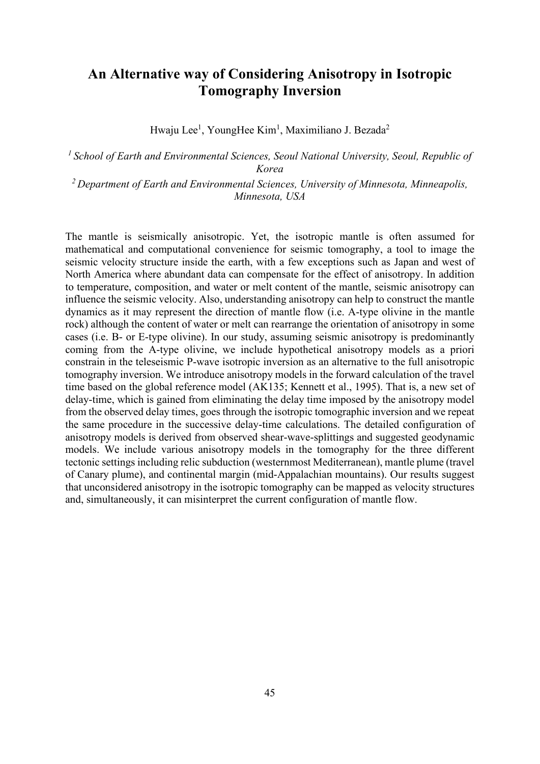# An Alternative way of Considering Anisotropy in Isotropic Tomography Inversion

Hwaju Lee[1], YoungHee Kim[1], Maximiliano J. Bezada[2]

[1] *School of Earth and Environmental Sciences, Seoul National University, Seoul, Republic of Korea*

[2] *Department of Earth and Environmental Sciences, University of Minnesota, Minneapolis, Minnesota, USA*

The mantle is seismically anisotropic. Yet, the isotropic mantle is often assumed for mathematical and computational convenience for seismic tomography, a tool to image the seismic velocity structure inside the earth, with a few exceptions such as Japan and west of North America where abundant data can compensate for the effect of anisotropy. In addition to temperature, composition, and water or melt content of the mantle, seismic anisotropy can influence the seismic velocity. Also, understanding anisotropy can help to construct the mantle dynamics as it may represent the direction of mantle flow (i.e. A-type olivine in the mantle rock) although the content of water or melt can rearrange the orientation of anisotropy in some cases (i.e. B- or E-type olivine). In our study, assuming seismic anisotropy is predominantly coming from the A-type olivine, we include hypothetical anisotropy models as a priori constrain in the teleseismic P-wave isotropic inversion as an alternative to the full anisotropic tomography inversion. We introduce anisotropy models in the forward calculation of the travel time based on the global reference model (AK135; Kennett et al., 1995). That is, a new set of delay-time, which is gained from eliminating the delay time imposed by the anisotropy model from the observed delay times, goes through the isotropic tomographic inversion and we repeat the same procedure in the successive delay-time calculations. The detailed configuration of anisotropy models is derived from observed shear-wave-splittings and suggested geodynamic models. We include various anisotropy models in the tomography for the three different tectonic settings including relic subduction (westernmost Mediterranean), mantle plume (travel of Canary plume), and continental margin (mid-Appalachian mountains). Our results suggest that unconsidered anisotropy in the isotropic tomography can be mapped as velocity structures and, simultaneously, it can misinterpret the current configuration of mantle flow.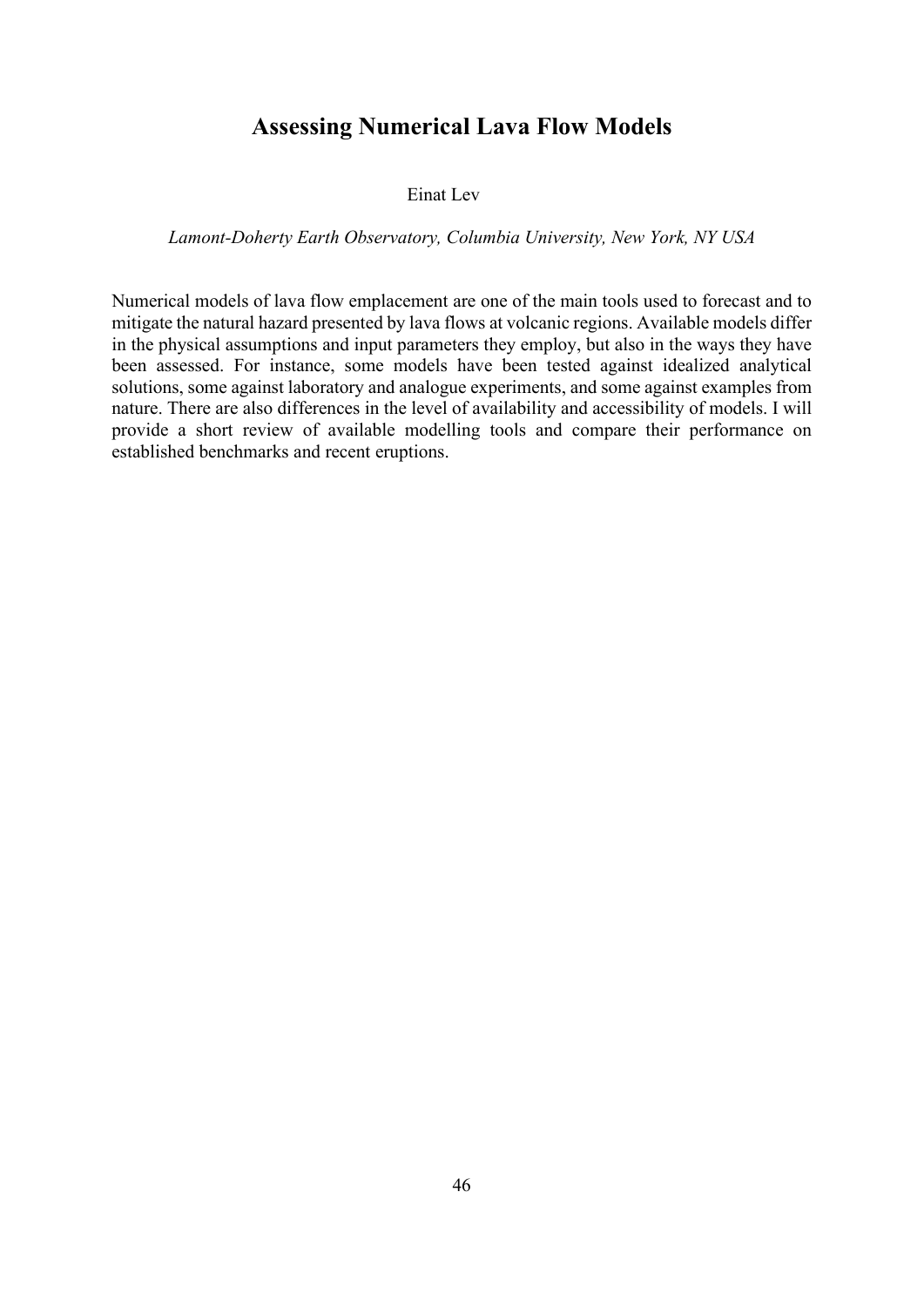# Assessing Numerical Lava Flow Models

Einat Lev

*Lamont-Doherty Earth Observatory, Columbia University, New York, NY USA*

Numerical models of lava flow emplacement are one of the main tools used to forecast and to mitigate the natural hazard presented by lava flows at volcanic regions. Available models differ in the physical assumptions and input parameters they employ, but also in the ways they have been assessed. For instance, some models have been tested against idealized analytical solutions, some against laboratory and analogue experiments, and some against examples from nature. There are also differences in the level of availability and accessibility of models. I will provide a short review of available modelling tools and compare their performance on established benchmarks and recent eruptions.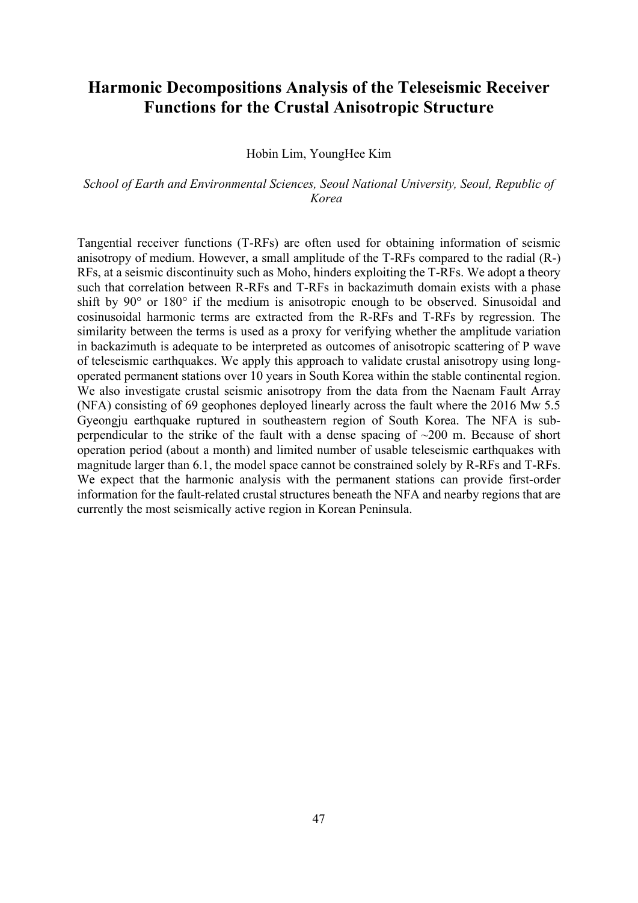# Harmonic Decompositions Analysis of the Teleseismic Receiver Functions for the Crustal Anisotropic Structure

Hobin Lim, YoungHee Kim

*School of Earth and Environmental Sciences, Seoul National University, Seoul, Republic of Korea*

Tangential receiver functions (T-RFs) are often used for obtaining information of seismic anisotropy of medium. However, a small amplitude of the T-RFs compared to the radial (R-) RFs, at a seismic discontinuity such as Moho, hinders exploiting the T-RFs. We adopt a theory such that correlation between R-RFs and T-RFs in backazimuth domain exists with a phase shift by 90° or 180° if the medium is anisotropic enough to be observed. Sinusoidal and cosinusoidal harmonic terms are extracted from the R-RFs and T-RFs by regression. The similarity between the terms is used as a proxy for verifying whether the amplitude variation in backazimuth is adequate to be interpreted as outcomes of anisotropic scattering of P wave of teleseismic earthquakes. We apply this approach to validate crustal anisotropy using long-operated permanent stations over 10 years in South Korea within the stable continental region. We also investigate crustal seismic anisotropy from the data from the Naenam Fault Array (NFA) consisting of 69 geophones deployed linearly across the fault where the 2016 Mw 5.5 Gyeongju earthquake ruptured in southeastern region of South Korea. The NFA is sub-perpendicular to the strike of the fault with a dense spacing of ~200 m. Because of short operation period (about a month) and limited number of usable teleseismic earthquakes with magnitude larger than 6.1, the model space cannot be constrained solely by R-RFs and T-RFs. We expect that the harmonic analysis with the permanent stations can provide first-order information for the fault-related crustal structures beneath the NFA and nearby regions that are currently the most seismically active region in Korean Peninsula.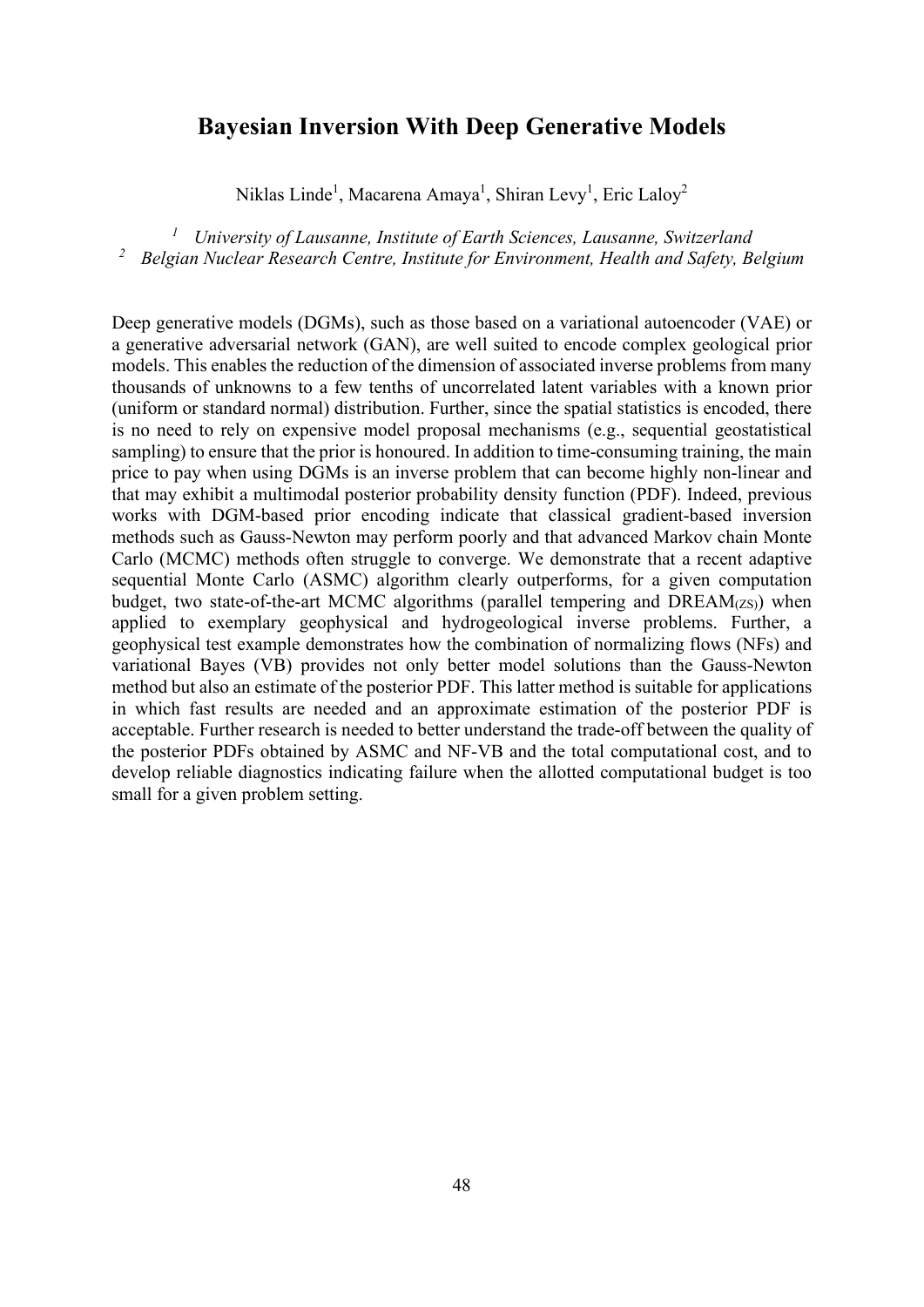## Bayesian Inversion With Deep Generative Models

Niklas Linde[1], Macarena Amaya[1], Shiran Levy[1], Eric Laloy[2]

[1] *University of Lausanne, Institute of Earth Sciences, Lausanne, Switzerland*
[2] *Belgian Nuclear Research Centre, Institute for Environment, Health and Safety, Belgium*

Deep generative models (DGMs), such as those based on a variational autoencoder (VAE) or a generative adversarial network (GAN), are well suited to encode complex geological prior models. This enables the reduction of the dimension of associated inverse problems from many thousands of unknowns to a few tenths of uncorrelated latent variables with a known prior (uniform or standard normal) distribution. Further, since the spatial statistics is encoded, there is no need to rely on expensive model proposal mechanisms (e.g., sequential geostatistical sampling) to ensure that the prior is honoured. In addition to time-consuming training, the main price to pay when using DGMs is an inverse problem that can become highly non-linear and that may exhibit a multimodal posterior probability density function (PDF). Indeed, previous works with DGM-based prior encoding indicate that classical gradient-based inversion methods such as Gauss-Newton may perform poorly and that advanced Markov chain Monte Carlo (MCMC) methods often struggle to converge. We demonstrate that a recent adaptive sequential Monte Carlo (ASMC) algorithm clearly outperforms, for a given computation budget, two state-of-the-art MCMC algorithms (parallel tempering and $\text{DREAM}_{(ZS)}$) when applied to exemplary geophysical and hydrogeological inverse problems. Further, a geophysical test example demonstrates how the combination of normalizing flows (NFs) and variational Bayes (VB) provides not only better model solutions than the Gauss-Newton method but also an estimate of the posterior PDF. This latter method is suitable for applications in which fast results are needed and an approximate estimation of the posterior PDF is acceptable. Further research is needed to better understand the trade-off between the quality of the posterior PDFs obtained by ASMC and NF-VB and the total computational cost, and to develop reliable diagnostics indicating failure when the allotted computational budget is too small for a given problem setting.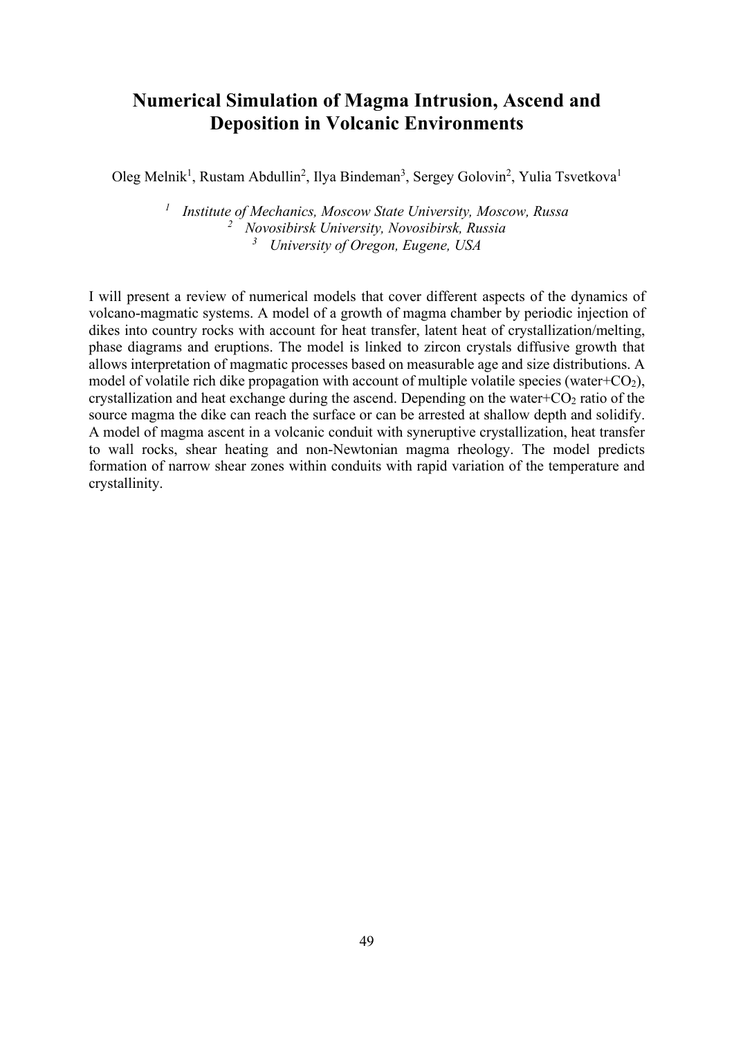# Numerical Simulation of Magma Intrusion, Ascend and Deposition in Volcanic Environments

Oleg Melnik[1], Rustam Abdullin[2], Ilya Bindeman[3], Sergey Golovin[2], Yulia Tsvetkova[1]

[1] *Institute of Mechanics, Moscow State University, Moscow, Russa*
[2] *Novosibirsk University, Novosibirsk, Russia*
[3] *University of Oregon, Eugene, USA*

I will present a review of numerical models that cover different aspects of the dynamics of volcano-magmatic systems. A model of a growth of magma chamber by periodic injection of dikes into country rocks with account for heat transfer, latent heat of crystallization/melting, phase diagrams and eruptions. The model is linked to zircon crystals diffusive growth that allows interpretation of magmatic processes based on measurable age and size distributions. A model of volatile rich dike propagation with account of multiple volatile species (water+$CO_2$), crystallization and heat exchange during the ascend. Depending on the water+$CO_2$ ratio of the source magma the dike can reach the surface or can be arrested at shallow depth and solidify. A model of magma ascent in a volcanic conduit with syneruptive crystallization, heat transfer to wall rocks, shear heating and non-Newtonian magma rheology. The model predicts formation of narrow shear zones within conduits with rapid variation of the temperature and crystallinity.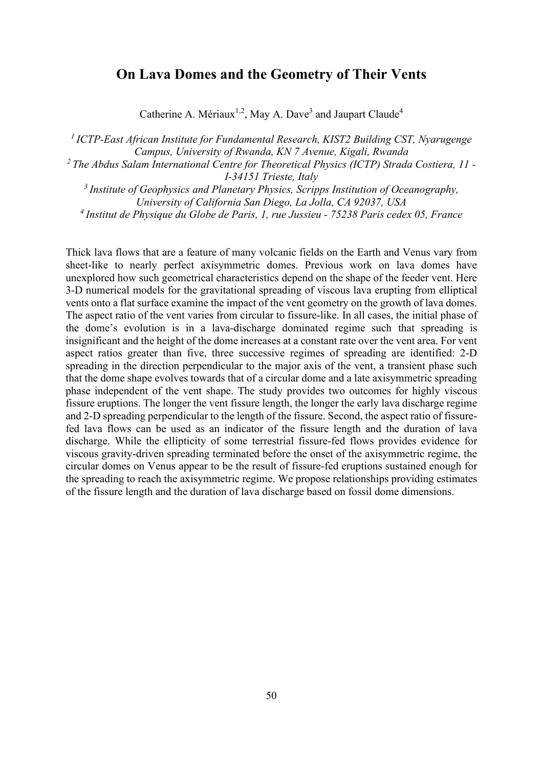# On Lava Domes and the Geometry of Their Vents

Catherine A. Mériaux[1,2], May A. Dave[3] and Jaupart Claude[4]

*[1] ICTP-East African Institute for Fundamental Research, KIST2 Building CST, Nyarugenge Campus, University of Rwanda, KN 7 Avenue, Kigali, Rwanda*
*[2] The Abdus Salam International Centre for Theoretical Physics (ICTP) Strada Costiera, 11 - I-34151 Trieste, Italy*
*[3] Institute of Geophysics and Planetary Physics, Scripps Institution of Oceanography, University of California San Diego, La Jolla, CA 92037, USA*
*[4] Institut de Physique du Globe de Paris, 1, rue Jussieu - 75238 Paris cedex 05, France*

Thick lava flows that are a feature of many volcanic fields on the Earth and Venus vary from sheet-like to nearly perfect axisymmetric domes. Previous work on lava domes have unexplored how such geometrical characteristics depend on the shape of the feeder vent. Here 3-D numerical models for the gravitational spreading of viscous lava erupting from elliptical vents onto a flat surface examine the impact of the vent geometry on the growth of lava domes. The aspect ratio of the vent varies from circular to fissure-like. In all cases, the initial phase of the dome's evolution is in a lava-discharge dominated regime such that spreading is insignificant and the height of the dome increases at a constant rate over the vent area. For vent aspect ratios greater than five, three successive regimes of spreading are identified: 2-D spreading in the direction perpendicular to the major axis of the vent, a transient phase such that the dome shape evolves towards that of a circular dome and a late axisymmetric spreading phase independent of the vent shape. The study provides two outcomes for highly viscous fissure eruptions. The longer the vent fissure length, the longer the early lava discharge regime and 2-D spreading perpendicular to the length of the fissure. Second, the aspect ratio of fissure-fed lava flows can be used as an indicator of the fissure length and the duration of lava discharge. While the ellipticity of some terrestrial fissure-fed flows provides evidence for viscous gravity-driven spreading terminated before the onset of the axisymmetric regime, the circular domes on Venus appear to be the result of fissure-fed eruptions sustained enough for the spreading to reach the axisymmetric regime. We propose relationships providing estimates of the fissure length and the duration of lava discharge based on fossil dome dimensions.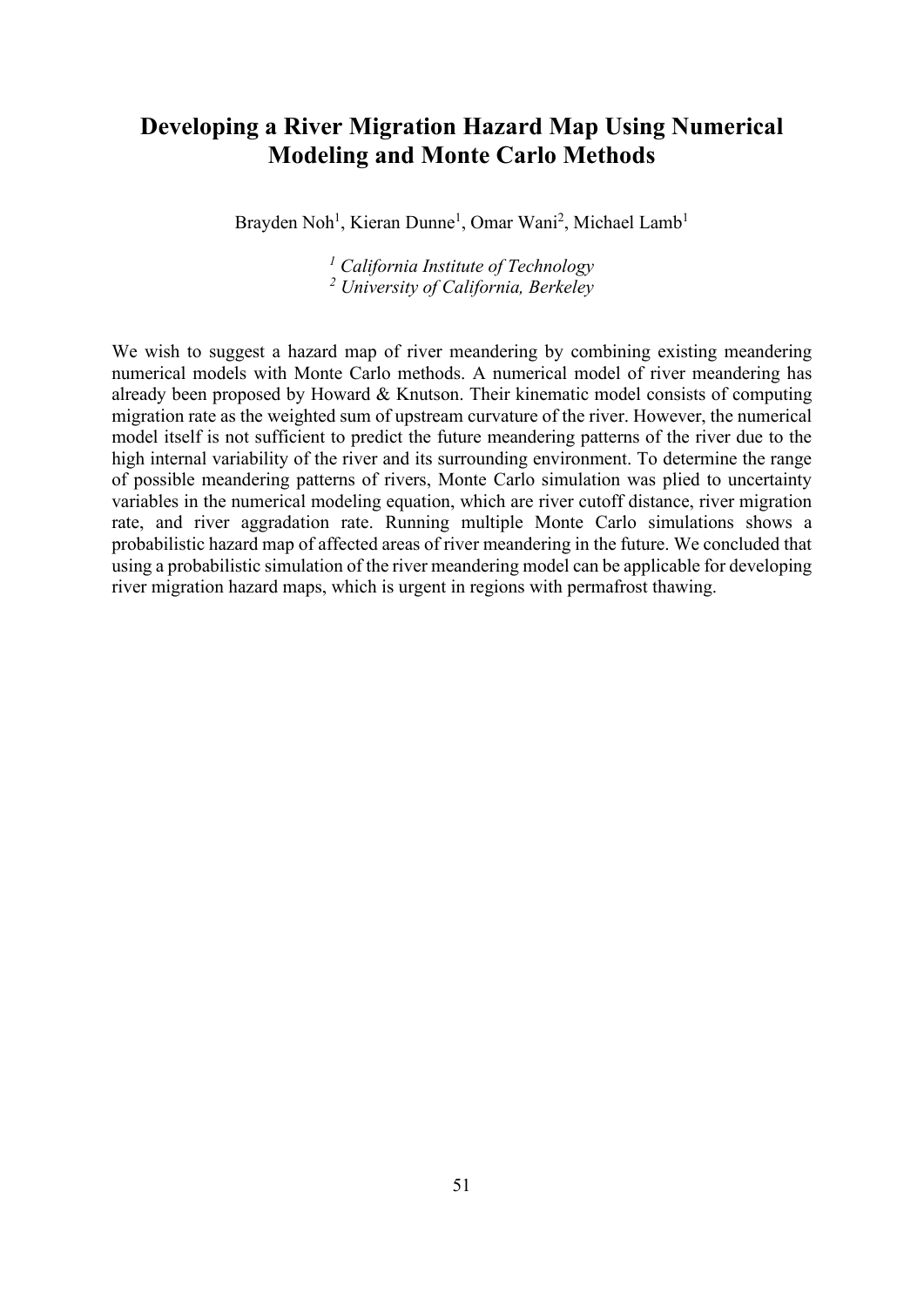# Developing a River Migration Hazard Map Using Numerical Modeling and Monte Carlo Methods

Brayden Noh[1], Kieran Dunne[1], Omar Wani[2], Michael Lamb[1]

*[1] California Institute of Technology*
*[2] University of California, Berkeley*

We wish to suggest a hazard map of river meandering by combining existing meandering numerical models with Monte Carlo methods. A numerical model of river meandering has already been proposed by Howard & Knutson. Their kinematic model consists of computing migration rate as the weighted sum of upstream curvature of the river. However, the numerical model itself is not sufficient to predict the future meandering patterns of the river due to the high internal variability of the river and its surrounding environment. To determine the range of possible meandering patterns of rivers, Monte Carlo simulation was plied to uncertainty variables in the numerical modeling equation, which are river cutoff distance, river migration rate, and river aggradation rate. Running multiple Monte Carlo simulations shows a probabilistic hazard map of affected areas of river meandering in the future. We concluded that using a probabilistic simulation of the river meandering model can be applicable for developing river migration hazard maps, which is urgent in regions with permafrost thawing.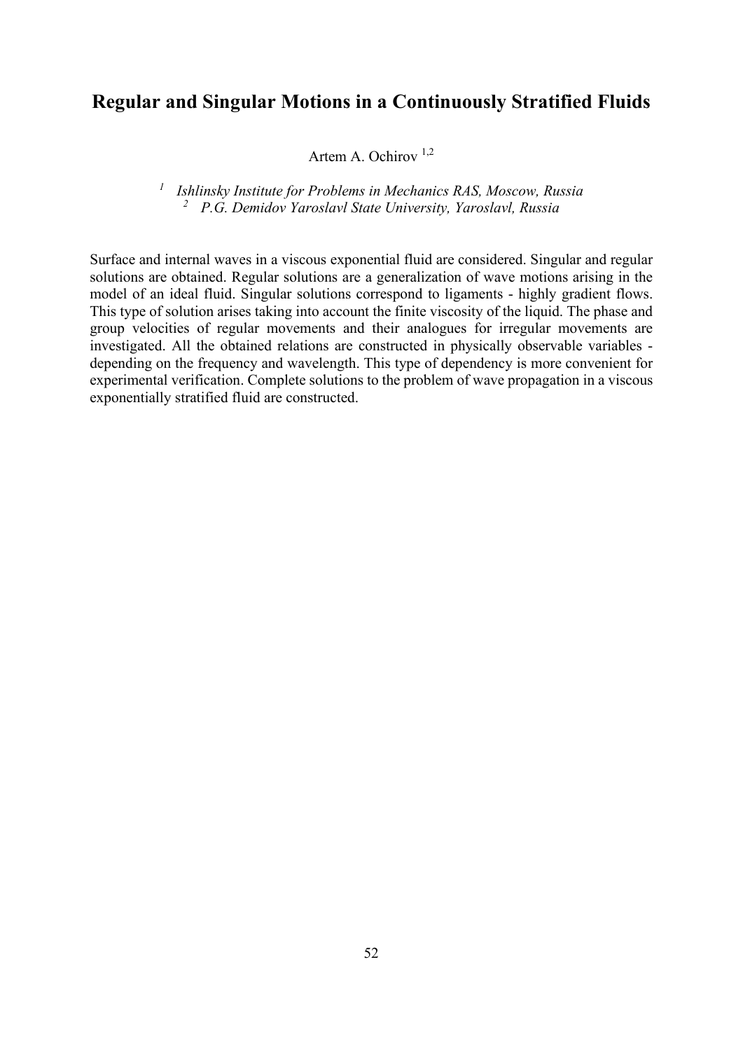# Regular and Singular Motions in a Continuously Stratified Fluids

Artem A. Ochirov [1,2]

[1] *Ishlinsky Institute for Problems in Mechanics RAS, Moscow, Russia*
[2] *P.G. Demidov Yaroslavl State University, Yaroslavl, Russia*

Surface and internal waves in a viscous exponential fluid are considered. Singular and regular solutions are obtained. Regular solutions are a generalization of wave motions arising in the model of an ideal fluid. Singular solutions correspond to ligaments - highly gradient flows. This type of solution arises taking into account the finite viscosity of the liquid. The phase and group velocities of regular movements and their analogues for irregular movements are investigated. All the obtained relations are constructed in physically observable variables - depending on the frequency and wavelength. This type of dependency is more convenient for experimental verification. Complete solutions to the problem of wave propagation in a viscous exponentially stratified fluid are constructed.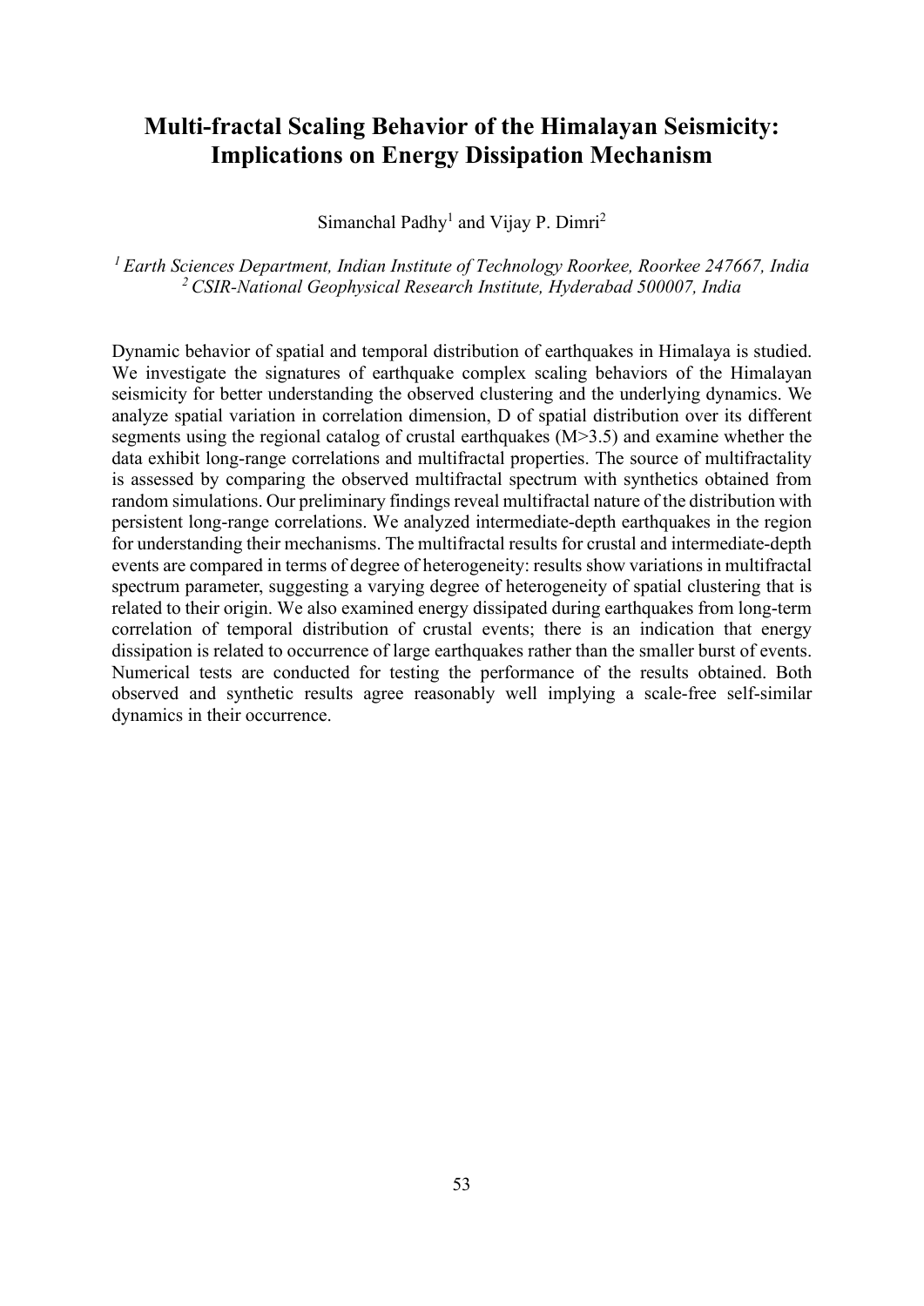# Multi-fractal Scaling Behavior of the Himalayan Seismicity: Implications on Energy Dissipation Mechanism

Simanchal Padhy[1] and Vijay P. Dimri[2]

*[1] Earth Sciences Department, Indian Institute of Technology Roorkee, Roorkee 247667, India*
*[2] CSIR-National Geophysical Research Institute, Hyderabad 500007, India*

Dynamic behavior of spatial and temporal distribution of earthquakes in Himalaya is studied. We investigate the signatures of earthquake complex scaling behaviors of the Himalayan seismicity for better understanding the observed clustering and the underlying dynamics. We analyze spatial variation in correlation dimension, D of spatial distribution over its different segments using the regional catalog of crustal earthquakes ($M>3.5$) and examine whether the data exhibit long-range correlations and multifractal properties. The source of multifractality is assessed by comparing the observed multifractal spectrum with synthetics obtained from random simulations. Our preliminary findings reveal multifractal nature of the distribution with persistent long-range correlations. We analyzed intermediate-depth earthquakes in the region for understanding their mechanisms. The multifractal results for crustal and intermediate-depth events are compared in terms of degree of heterogeneity: results show variations in multifractal spectrum parameter, suggesting a varying degree of heterogeneity of spatial clustering that is related to their origin. We also examined energy dissipated during earthquakes from long-term correlation of temporal distribution of crustal events; there is an indication that energy dissipation is related to occurrence of large earthquakes rather than the smaller burst of events. Numerical tests are conducted for testing the performance of the results obtained. Both observed and synthetic results agree reasonably well implying a scale-free self-similar dynamics in their occurrence.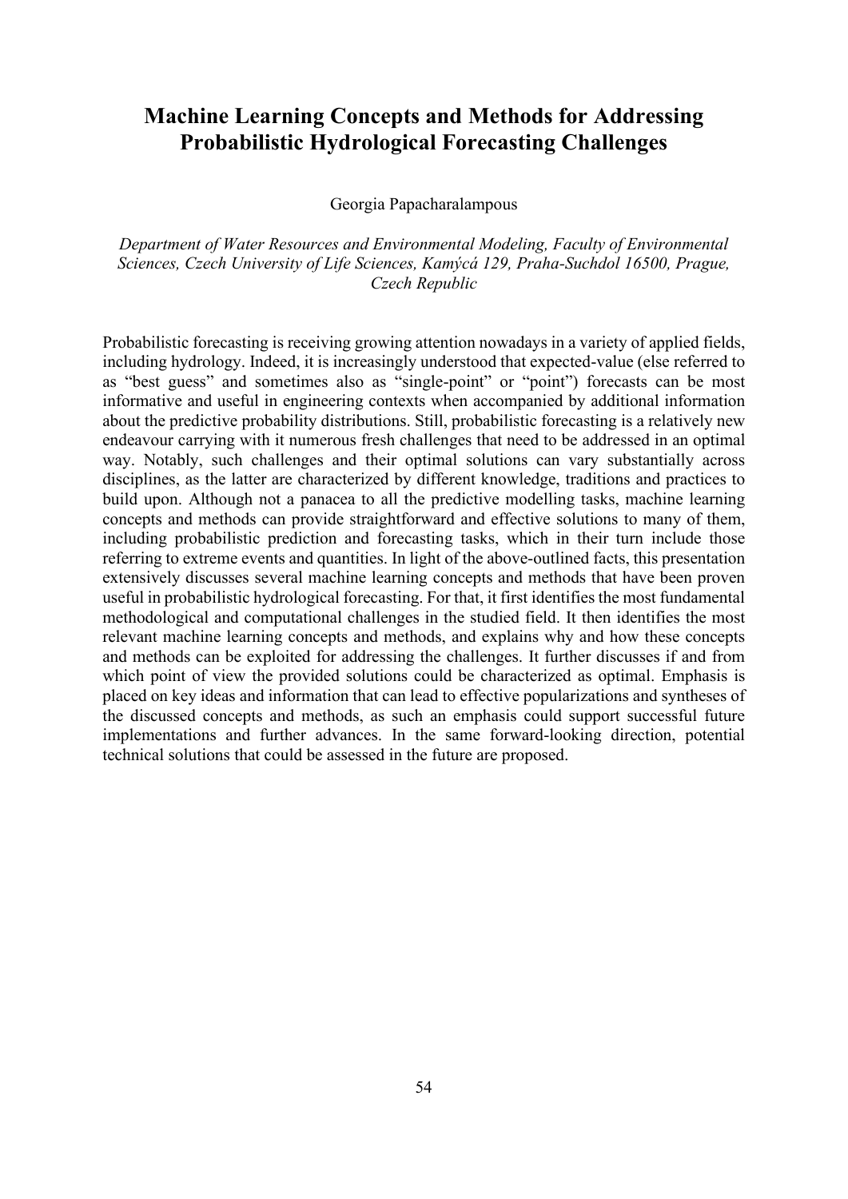# Machine Learning Concepts and Methods for Addressing Probabilistic Hydrological Forecasting Challenges

Georgia Papacharalampous

*Department of Water Resources and Environmental Modeling, Faculty of Environmental Sciences, Czech University of Life Sciences, Kamýcá 129, Praha-Suchdol 16500, Prague, Czech Republic*

Probabilistic forecasting is receiving growing attention nowadays in a variety of applied fields, including hydrology. Indeed, it is increasingly understood that expected-value (else referred to as "best guess" and sometimes also as "single-point" or "point") forecasts can be most informative and useful in engineering contexts when accompanied by additional information about the predictive probability distributions. Still, probabilistic forecasting is a relatively new endeavour carrying with it numerous fresh challenges that need to be addressed in an optimal way. Notably, such challenges and their optimal solutions can vary substantially across disciplines, as the latter are characterized by different knowledge, traditions and practices to build upon. Although not a panacea to all the predictive modelling tasks, machine learning concepts and methods can provide straightforward and effective solutions to many of them, including probabilistic prediction and forecasting tasks, which in their turn include those referring to extreme events and quantities. In light of the above-outlined facts, this presentation extensively discusses several machine learning concepts and methods that have been proven useful in probabilistic hydrological forecasting. For that, it first identifies the most fundamental methodological and computational challenges in the studied field. It then identifies the most relevant machine learning concepts and methods, and explains why and how these concepts and methods can be exploited for addressing the challenges. It further discusses if and from which point of view the provided solutions could be characterized as optimal. Emphasis is placed on key ideas and information that can lead to effective popularizations and syntheses of the discussed concepts and methods, as such an emphasis could support successful future implementations and further advances. In the same forward-looking direction, potential technical solutions that could be assessed in the future are proposed.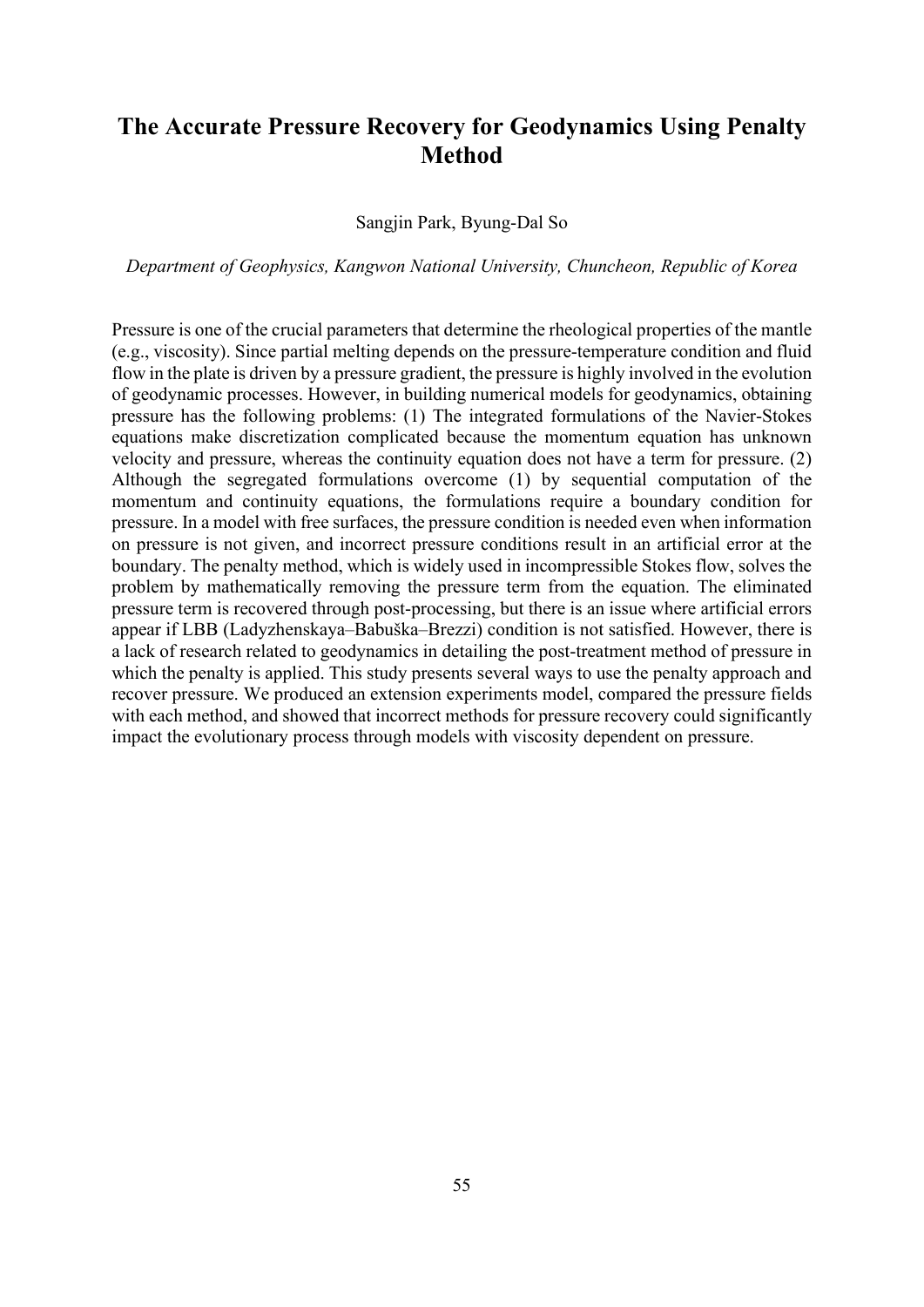# The Accurate Pressure Recovery for Geodynamics Using Penalty Method

Sangjin Park, Byung-Dal So

*Department of Geophysics, Kangwon National University, Chuncheon, Republic of Korea*

Pressure is one of the crucial parameters that determine the rheological properties of the mantle (e.g., viscosity). Since partial melting depends on the pressure-temperature condition and fluid flow in the plate is driven by a pressure gradient, the pressure is highly involved in the evolution of geodynamic processes. However, in building numerical models for geodynamics, obtaining pressure has the following problems: (1) The integrated formulations of the Navier-Stokes equations make discretization complicated because the momentum equation has unknown velocity and pressure, whereas the continuity equation does not have a term for pressure. (2) Although the segregated formulations overcome (1) by sequential computation of the momentum and continuity equations, the formulations require a boundary condition for pressure. In a model with free surfaces, the pressure condition is needed even when information on pressure is not given, and incorrect pressure conditions result in an artificial error at the boundary. The penalty method, which is widely used in incompressible Stokes flow, solves the problem by mathematically removing the pressure term from the equation. The eliminated pressure term is recovered through post-processing, but there is an issue where artificial errors appear if LBB (Ladyzhenskaya–Babuška–Brezzi) condition is not satisfied. However, there is a lack of research related to geodynamics in detailing the post-treatment method of pressure in which the penalty is applied. This study presents several ways to use the penalty approach and recover pressure. We produced an extension experiments model, compared the pressure fields with each method, and showed that incorrect methods for pressure recovery could significantly impact the evolutionary process through models with viscosity dependent on pressure.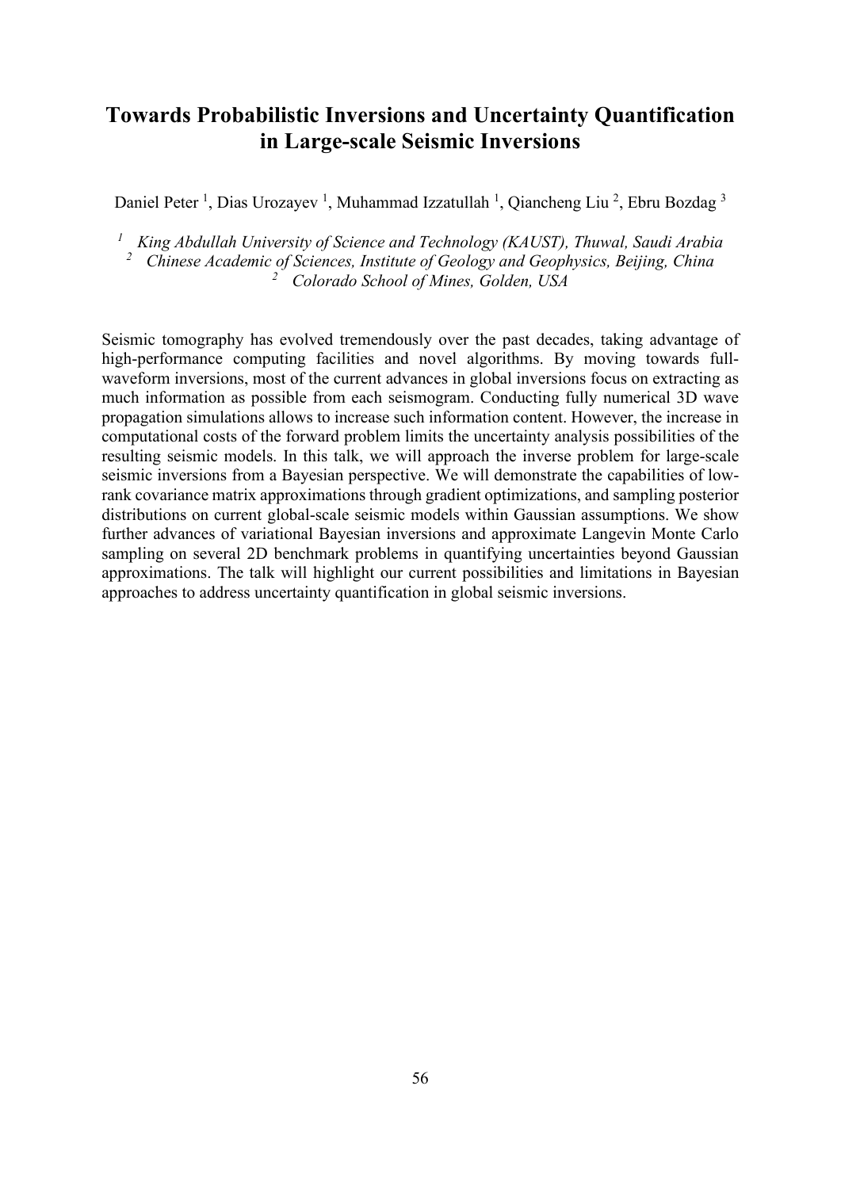# Towards Probabilistic Inversions and Uncertainty Quantification in Large-scale Seismic Inversions

Daniel Peter [1], Dias Urozayev [1], Muhammad Izzatullah [1], Qiancheng Liu [2], Ebru Bozdag [3]

[1] *King Abdullah University of Science and Technology (KAUST), Thuwal, Saudi Arabia*
[2] *Chinese Academic of Sciences, Institute of Geology and Geophysics, Beijing, China*
[2] *Colorado School of Mines, Golden, USA*

Seismic tomography has evolved tremendously over the past decades, taking advantage of high-performance computing facilities and novel algorithms. By moving towards full-waveform inversions, most of the current advances in global inversions focus on extracting as much information as possible from each seismogram. Conducting fully numerical 3D wave propagation simulations allows to increase such information content. However, the increase in computational costs of the forward problem limits the uncertainty analysis possibilities of the resulting seismic models. In this talk, we will approach the inverse problem for large-scale seismic inversions from a Bayesian perspective. We will demonstrate the capabilities of low-rank covariance matrix approximations through gradient optimizations, and sampling posterior distributions on current global-scale seismic models within Gaussian assumptions. We show further advances of variational Bayesian inversions and approximate Langevin Monte Carlo sampling on several 2D benchmark problems in quantifying uncertainties beyond Gaussian approximations. The talk will highlight our current possibilities and limitations in Bayesian approaches to address uncertainty quantification in global seismic inversions.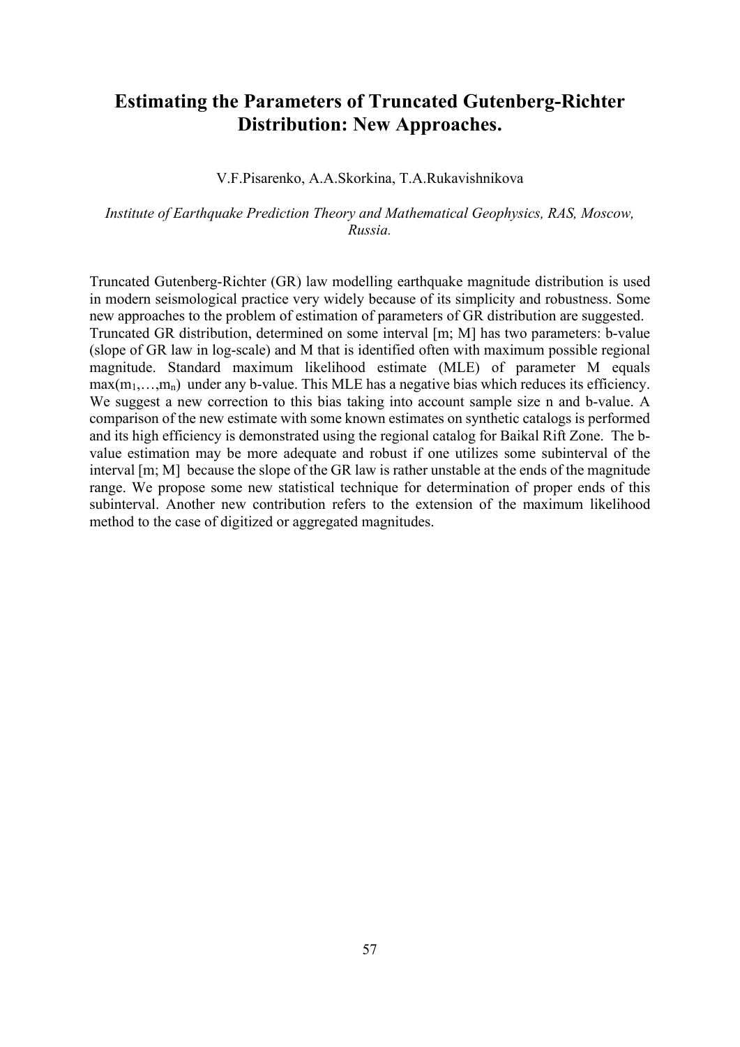# Estimating the Parameters of Truncated Gutenberg-Richter Distribution: New Approaches.

V.F.Pisarenko, A.A.Skorkina, T.A.Rukavishnikova

*Institute of Earthquake Prediction Theory and Mathematical Geophysics, RAS, Moscow, Russia.*

Truncated Gutenberg-Richter (GR) law modelling earthquake magnitude distribution is used in modern seismological practice very widely because of its simplicity and robustness. Some new approaches to the problem of estimation of parameters of GR distribution are suggested. Truncated GR distribution, determined on some interval [m; M] has two parameters: b-value (slope of GR law in log-scale) and M that is identified often with maximum possible regional magnitude. Standard maximum likelihood estimate (MLE) of parameter M equals $\max(m_1,\ldots,m_n)$ under any b-value. This MLE has a negative bias which reduces its efficiency. We suggest a new correction to this bias taking into account sample size n and b-value. A comparison of the new estimate with some known estimates on synthetic catalogs is performed and its high efficiency is demonstrated using the regional catalog for Baikal Rift Zone. The b-value estimation may be more adequate and robust if one utilizes some subinterval of the interval [m; M] because the slope of the GR law is rather unstable at the ends of the magnitude range. We propose some new statistical technique for determination of proper ends of this subinterval. Another new contribution refers to the extension of the maximum likelihood method to the case of digitized or aggregated magnitudes.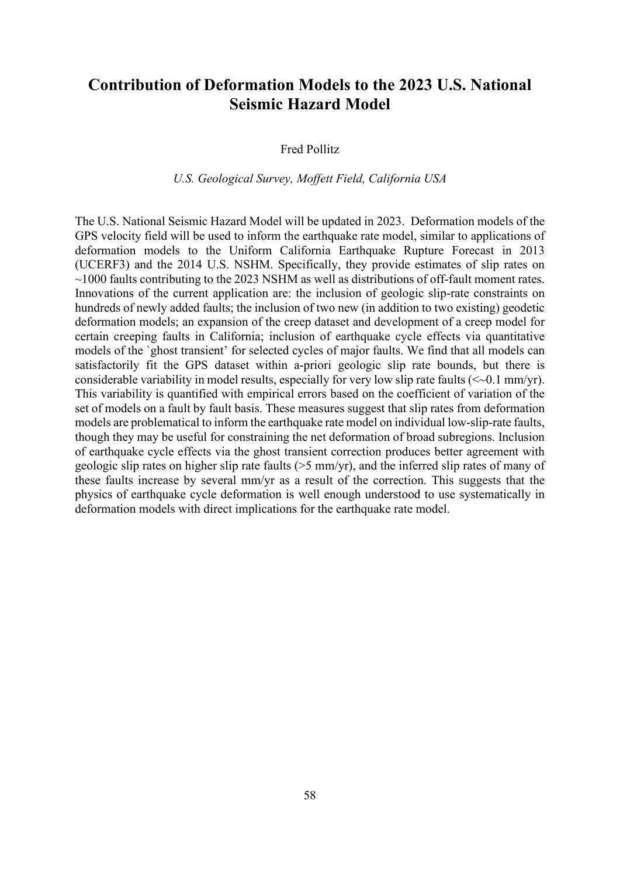# Contribution of Deformation Models to the 2023 U.S. National Seismic Hazard Model

Fred Pollitz

*U.S. Geological Survey, Moffett Field, California USA*

The U.S. National Seismic Hazard Model will be updated in 2023. Deformation models of the GPS velocity field will be used to inform the earthquake rate model, similar to applications of deformation models to the Uniform California Earthquake Rupture Forecast in 2013 (UCERF3) and the 2014 U.S. NSHM. Specifically, they provide estimates of slip rates on ~1000 faults contributing to the 2023 NSHM as well as distributions of off-fault moment rates. Innovations of the current application are: the inclusion of geologic slip-rate constraints on hundreds of newly added faults; the inclusion of two new (in addition to two existing) geodetic deformation models; an expansion of the creep dataset and development of a creep model for certain creeping faults in California; inclusion of earthquake cycle effects via quantitative models of the `ghost transient' for selected cycles of major faults. We find that all models can satisfactorily fit the GPS dataset within a-priori geologic slip rate bounds, but there is considerable variability in model results, especially for very low slip rate faults (<~0.1 mm/yr). This variability is quantified with empirical errors based on the coefficient of variation of the set of models on a fault by fault basis. These measures suggest that slip rates from deformation models are problematical to inform the earthquake rate model on individual low-slip-rate faults, though they may be useful for constraining the net deformation of broad subregions. Inclusion of earthquake cycle effects via the ghost transient correction produces better agreement with geologic slip rates on higher slip rate faults (>5 mm/yr), and the inferred slip rates of many of these faults increase by several mm/yr as a result of the correction. This suggests that the physics of earthquake cycle deformation is well enough understood to use systematically in deformation models with direct implications for the earthquake rate model.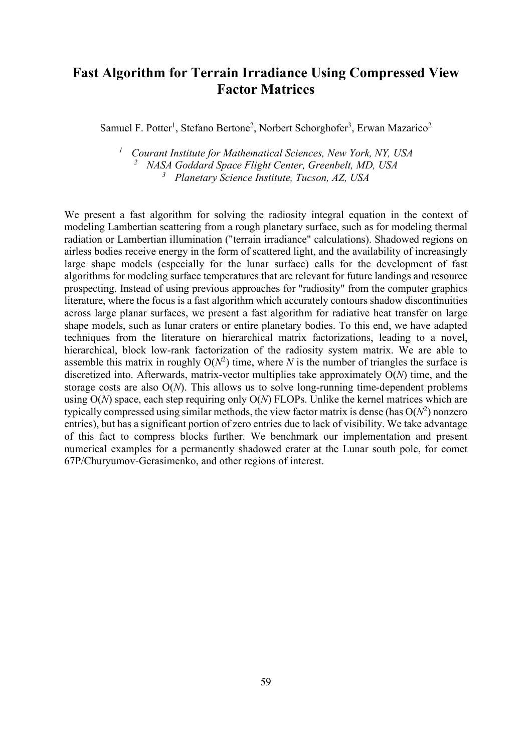# Fast Algorithm for Terrain Irradiance Using Compressed View Factor Matrices

Samuel F. Potter[1], Stefano Bertone[2], Norbert Schorghofer[3], Erwan Mazarico[2]

[1] *Courant Institute for Mathematical Sciences, New York, NY, USA*
[2] *NASA Goddard Space Flight Center, Greenbelt, MD, USA*
[3] *Planetary Science Institute, Tucson, AZ, USA*

We present a fast algorithm for solving the radiosity integral equation in the context of modeling Lambertian scattering from a rough planetary surface, such as for modeling thermal radiation or Lambertian illumination ("terrain irradiance" calculations). Shadowed regions on airless bodies receive energy in the form of scattered light, and the availability of increasingly large shape models (especially for the lunar surface) calls for the development of fast algorithms for modeling surface temperatures that are relevant for future landings and resource prospecting. Instead of using previous approaches for "radiosity" from the computer graphics literature, where the focus is a fast algorithm which accurately contours shadow discontinuities across large planar surfaces, we present a fast algorithm for radiative heat transfer on large shape models, such as lunar craters or entire planetary bodies. To this end, we have adapted techniques from the literature on hierarchical matrix factorizations, leading to a novel, hierarchical, block low-rank factorization of the radiosity system matrix. We are able to assemble this matrix in roughly $O(N^2)$ time, where $N$ is the number of triangles the surface is discretized into. Afterwards, matrix-vector multiplies take approximately $O(N)$ time, and the storage costs are also $O(N)$. This allows us to solve long-running time-dependent problems using $O(N)$ space, each step requiring only $O(N)$ FLOPs. Unlike the kernel matrices which are typically compressed using similar methods, the view factor matrix is dense (has $O(N^2)$ nonzero entries), but has a significant portion of zero entries due to lack of visibility. We take advantage of this fact to compress blocks further. We benchmark our implementation and present numerical examples for a permanently shadowed crater at the Lunar south pole, for comet 67P/Churyumov-Gerasimenko, and other regions of interest.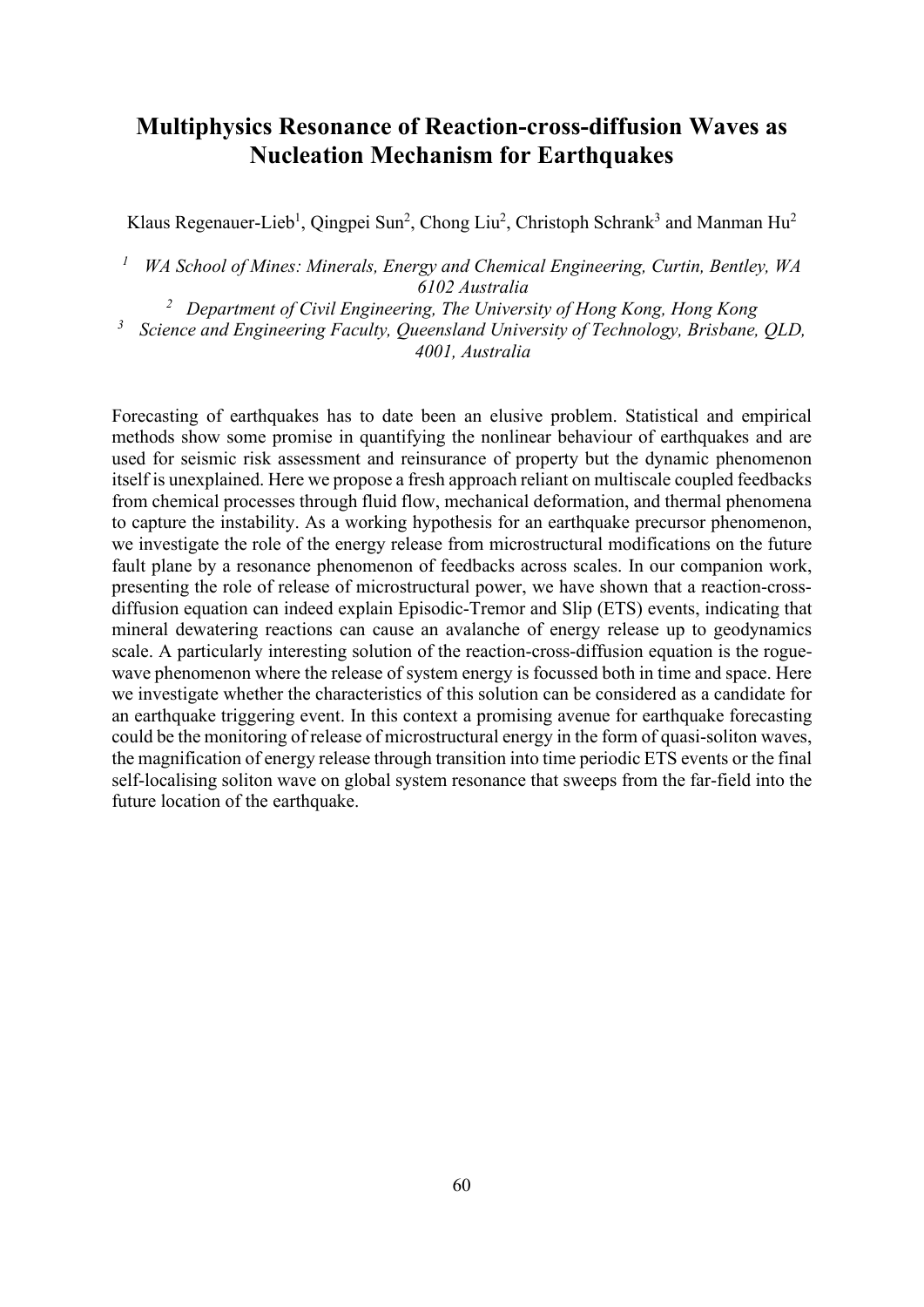# Multiphysics Resonance of Reaction-cross-diffusion Waves as Nucleation Mechanism for Earthquakes

Klaus Regenauer-Lieb[1], Qingpei Sun[2], Chong Liu[2], Christoph Schrank[3] and Manman Hu[2]

[1] *WA School of Mines: Minerals, Energy and Chemical Engineering, Curtin, Bentley, WA 6102 Australia*

[2] *Department of Civil Engineering, The University of Hong Kong, Hong Kong*

[3] *Science and Engineering Faculty, Queensland University of Technology, Brisbane, QLD, 4001, Australia*

Forecasting of earthquakes has to date been an elusive problem. Statistical and empirical methods show some promise in quantifying the nonlinear behaviour of earthquakes and are used for seismic risk assessment and reinsurance of property but the dynamic phenomenon itself is unexplained. Here we propose a fresh approach reliant on multiscale coupled feedbacks from chemical processes through fluid flow, mechanical deformation, and thermal phenomena to capture the instability. As a working hypothesis for an earthquake precursor phenomenon, we investigate the role of the energy release from microstructural modifications on the future fault plane by a resonance phenomenon of feedbacks across scales. In our companion work, presenting the role of release of microstructural power, we have shown that a reaction-cross-diffusion equation can indeed explain Episodic-Tremor and Slip (ETS) events, indicating that mineral dewatering reactions can cause an avalanche of energy release up to geodynamics scale. A particularly interesting solution of the reaction-cross-diffusion equation is the rogue-wave phenomenon where the release of system energy is focussed both in time and space. Here we investigate whether the characteristics of this solution can be considered as a candidate for an earthquake triggering event. In this context a promising avenue for earthquake forecasting could be the monitoring of release of microstructural energy in the form of quasi-soliton waves, the magnification of energy release through transition into time periodic ETS events or the final self-localising soliton wave on global system resonance that sweeps from the far-field into the future location of the earthquake.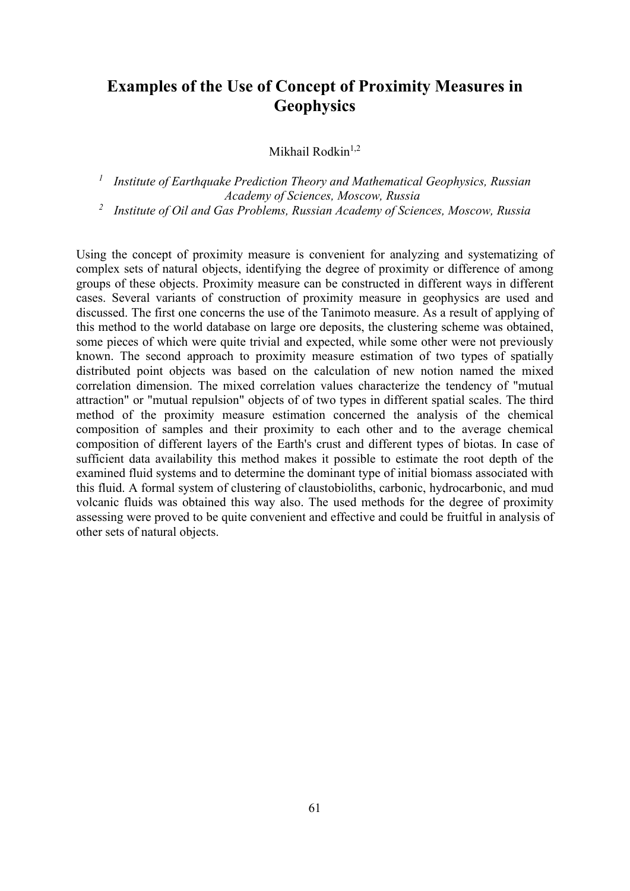# Examples of the Use of Concept of Proximity Measures in Geophysics

Mikhail Rodkin[1,2]

[1] *Institute of Earthquake Prediction Theory and Mathematical Geophysics, Russian Academy of Sciences, Moscow, Russia*
[2] *Institute of Oil and Gas Problems, Russian Academy of Sciences, Moscow, Russia*

Using the concept of proximity measure is convenient for analyzing and systematizing of complex sets of natural objects, identifying the degree of proximity or difference of among groups of these objects. Proximity measure can be constructed in different ways in different cases. Several variants of construction of proximity measure in geophysics are used and discussed. The first one concerns the use of the Tanimoto measure. As a result of applying of this method to the world database on large ore deposits, the clustering scheme was obtained, some pieces of which were quite trivial and expected, while some other were not previously known. The second approach to proximity measure estimation of two types of spatially distributed point objects was based on the calculation of new notion named the mixed correlation dimension. The mixed correlation values characterize the tendency of "mutual attraction" or "mutual repulsion" objects of of two types in different spatial scales. The third method of the proximity measure estimation concerned the analysis of the chemical composition of samples and their proximity to each other and to the average chemical composition of different layers of the Earth's crust and different types of biotas. In case of sufficient data availability this method makes it possible to estimate the root depth of the examined fluid systems and to determine the dominant type of initial biomass associated with this fluid. A formal system of clustering of claustobioliths, carbonic, hydrocarbonic, and mud volcanic fluids was obtained this way also. The used methods for the degree of proximity assessing were proved to be quite convenient and effective and could be fruitful in analysis of other sets of natural objects.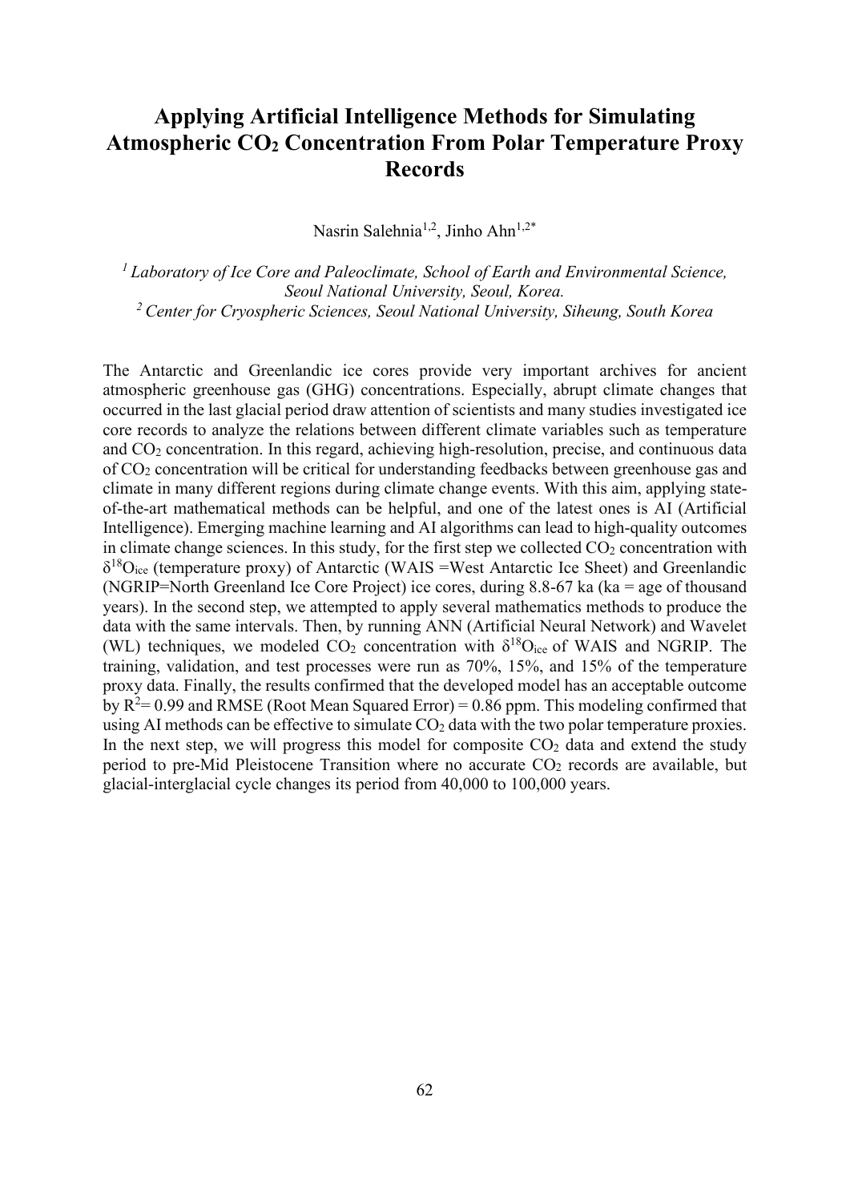# Applying Artificial Intelligence Methods for Simulating Atmospheric $CO_2$ Concentration From Polar Temperature Proxy Records

Nasrin Salehnia[1,2], Jinho Ahn[1,2*]

*[1] Laboratory of Ice Core and Paleoclimate, School of Earth and Environmental Science, Seoul National University, Seoul, Korea.*
*[2] Center for Cryospheric Sciences, Seoul National University, Siheung, South Korea*

The Antarctic and Greenlandic ice cores provide very important archives for ancient atmospheric greenhouse gas (GHG) concentrations. Especially, abrupt climate changes that occurred in the last glacial period draw attention of scientists and many studies investigated ice core records to analyze the relations between different climate variables such as temperature and $CO_2$ concentration. In this regard, achieving high-resolution, precise, and continuous data of $CO_2$ concentration will be critical for understanding feedbacks between greenhouse gas and climate in many different regions during climate change events. With this aim, applying state-of-the-art mathematical methods can be helpful, and one of the latest ones is AI (Artificial Intelligence). Emerging machine learning and AI algorithms can lead to high-quality outcomes in climate change sciences. In this study, for the first step we collected $CO_2$ concentration with $\delta^{18}O_{ice}$ (temperature proxy) of Antarctic (WAIS =West Antarctic Ice Sheet) and Greenlandic (NGRIP=North Greenland Ice Core Project) ice cores, during 8.8-67 ka (ka = age of thousand years). In the second step, we attempted to apply several mathematics methods to produce the data with the same intervals. Then, by running ANN (Artificial Neural Network) and Wavelet (WL) techniques, we modeled $CO_2$ concentration with $\delta^{18}O_{ice}$ of WAIS and NGRIP. The training, validation, and test processes were run as 70%, 15%, and 15% of the temperature proxy data. Finally, the results confirmed that the developed model has an acceptable outcome by $R^2$= 0.99 and RMSE (Root Mean Squared Error) = 0.86 ppm. This modeling confirmed that using AI methods can be effective to simulate $CO_2$ data with the two polar temperature proxies. In the next step, we will progress this model for composite $CO_2$ data and extend the study period to pre-Mid Pleistocene Transition where no accurate $CO_2$ records are available, but glacial-interglacial cycle changes its period from 40,000 to 100,000 years.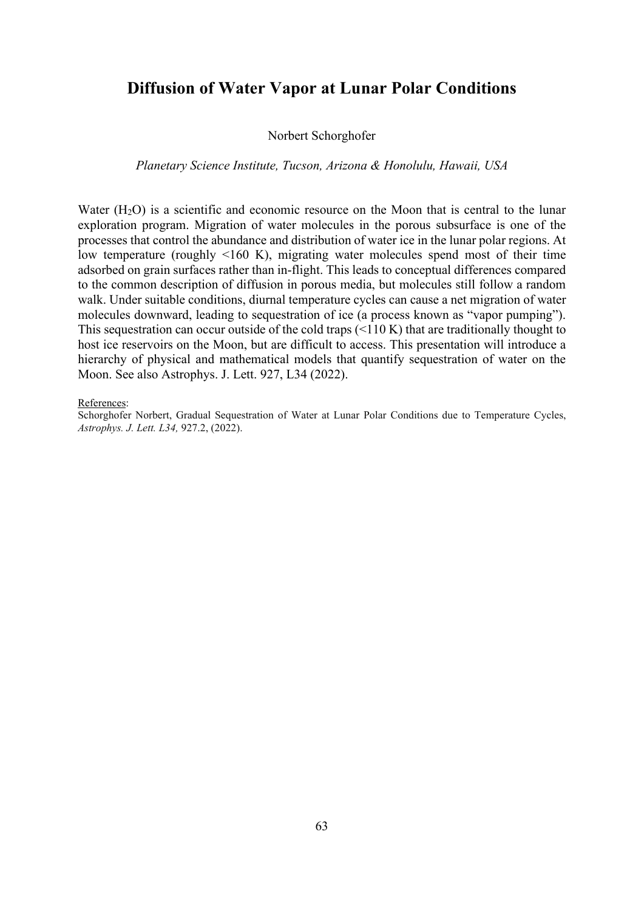# Diffusion of Water Vapor at Lunar Polar Conditions

Norbert Schorghofer

*Planetary Science Institute, Tucson, Arizona & Honolulu, Hawaii, USA*

Water ($H_2O$) is a scientific and economic resource on the Moon that is central to the lunar exploration program. Migration of water molecules in the porous subsurface is one of the processes that control the abundance and distribution of water ice in the lunar polar regions. At low temperature (roughly <160 K), migrating water molecules spend most of their time adsorbed on grain surfaces rather than in-flight. This leads to conceptual differences compared to the common description of diffusion in porous media, but molecules still follow a random walk. Under suitable conditions, diurnal temperature cycles can cause a net migration of water molecules downward, leading to sequestration of ice (a process known as "vapor pumping"). This sequestration can occur outside of the cold traps (<110 K) that are traditionally thought to host ice reservoirs on the Moon, but are difficult to access. This presentation will introduce a hierarchy of physical and mathematical models that quantify sequestration of water on the Moon. See also Astrophys. J. Lett. 927, L34 (2022).

References:

Schorghofer Norbert, Gradual Sequestration of Water at Lunar Polar Conditions due to Temperature Cycles, *Astrophys. J. Lett. L34,* 927.2, (2022).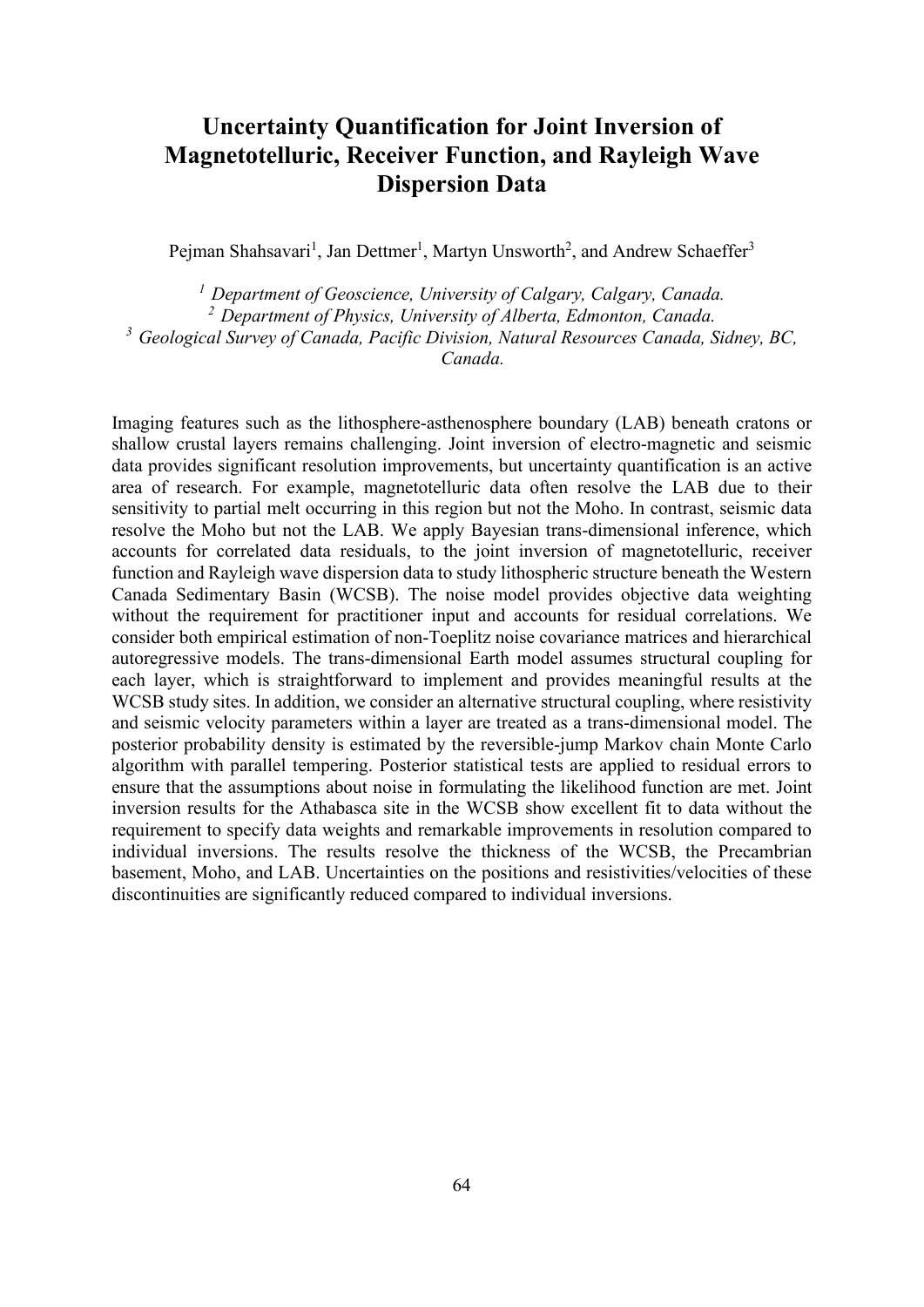# Uncertainty Quantification for Joint Inversion of Magnetotelluric, Receiver Function, and Rayleigh Wave Dispersion Data

Pejman Shahsavari[1], Jan Dettmer[1], Martyn Unsworth[2], and Andrew Schaeffer[3]

*[1] Department of Geoscience, University of Calgary, Calgary, Canada.*
*[2] Department of Physics, University of Alberta, Edmonton, Canada.*
*[3] Geological Survey of Canada, Pacific Division, Natural Resources Canada, Sidney, BC, Canada.*

Imaging features such as the lithosphere-asthenosphere boundary (LAB) beneath cratons or shallow crustal layers remains challenging. Joint inversion of electro-magnetic and seismic data provides significant resolution improvements, but uncertainty quantification is an active area of research. For example, magnetotelluric data often resolve the LAB due to their sensitivity to partial melt occurring in this region but not the Moho. In contrast, seismic data resolve the Moho but not the LAB. We apply Bayesian trans-dimensional inference, which accounts for correlated data residuals, to the joint inversion of magnetotelluric, receiver function and Rayleigh wave dispersion data to study lithospheric structure beneath the Western Canada Sedimentary Basin (WCSB). The noise model provides objective data weighting without the requirement for practitioner input and accounts for residual correlations. We consider both empirical estimation of non-Toeplitz noise covariance matrices and hierarchical autoregressive models. The trans-dimensional Earth model assumes structural coupling for each layer, which is straightforward to implement and provides meaningful results at the WCSB study sites. In addition, we consider an alternative structural coupling, where resistivity and seismic velocity parameters within a layer are treated as a trans-dimensional model. The posterior probability density is estimated by the reversible-jump Markov chain Monte Carlo algorithm with parallel tempering. Posterior statistical tests are applied to residual errors to ensure that the assumptions about noise in formulating the likelihood function are met. Joint inversion results for the Athabasca site in the WCSB show excellent fit to data without the requirement to specify data weights and remarkable improvements in resolution compared to individual inversions. The results resolve the thickness of the WCSB, the Precambrian basement, Moho, and LAB. Uncertainties on the positions and resistivities/velocities of these discontinuities are significantly reduced compared to individual inversions.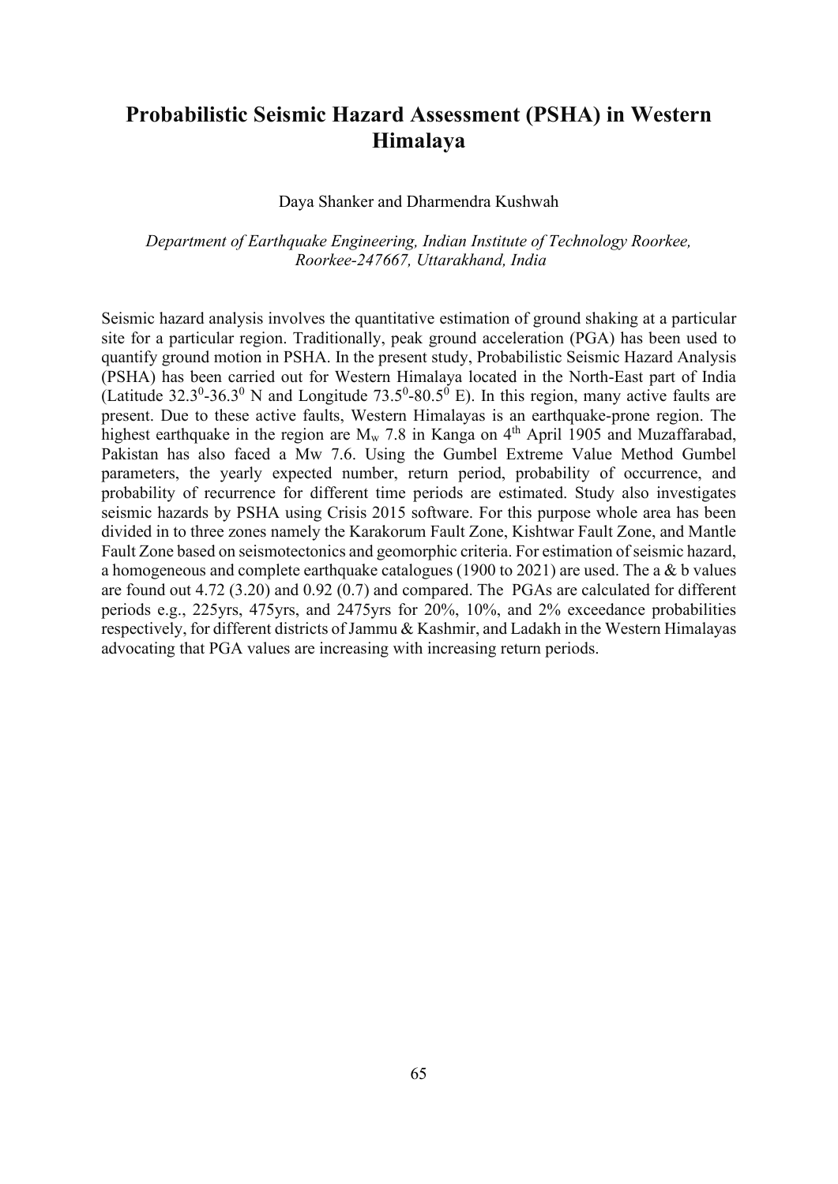# Probabilistic Seismic Hazard Assessment (PSHA) in Western Himalaya

Daya Shanker and Dharmendra Kushwah

*Department of Earthquake Engineering, Indian Institute of Technology Roorkee, Roorkee-247667, Uttarakhand, India*

Seismic hazard analysis involves the quantitative estimation of ground shaking at a particular site for a particular region. Traditionally, peak ground acceleration (PGA) has been used to quantify ground motion in PSHA. In the present study, Probabilistic Seismic Hazard Analysis (PSHA) has been carried out for Western Himalaya located in the North-East part of India (Latitude $32.3^0$-$36.3^0$ N and Longitude $73.5^0$-$80.5^0$ E). In this region, many active faults are present. Due to these active faults, Western Himalayas is an earthquake-prone region. The highest earthquake in the region are $M_w$ 7.8 in Kanga on 4th April 1905 and Muzaffarabad, Pakistan has also faced a Mw 7.6. Using the Gumbel Extreme Value Method Gumbel parameters, the yearly expected number, return period, probability of occurrence, and probability of recurrence for different time periods are estimated. Study also investigates seismic hazards by PSHA using Crisis 2015 software. For this purpose whole area has been divided in to three zones namely the Karakorum Fault Zone, Kishtwar Fault Zone, and Mantle Fault Zone based on seismotectonics and geomorphic criteria. For estimation of seismic hazard, a homogeneous and complete earthquake catalogues (1900 to 2021) are used. The a & b values are found out 4.72 (3.20) and 0.92 (0.7) and compared. The PGAs are calculated for different periods e.g., 225yrs, 475yrs, and 2475yrs for 20%, 10%, and 2% exceedance probabilities respectively, for different districts of Jammu & Kashmir, and Ladakh in the Western Himalayas advocating that PGA values are increasing with increasing return periods.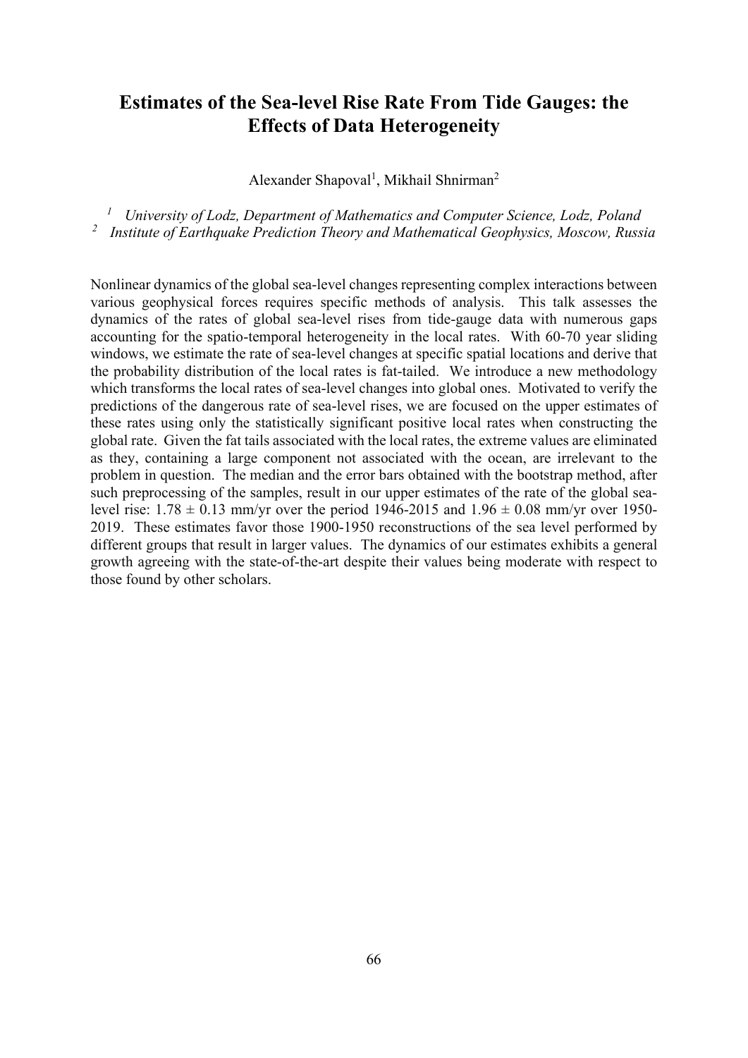# Estimates of the Sea-level Rise Rate From Tide Gauges: the Effects of Data Heterogeneity

Alexander Shapoval[1], Mikhail Shnirman[2]

[1] *University of Lodz, Department of Mathematics and Computer Science, Lodz, Poland*
[2] *Institute of Earthquake Prediction Theory and Mathematical Geophysics, Moscow, Russia*

Nonlinear dynamics of the global sea-level changes representing complex interactions between various geophysical forces requires specific methods of analysis. This talk assesses the dynamics of the rates of global sea-level rises from tide-gauge data with numerous gaps accounting for the spatio-temporal heterogeneity in the local rates. With 60-70 year sliding windows, we estimate the rate of sea-level changes at specific spatial locations and derive that the probability distribution of the local rates is fat-tailed. We introduce a new methodology which transforms the local rates of sea-level changes into global ones. Motivated to verify the predictions of the dangerous rate of sea-level rises, we are focused on the upper estimates of these rates using only the statistically significant positive local rates when constructing the global rate. Given the fat tails associated with the local rates, the extreme values are eliminated as they, containing a large component not associated with the ocean, are irrelevant to the problem in question. The median and the error bars obtained with the bootstrap method, after such preprocessing of the samples, result in our upper estimates of the rate of the global sea-level rise: $1.78 \pm 0.13$ mm/yr over the period 1946-2015 and $1.96 \pm 0.08$ mm/yr over 1950-2019. These estimates favor those 1900-1950 reconstructions of the sea level performed by different groups that result in larger values. The dynamics of our estimates exhibits a general growth agreeing with the state-of-the-art despite their values being moderate with respect to those found by other scholars.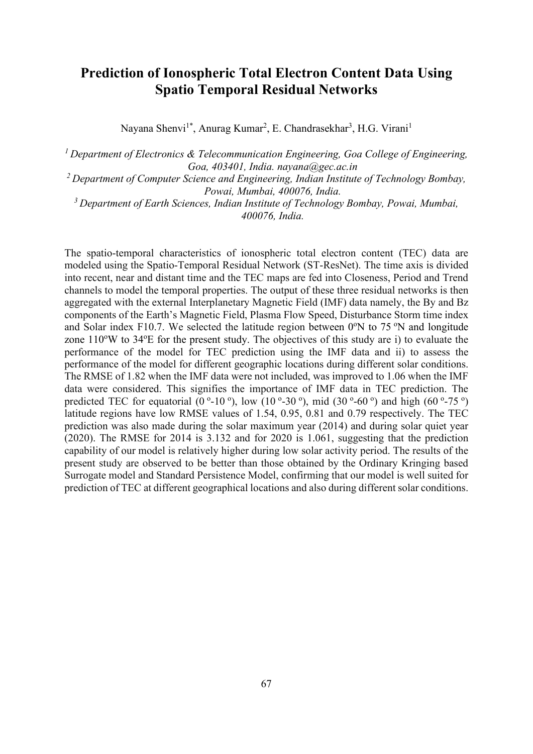# Prediction of Ionospheric Total Electron Content Data Using Spatio Temporal Residual Networks

Nayana Shenvi[1*], Anurag Kumar[2], E. Chandrasekhar[3], H.G. Virani[1]

*[1] Department of Electronics & Telecommunication Engineering, Goa College of Engineering, Goa, 403401, India. nayana@gec.ac.in*
*[2] Department of Computer Science and Engineering, Indian Institute of Technology Bombay, Powai, Mumbai, 400076, India.*
*[3] Department of Earth Sciences, Indian Institute of Technology Bombay, Powai, Mumbai, 400076, India.*

The spatio-temporal characteristics of ionospheric total electron content (TEC) data are modeled using the Spatio-Temporal Residual Network (ST-ResNet). The time axis is divided into recent, near and distant time and the TEC maps are fed into Closeness, Period and Trend channels to model the temporal properties. The output of these three residual networks is then aggregated with the external Interplanetary Magnetic Field (IMF) data namely, the By and Bz components of the Earth's Magnetic Field, Plasma Flow Speed, Disturbance Storm time index and Solar index F10.7. We selected the latitude region between 0ºN to 75 ºN and longitude zone 110ºW to 34ºE for the present study. The objectives of this study are i) to evaluate the performance of the model for TEC prediction using the IMF data and ii) to assess the performance of the model for different geographic locations during different solar conditions. The RMSE of 1.82 when the IMF data were not included, was improved to 1.06 when the IMF data were considered. This signifies the importance of IMF data in TEC prediction. The predicted TEC for equatorial (0 º-10 º), low (10 º-30 º), mid (30 º-60 º) and high (60 º-75 º) latitude regions have low RMSE values of 1.54, 0.95, 0.81 and 0.79 respectively. The TEC prediction was also made during the solar maximum year (2014) and during solar quiet year (2020). The RMSE for 2014 is 3.132 and for 2020 is 1.061, suggesting that the prediction capability of our model is relatively higher during low solar activity period. The results of the present study are observed to be better than those obtained by the Ordinary Kringing based Surrogate model and Standard Persistence Model, confirming that our model is well suited for prediction of TEC at different geographical locations and also during different solar conditions.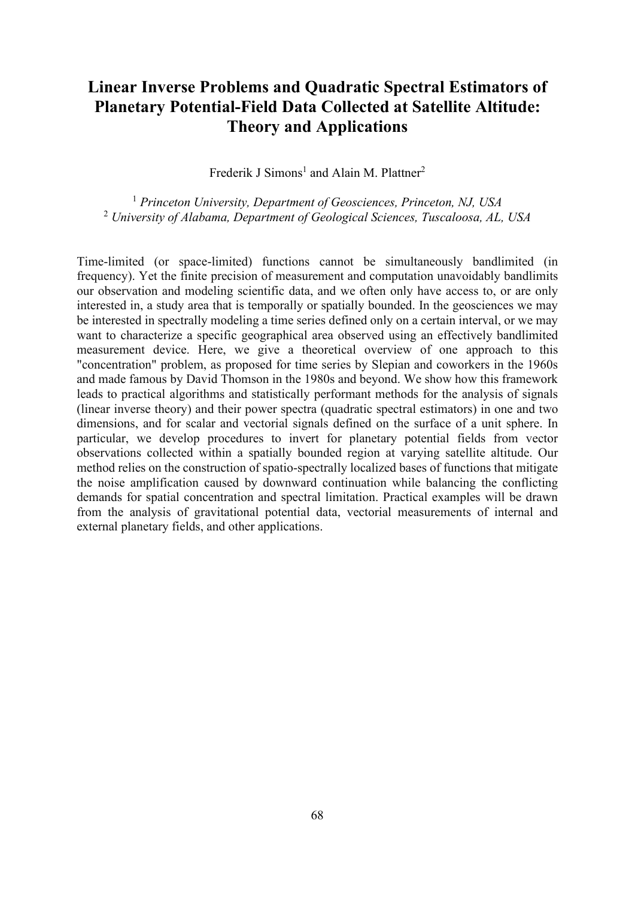# Linear Inverse Problems and Quadratic Spectral Estimators of Planetary Potential-Field Data Collected at Satellite Altitude: Theory and Applications

Frederik J Simons[1] and Alain M. Plattner[2]

[1] *Princeton University, Department of Geosciences, Princeton, NJ, USA*
[2] *University of Alabama, Department of Geological Sciences, Tuscaloosa, AL, USA*

Time-limited (or space-limited) functions cannot be simultaneously bandlimited (in frequency). Yet the finite precision of measurement and computation unavoidably bandlimits our observation and modeling scientific data, and we often only have access to, or are only interested in, a study area that is temporally or spatially bounded. In the geosciences we may be interested in spectrally modeling a time series defined only on a certain interval, or we may want to characterize a specific geographical area observed using an effectively bandlimited measurement device. Here, we give a theoretical overview of one approach to this "concentration" problem, as proposed for time series by Slepian and coworkers in the 1960s and made famous by David Thomson in the 1980s and beyond. We show how this framework leads to practical algorithms and statistically performant methods for the analysis of signals (linear inverse theory) and their power spectra (quadratic spectral estimators) in one and two dimensions, and for scalar and vectorial signals defined on the surface of a unit sphere. In particular, we develop procedures to invert for planetary potential fields from vector observations collected within a spatially bounded region at varying satellite altitude. Our method relies on the construction of spatio-spectrally localized bases of functions that mitigate the noise amplification caused by downward continuation while balancing the conflicting demands for spatial concentration and spectral limitation. Practical examples will be drawn from the analysis of gravitational potential data, vectorial measurements of internal and external planetary fields, and other applications.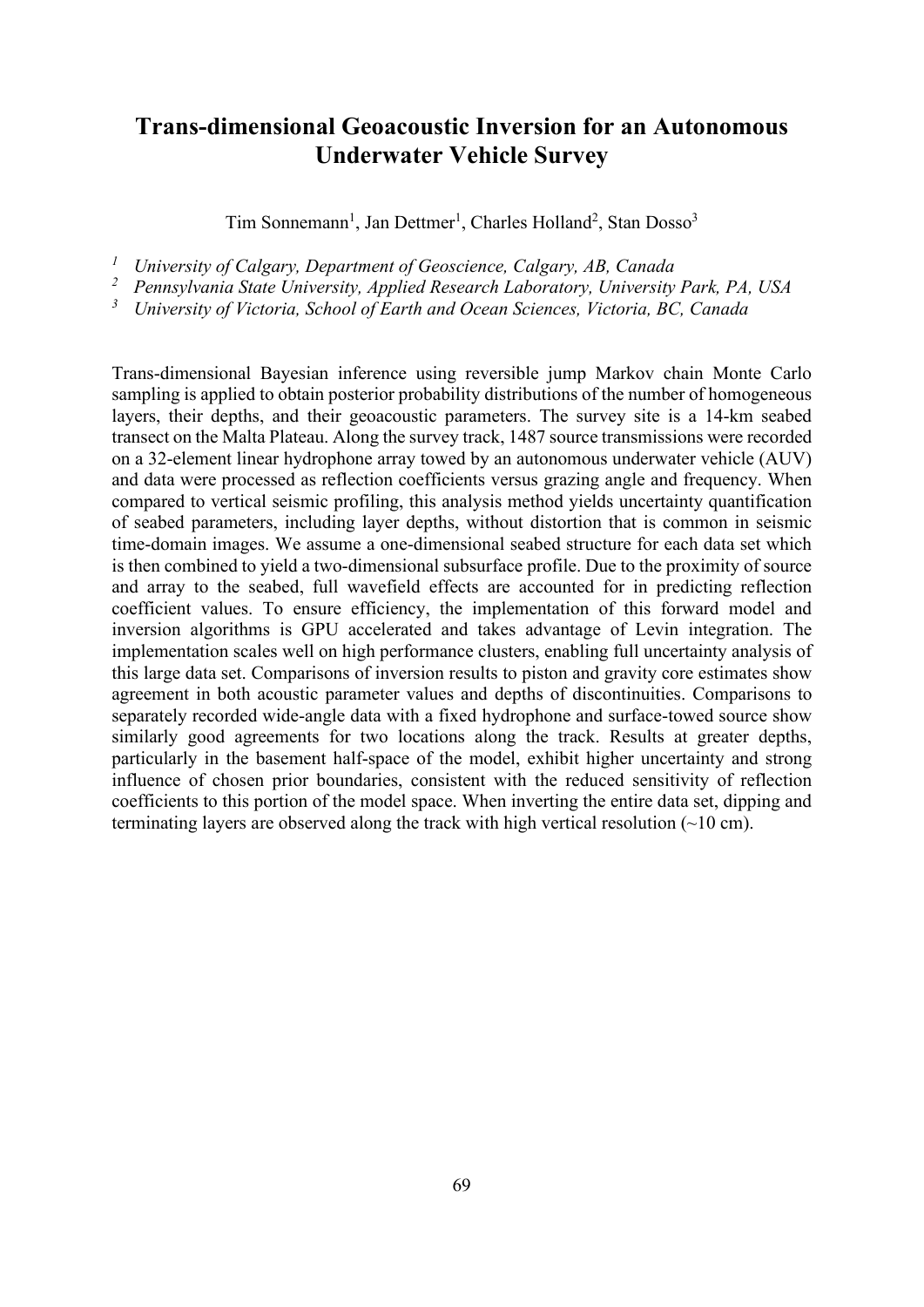# Trans-dimensional Geoacoustic Inversion for an Autonomous Underwater Vehicle Survey

Tim Sonnemann[1], Jan Dettmer[1], Charles Holland[2], Stan Dosso[3]

[1] *University of Calgary, Department of Geoscience, Calgary, AB, Canada*
[2] *Pennsylvania State University, Applied Research Laboratory, University Park, PA, USA*
[3] *University of Victoria, School of Earth and Ocean Sciences, Victoria, BC, Canada*

Trans-dimensional Bayesian inference using reversible jump Markov chain Monte Carlo sampling is applied to obtain posterior probability distributions of the number of homogeneous layers, their depths, and their geoacoustic parameters. The survey site is a 14-km seabed transect on the Malta Plateau. Along the survey track, 1487 source transmissions were recorded on a 32-element linear hydrophone array towed by an autonomous underwater vehicle (AUV) and data were processed as reflection coefficients versus grazing angle and frequency. When compared to vertical seismic profiling, this analysis method yields uncertainty quantification of seabed parameters, including layer depths, without distortion that is common in seismic time-domain images. We assume a one-dimensional seabed structure for each data set which is then combined to yield a two-dimensional subsurface profile. Due to the proximity of source and array to the seabed, full wavefield effects are accounted for in predicting reflection coefficient values. To ensure efficiency, the implementation of this forward model and inversion algorithms is GPU accelerated and takes advantage of Levin integration. The implementation scales well on high performance clusters, enabling full uncertainty analysis of this large data set. Comparisons of inversion results to piston and gravity core estimates show agreement in both acoustic parameter values and depths of discontinuities. Comparisons to separately recorded wide-angle data with a fixed hydrophone and surface-towed source show similarly good agreements for two locations along the track. Results at greater depths, particularly in the basement half-space of the model, exhibit higher uncertainty and strong influence of chosen prior boundaries, consistent with the reduced sensitivity of reflection coefficients to this portion of the model space. When inverting the entire data set, dipping and terminating layers are observed along the track with high vertical resolution (~10 cm).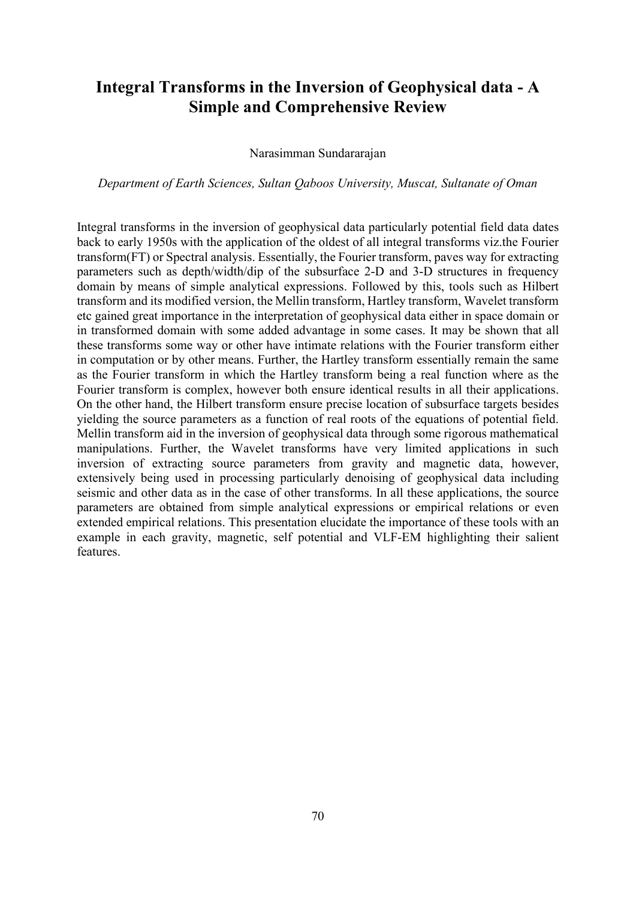# Integral Transforms in the Inversion of Geophysical data - A Simple and Comprehensive Review

Narasimman Sundararajan

*Department of Earth Sciences, Sultan Qaboos University, Muscat, Sultanate of Oman*

Integral transforms in the inversion of geophysical data particularly potential field data dates back to early 1950s with the application of the oldest of all integral transforms viz.the Fourier transform(FT) or Spectral analysis. Essentially, the Fourier transform, paves way for extracting parameters such as depth/width/dip of the subsurface 2-D and 3-D structures in frequency domain by means of simple analytical expressions. Followed by this, tools such as Hilbert transform and its modified version, the Mellin transform, Hartley transform, Wavelet transform etc gained great importance in the interpretation of geophysical data either in space domain or in transformed domain with some added advantage in some cases. It may be shown that all these transforms some way or other have intimate relations with the Fourier transform either in computation or by other means. Further, the Hartley transform essentially remain the same as the Fourier transform in which the Hartley transform being a real function where as the Fourier transform is complex, however both ensure identical results in all their applications. On the other hand, the Hilbert transform ensure precise location of subsurface targets besides yielding the source parameters as a function of real roots of the equations of potential field. Mellin transform aid in the inversion of geophysical data through some rigorous mathematical manipulations. Further, the Wavelet transforms have very limited applications in such inversion of extracting source parameters from gravity and magnetic data, however, extensively being used in processing particularly denoising of geophysical data including seismic and other data as in the case of other transforms. In all these applications, the source parameters are obtained from simple analytical expressions or empirical relations or even extended empirical relations. This presentation elucidate the importance of these tools with an example in each gravity, magnetic, self potential and VLF-EM highlighting their salient features.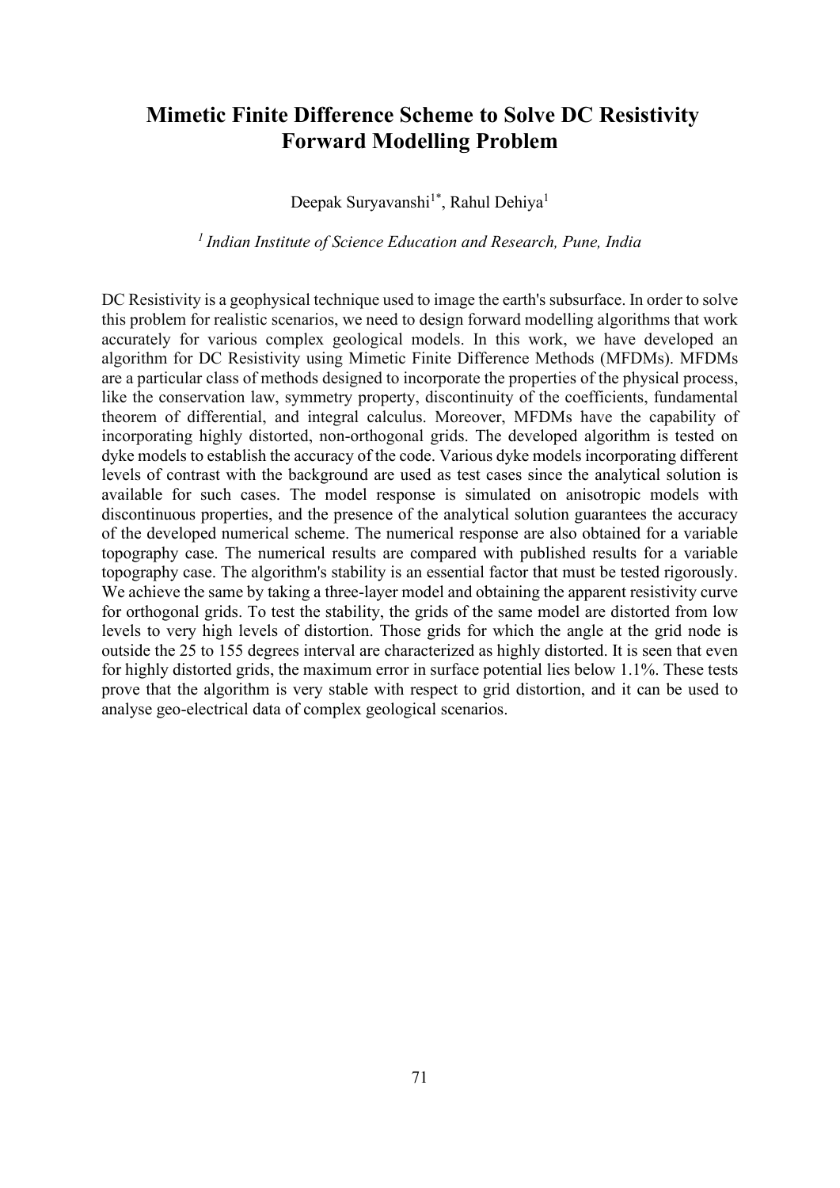# Mimetic Finite Difference Scheme to Solve DC Resistivity Forward Modelling Problem

Deepak Suryavanshi[1*], Rahul Dehiya[1]

*[1] Indian Institute of Science Education and Research, Pune, India*

DC Resistivity is a geophysical technique used to image the earth's subsurface. In order to solve this problem for realistic scenarios, we need to design forward modelling algorithms that work accurately for various complex geological models. In this work, we have developed an algorithm for DC Resistivity using Mimetic Finite Difference Methods (MFDMs). MFDMs are a particular class of methods designed to incorporate the properties of the physical process, like the conservation law, symmetry property, discontinuity of the coefficients, fundamental theorem of differential, and integral calculus. Moreover, MFDMs have the capability of incorporating highly distorted, non-orthogonal grids. The developed algorithm is tested on dyke models to establish the accuracy of the code. Various dyke models incorporating different levels of contrast with the background are used as test cases since the analytical solution is available for such cases. The model response is simulated on anisotropic models with discontinuous properties, and the presence of the analytical solution guarantees the accuracy of the developed numerical scheme. The numerical response are also obtained for a variable topography case. The numerical results are compared with published results for a variable topography case. The algorithm's stability is an essential factor that must be tested rigorously. We achieve the same by taking a three-layer model and obtaining the apparent resistivity curve for orthogonal grids. To test the stability, the grids of the same model are distorted from low levels to very high levels of distortion. Those grids for which the angle at the grid node is outside the 25 to 155 degrees interval are characterized as highly distorted. It is seen that even for highly distorted grids, the maximum error in surface potential lies below 1.1%. These tests prove that the algorithm is very stable with respect to grid distortion, and it can be used to analyse geo-electrical data of complex geological scenarios.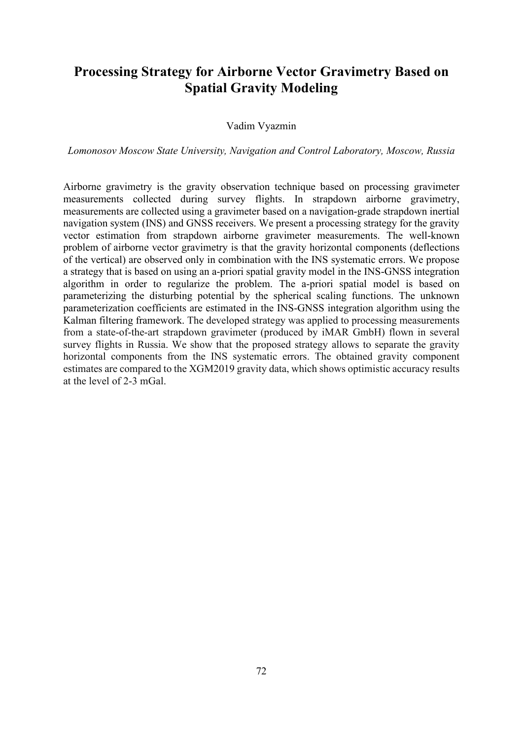# Processing Strategy for Airborne Vector Gravimetry Based on Spatial Gravity Modeling

Vadim Vyazmin

*Lomonosov Moscow State University, Navigation and Control Laboratory, Moscow, Russia*

Airborne gravimetry is the gravity observation technique based on processing gravimeter measurements collected during survey flights. In strapdown airborne gravimetry, measurements are collected using a gravimeter based on a navigation-grade strapdown inertial navigation system (INS) and GNSS receivers. We present a processing strategy for the gravity vector estimation from strapdown airborne gravimeter measurements. The well-known problem of airborne vector gravimetry is that the gravity horizontal components (deflections of the vertical) are observed only in combination with the INS systematic errors. We propose a strategy that is based on using an a-priori spatial gravity model in the INS-GNSS integration algorithm in order to regularize the problem. The a-priori spatial model is based on parameterizing the disturbing potential by the spherical scaling functions. The unknown parameterization coefficients are estimated in the INS-GNSS integration algorithm using the Kalman filtering framework. The developed strategy was applied to processing measurements from a state-of-the-art strapdown gravimeter (produced by iMAR GmbH) flown in several survey flights in Russia. We show that the proposed strategy allows to separate the gravity horizontal components from the INS systematic errors. The obtained gravity component estimates are compared to the XGM2019 gravity data, which shows optimistic accuracy results at the level of 2-3 mGal.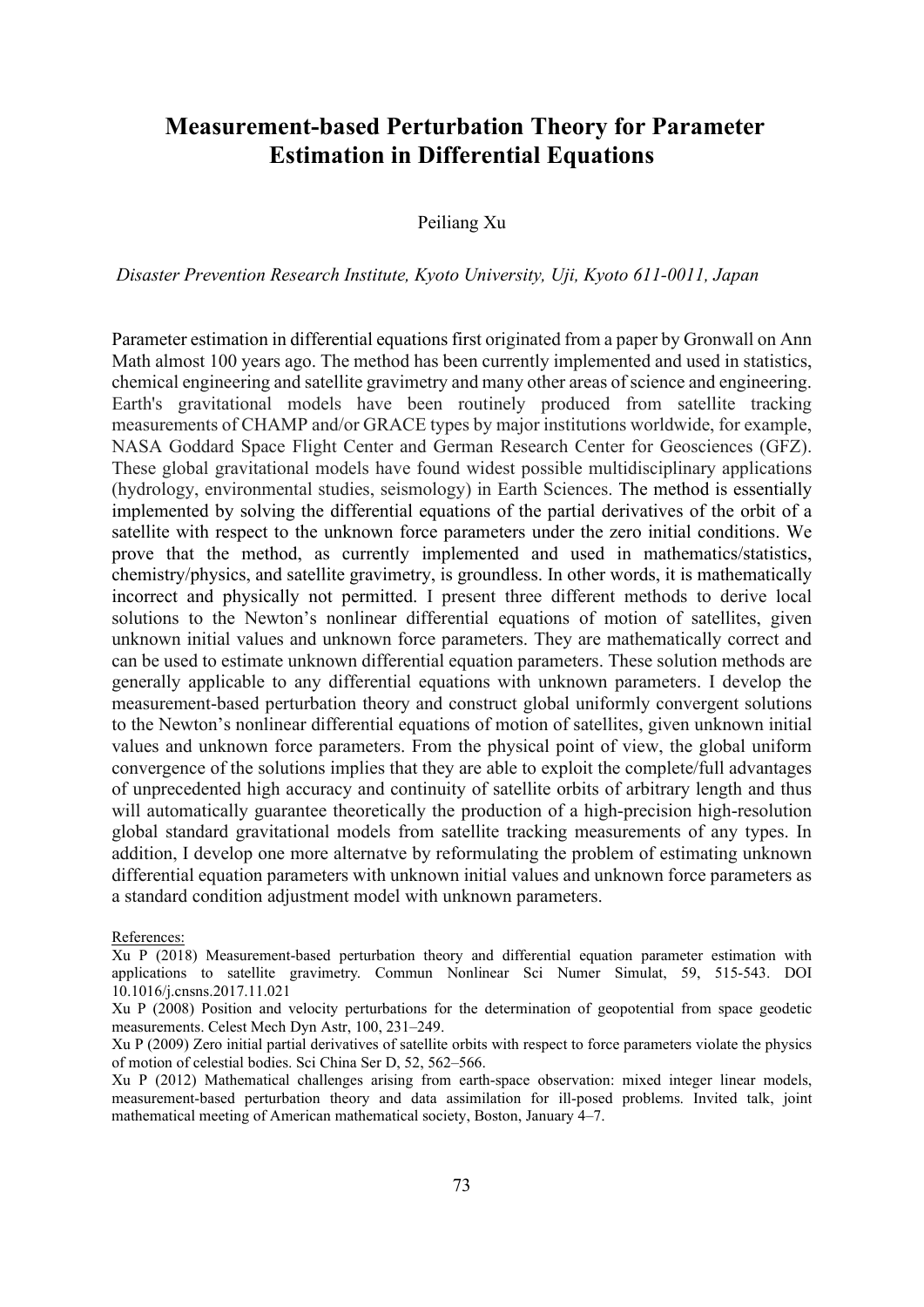# Measurement-based Perturbation Theory for Parameter Estimation in Differential Equations

Peiliang Xu

*Disaster Prevention Research Institute, Kyoto University, Uji, Kyoto 611-0011, Japan*

Parameter estimation in differential equations first originated from a paper by Gronwall on Ann Math almost 100 years ago. The method has been currently implemented and used in statistics, chemical engineering and satellite gravimetry and many other areas of science and engineering. Earth's gravitational models have been routinely produced from satellite tracking measurements of CHAMP and/or GRACE types by major institutions worldwide, for example, NASA Goddard Space Flight Center and German Research Center for Geosciences (GFZ). These global gravitational models have found widest possible multidisciplinary applications (hydrology, environmental studies, seismology) in Earth Sciences. The method is essentially implemented by solving the differential equations of the partial derivatives of the orbit of a satellite with respect to the unknown force parameters under the zero initial conditions. We prove that the method, as currently implemented and used in mathematics/statistics, chemistry/physics, and satellite gravimetry, is groundless. In other words, it is mathematically incorrect and physically not permitted. I present three different methods to derive local solutions to the Newton's nonlinear differential equations of motion of satellites, given unknown initial values and unknown force parameters. They are mathematically correct and can be used to estimate unknown differential equation parameters. These solution methods are generally applicable to any differential equations with unknown parameters. I develop the measurement-based perturbation theory and construct global uniformly convergent solutions to the Newton's nonlinear differential equations of motion of satellites, given unknown initial values and unknown force parameters. From the physical point of view, the global uniform convergence of the solutions implies that they are able to exploit the complete/full advantages of unprecedented high accuracy and continuity of satellite orbits of arbitrary length and thus will automatically guarantee theoretically the production of a high-precision high-resolution global standard gravitational models from satellite tracking measurements of any types. In addition, I develop one more alternatve by reformulating the problem of estimating unknown differential equation parameters with unknown initial values and unknown force parameters as a standard condition adjustment model with unknown parameters.

References:

Xu P (2018) Measurement-based perturbation theory and differential equation parameter estimation with applications to satellite gravimetry. Commun Nonlinear Sci Numer Simulat, 59, 515-543. DOI 10.1016/j.cnsns.2017.11.021

Xu P (2008) Position and velocity perturbations for the determination of geopotential from space geodetic measurements. Celest Mech Dyn Astr, 100, 231–249.

Xu P (2009) Zero initial partial derivatives of satellite orbits with respect to force parameters violate the physics of motion of celestial bodies. Sci China Ser D, 52, 562–566.

Xu P (2012) Mathematical challenges arising from earth-space observation: mixed integer linear models, measurement-based perturbation theory and data assimilation for ill-posed problems. Invited talk, joint mathematical meeting of American mathematical society, Boston, January 4–7.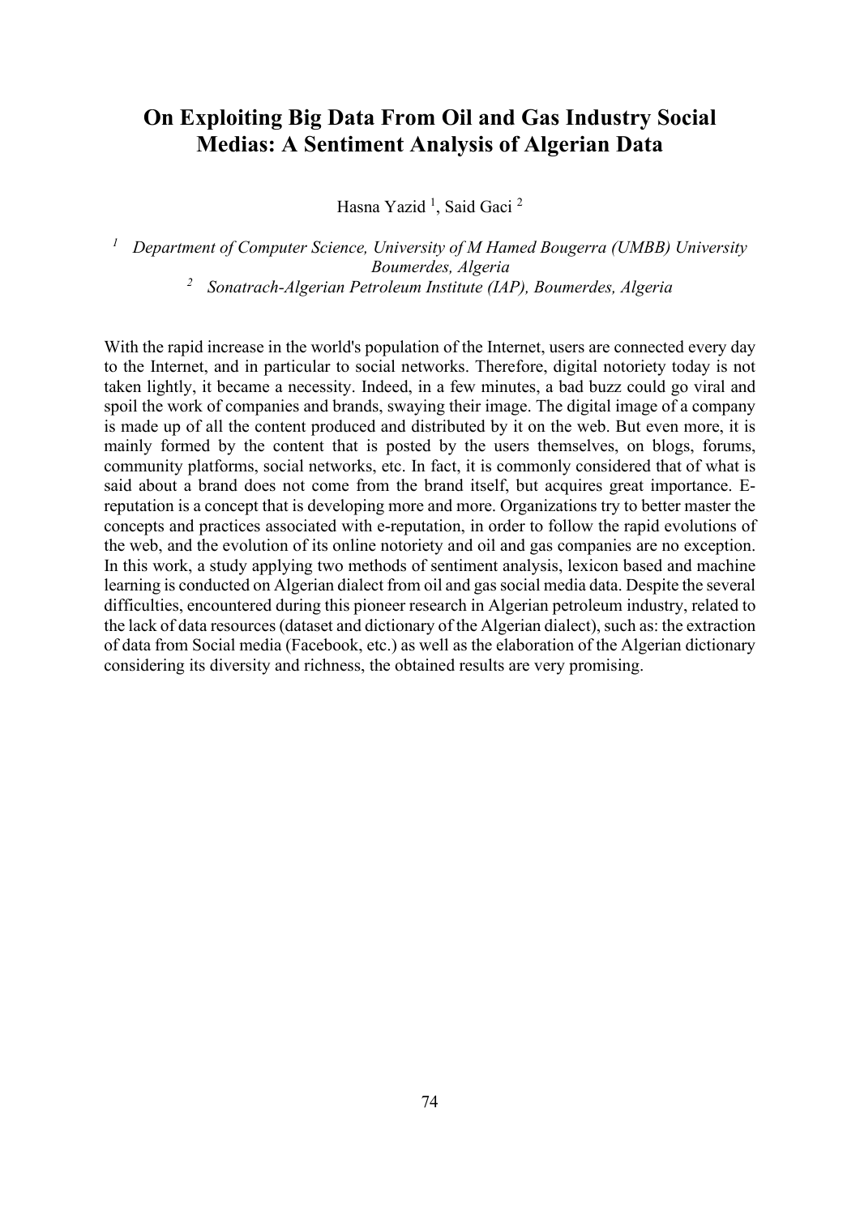# On Exploiting Big Data From Oil and Gas Industry Social Medias: A Sentiment Analysis of Algerian Data

Hasna Yazid [1], Said Gaci [2]

[1] *Department of Computer Science, University of M Hamed Bougerra (UMBB) University Boumerdes, Algeria*

[2] *Sonatrach-Algerian Petroleum Institute (IAP), Boumerdes, Algeria*

With the rapid increase in the world's population of the Internet, users are connected every day to the Internet, and in particular to social networks. Therefore, digital notoriety today is not taken lightly, it became a necessity. Indeed, in a few minutes, a bad buzz could go viral and spoil the work of companies and brands, swaying their image. The digital image of a company is made up of all the content produced and distributed by it on the web. But even more, it is mainly formed by the content that is posted by the users themselves, on blogs, forums, community platforms, social networks, etc. In fact, it is commonly considered that of what is said about a brand does not come from the brand itself, but acquires great importance. E-reputation is a concept that is developing more and more. Organizations try to better master the concepts and practices associated with e-reputation, in order to follow the rapid evolutions of the web, and the evolution of its online notoriety and oil and gas companies are no exception. In this work, a study applying two methods of sentiment analysis, lexicon based and machine learning is conducted on Algerian dialect from oil and gas social media data. Despite the several difficulties, encountered during this pioneer research in Algerian petroleum industry, related to the lack of data resources (dataset and dictionary of the Algerian dialect), such as: the extraction of data from Social media (Facebook, etc.) as well as the elaboration of the Algerian dictionary considering its diversity and richness, the obtained results are very promising.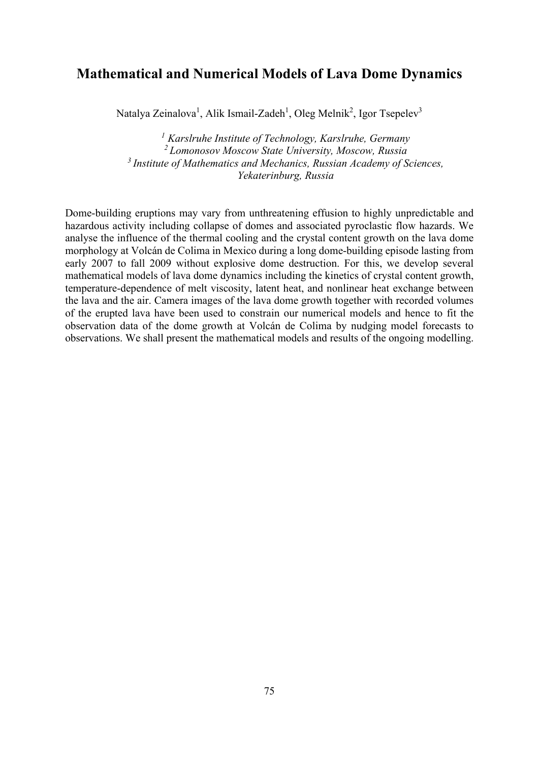# Mathematical and Numerical Models of Lava Dome Dynamics

Natalya Zeinalova[1], Alik Ismail-Zadeh[1], Oleg Melnik[2], Igor Tsepelev[3]

[1] *Karslruhe Institute of Technology, Karslruhe, Germany*
[2] *Lomonosov Moscow State University, Moscow, Russia*
[3] *Institute of Mathematics and Mechanics, Russian Academy of Sciences, Yekaterinburg, Russia*

Dome-building eruptions may vary from unthreatening effusion to highly unpredictable and hazardous activity including collapse of domes and associated pyroclastic flow hazards. We analyse the influence of the thermal cooling and the crystal content growth on the lava dome morphology at Volcán de Colima in Mexico during a long dome-building episode lasting from early 2007 to fall 2009 without explosive dome destruction. For this, we develop several mathematical models of lava dome dynamics including the kinetics of crystal content growth, temperature-dependence of melt viscosity, latent heat, and nonlinear heat exchange between the lava and the air. Camera images of the lava dome growth together with recorded volumes of the erupted lava have been used to constrain our numerical models and hence to fit the observation data of the dome growth at Volcán de Colima by nudging model forecasts to observations. We shall present the mathematical models and results of the ongoing modelling.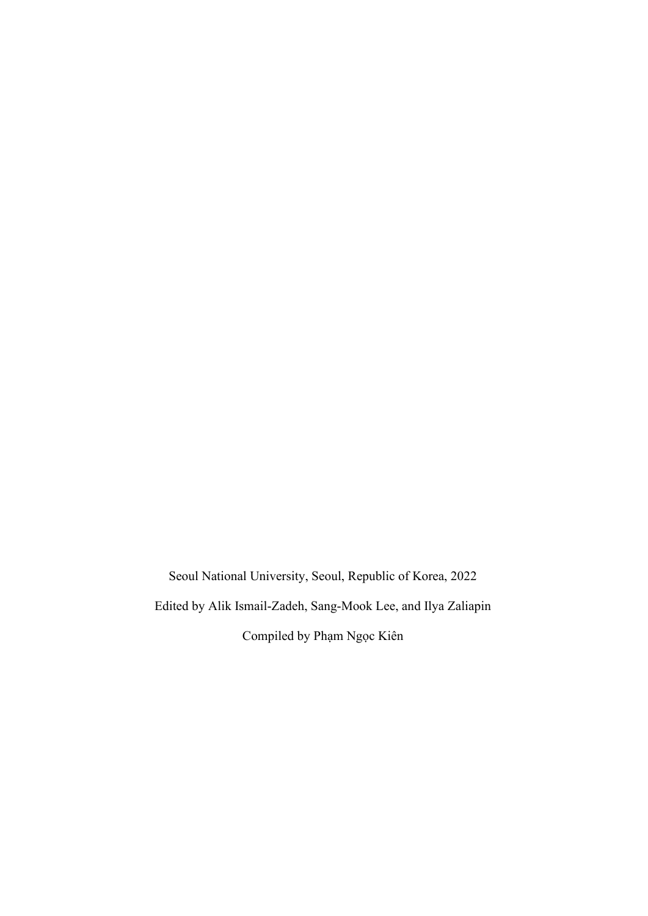Seoul National University, Seoul, Republic of Korea, 2022

Edited by Alik Ismail-Zadeh, Sang-Mook Lee, and Ilya Zaliapin

Compiled by Phạm Ngọc Kiên